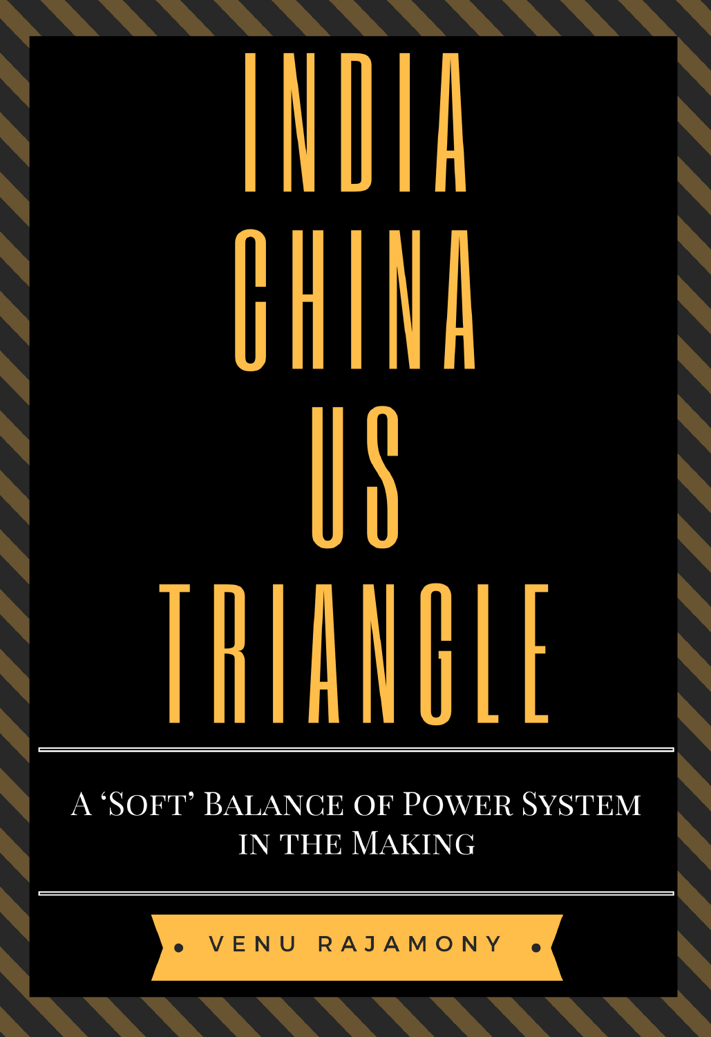# INDIA CHINA US TRIANGLE

## A 'Soft' Balance of Power System in the Making

VENU RAJAMONY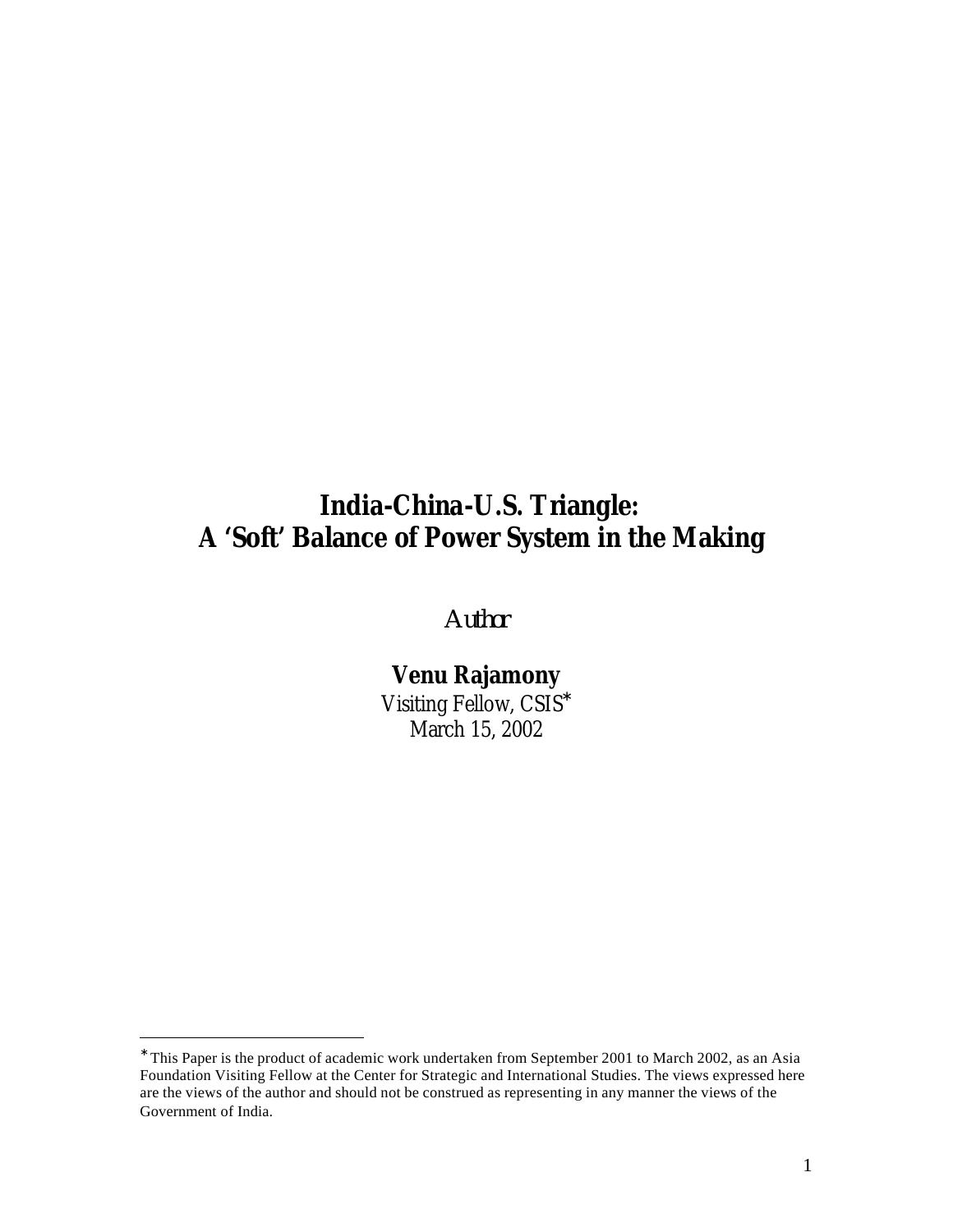# India-China-U.S. Triangle:
# A 'Soft' Balance of Power System in the Making

*Author*

**Venu Rajamony**

Visiting Fellow, CSIS*

March 15, 2002

---

* This Paper is the product of academic work undertaken from September 2001 to March 2002, as an Asia Foundation Visiting Fellow at the Center for Strategic and International Studies. The views expressed here are the views of the author and should not be construed as representing in any manner the views of the Government of India.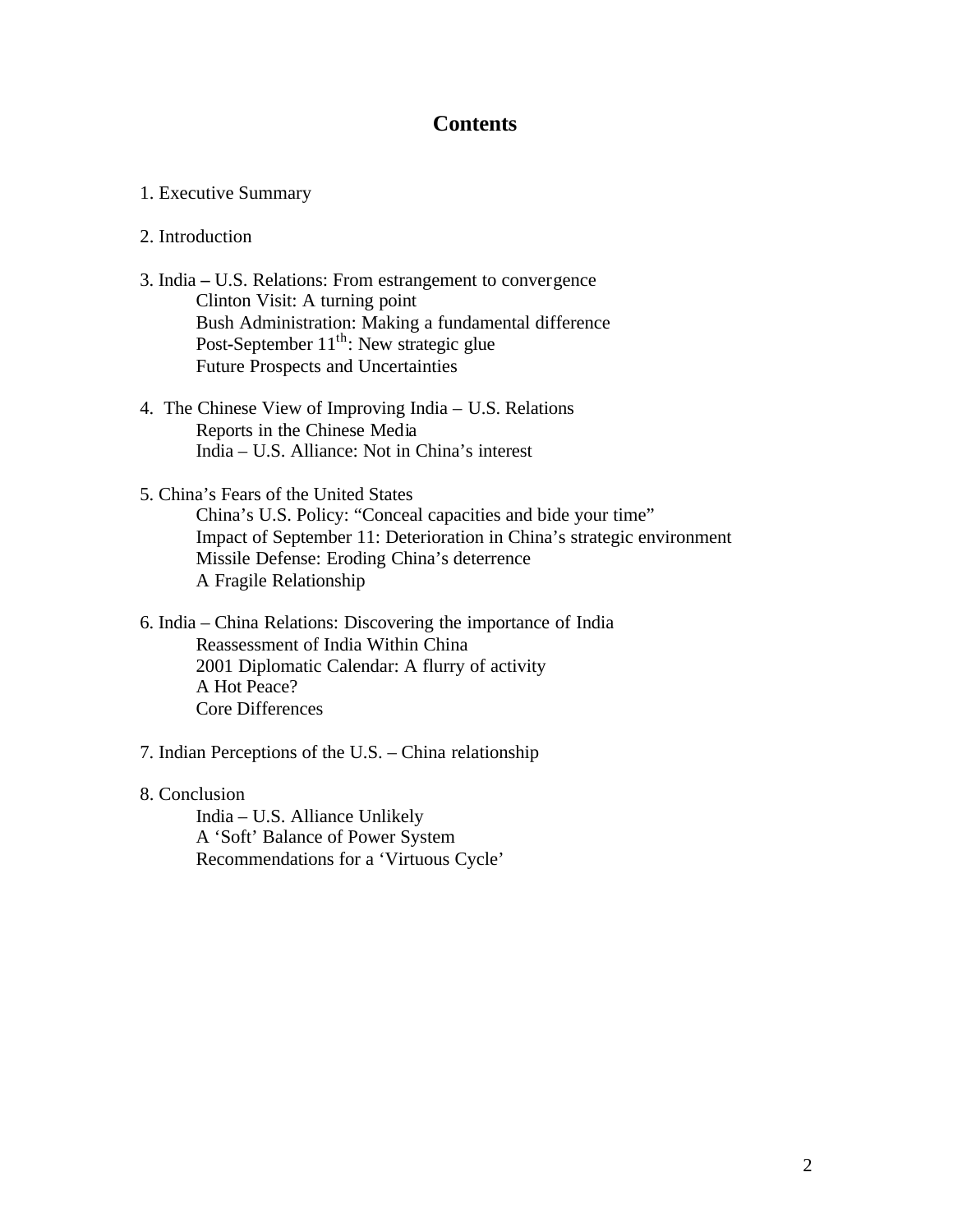## Contents

1. Executive Summary

2. Introduction

3. India – U.S. Relations: From estrangement to convergence
    - Clinton Visit: A turning point
    - Bush Administration: Making a fundamental difference
    - Post-September 11th: New strategic glue
    - Future Prospects and Uncertainties

4. The Chinese View of Improving India – U.S. Relations
    - Reports in the Chinese Media
    - India – U.S. Alliance: Not in China's interest

5. China's Fears of the United States
    - China's U.S. Policy: "Conceal capacities and bide your time"
    - Impact of September 11: Deterioration in China's strategic environment
    - Missile Defense: Eroding China's deterrence
    - A Fragile Relationship

6. India – China Relations: Discovering the importance of India
    - Reassessment of India Within China
    - 2001 Diplomatic Calendar: A flurry of activity
    - A Hot Peace?
    - Core Differences

7. Indian Perceptions of the U.S. – China relationship

8. Conclusion
    - India – U.S. Alliance Unlikely
    - A 'Soft' Balance of Power System
    - Recommendations for a 'Virtuous Cycle'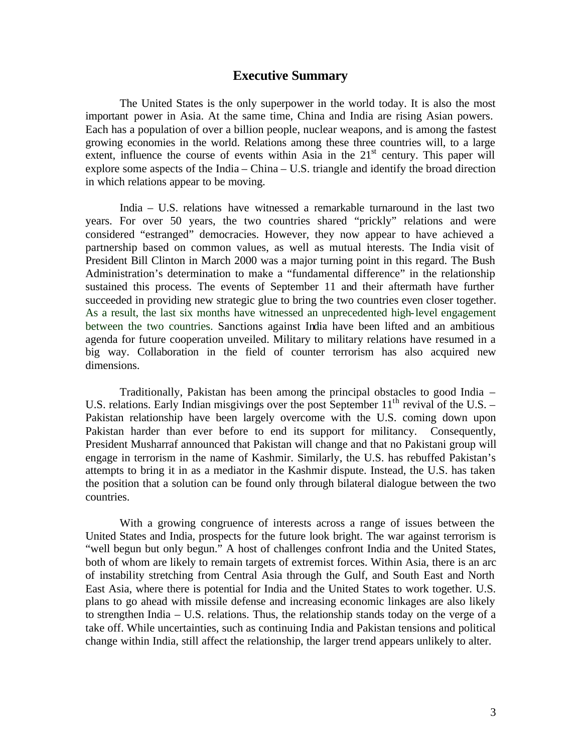## Executive Summary

The United States is the only superpower in the world today. It is also the most important power in Asia. At the same time, China and India are rising Asian powers. Each has a population of over a billion people, nuclear weapons, and is among the fastest growing economies in the world. Relations among these three countries will, to a large extent, influence the course of events within Asia in the 21st century. This paper will explore some aspects of the India – China – U.S. triangle and identify the broad direction in which relations appear to be moving.

India – U.S. relations have witnessed a remarkable turnaround in the last two years. For over 50 years, the two countries shared "prickly" relations and were considered "estranged" democracies. However, they now appear to have achieved a partnership based on common values, as well as mutual interests. The India visit of President Bill Clinton in March 2000 was a major turning point in this regard. The Bush Administration's determination to make a "fundamental difference" in the relationship sustained this process. The events of September 11 and their aftermath have further succeeded in providing new strategic glue to bring the two countries even closer together. As a result, the last six months have witnessed an unprecedented high-level engagement between the two countries. Sanctions against India have been lifted and an ambitious agenda for future cooperation unveiled. Military to military relations have resumed in a big way. Collaboration in the field of counter terrorism has also acquired new dimensions.

Traditionally, Pakistan has been among the principal obstacles to good India – U.S. relations. Early Indian misgivings over the post September 11th revival of the U.S. – Pakistan relationship have been largely overcome with the U.S. coming down upon Pakistan harder than ever before to end its support for militancy. Consequently, President Musharraf announced that Pakistan will change and that no Pakistani group will engage in terrorism in the name of Kashmir. Similarly, the U.S. has rebuffed Pakistan's attempts to bring it in as a mediator in the Kashmir dispute. Instead, the U.S. has taken the position that a solution can be found only through bilateral dialogue between the two countries.

With a growing congruence of interests across a range of issues between the United States and India, prospects for the future look bright. The war against terrorism is "well begun but only begun." A host of challenges confront India and the United States, both of whom are likely to remain targets of extremist forces. Within Asia, there is an arc of instability stretching from Central Asia through the Gulf, and South East and North East Asia, where there is potential for India and the United States to work together. U.S. plans to go ahead with missile defense and increasing economic linkages are also likely to strengthen India – U.S. relations. Thus, the relationship stands today on the verge of a take off. While uncertainties, such as continuing India and Pakistan tensions and political change within India, still affect the relationship, the larger trend appears unlikely to alter.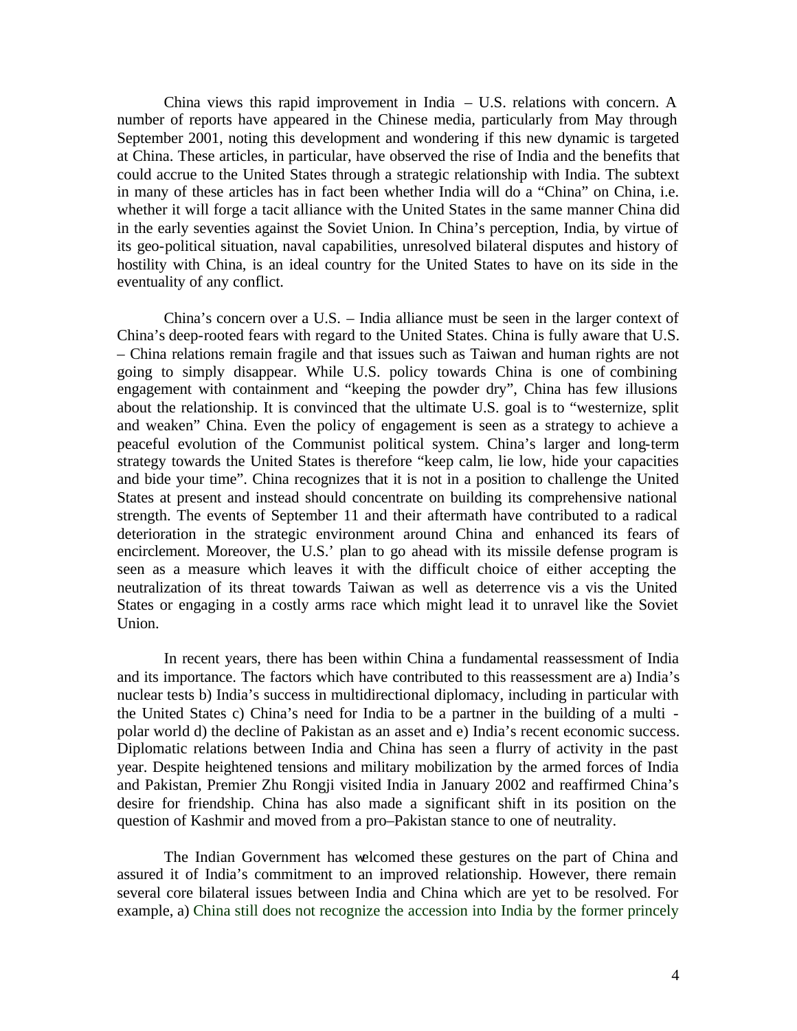China views this rapid improvement in India – U.S. relations with concern. A number of reports have appeared in the Chinese media, particularly from May through September 2001, noting this development and wondering if this new dynamic is targeted at China. These articles, in particular, have observed the rise of India and the benefits that could accrue to the United States through a strategic relationship with India. The subtext in many of these articles has in fact been whether India will do a "China" on China, i.e. whether it will forge a tacit alliance with the United States in the same manner China did in the early seventies against the Soviet Union. In China's perception, India, by virtue of its geo-political situation, naval capabilities, unresolved bilateral disputes and history of hostility with China, is an ideal country for the United States to have on its side in the eventuality of any conflict.

China's concern over a U.S. – India alliance must be seen in the larger context of China's deep-rooted fears with regard to the United States. China is fully aware that U.S. – China relations remain fragile and that issues such as Taiwan and human rights are not going to simply disappear. While U.S. policy towards China is one of combining engagement with containment and "keeping the powder dry", China has few illusions about the relationship. It is convinced that the ultimate U.S. goal is to "westernize, split and weaken" China. Even the policy of engagement is seen as a strategy to achieve a peaceful evolution of the Communist political system. China's larger and long-term strategy towards the United States is therefore "keep calm, lie low, hide your capacities and bide your time". China recognizes that it is not in a position to challenge the United States at present and instead should concentrate on building its comprehensive national strength. The events of September 11 and their aftermath have contributed to a radical deterioration in the strategic environment around China and enhanced its fears of encirclement. Moreover, the U.S.' plan to go ahead with its missile defense program is seen as a measure which leaves it with the difficult choice of either accepting the neutralization of its threat towards Taiwan as well as deterrence vis a vis the United States or engaging in a costly arms race which might lead it to unravel like the Soviet Union.

In recent years, there has been within China a fundamental reassessment of India and its importance. The factors which have contributed to this reassessment are a) India's nuclear tests b) India's success in multidirectional diplomacy, including in particular with the United States c) China's need for India to be a partner in the building of a multi - polar world d) the decline of Pakistan as an asset and e) India's recent economic success. Diplomatic relations between India and China has seen a flurry of activity in the past year. Despite heightened tensions and military mobilization by the armed forces of India and Pakistan, Premier Zhu Rongji visited India in January 2002 and reaffirmed China's desire for friendship. China has also made a significant shift in its position on the question of Kashmir and moved from a pro–Pakistan stance to one of neutrality.

The Indian Government has welcomed these gestures on the part of China and assured it of India's commitment to an improved relationship. However, there remain several core bilateral issues between India and China which are yet to be resolved. For example, a) China still does not recognize the accession into India by the former princely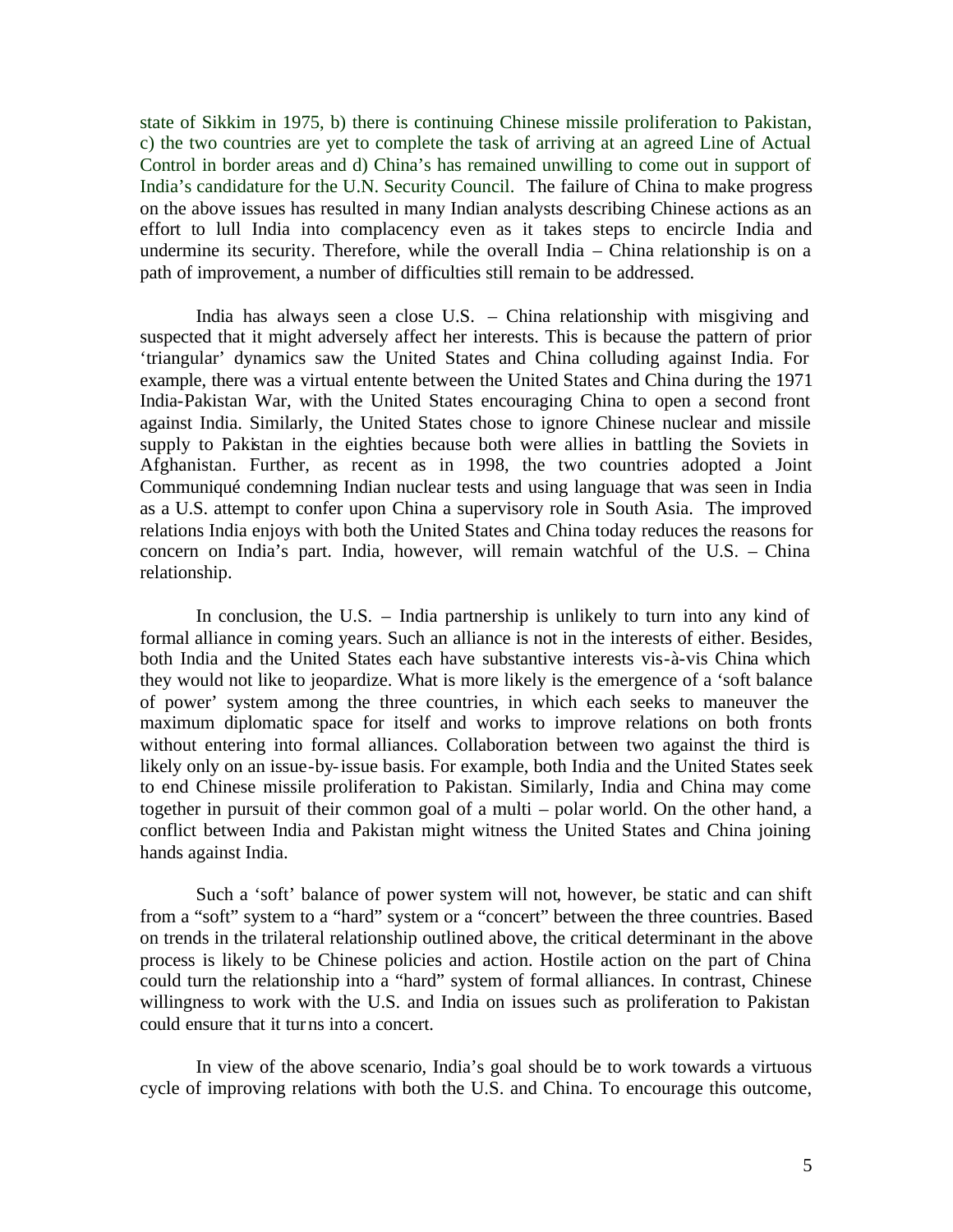state of Sikkim in 1975, b) there is continuing Chinese missile proliferation to Pakistan, c) the two countries are yet to complete the task of arriving at an agreed Line of Actual Control in border areas and d) China's has remained unwilling to come out in support of India's candidature for the U.N. Security Council. The failure of China to make progress on the above issues has resulted in many Indian analysts describing Chinese actions as an effort to lull India into complacency even as it takes steps to encircle India and undermine its security. Therefore, while the overall India – China relationship is on a path of improvement, a number of difficulties still remain to be addressed.

India has always seen a close U.S. – China relationship with misgiving and suspected that it might adversely affect her interests. This is because the pattern of prior 'triangular' dynamics saw the United States and China colluding against India. For example, there was a virtual entente between the United States and China during the 1971 India-Pakistan War, with the United States encouraging China to open a second front against India. Similarly, the United States chose to ignore Chinese nuclear and missile supply to Pakistan in the eighties because both were allies in battling the Soviets in Afghanistan. Further, as recent as in 1998, the two countries adopted a Joint Communiqué condemning Indian nuclear tests and using language that was seen in India as a U.S. attempt to confer upon China a supervisory role in South Asia. The improved relations India enjoys with both the United States and China today reduces the reasons for concern on India's part. India, however, will remain watchful of the U.S. – China relationship.

In conclusion, the U.S. – India partnership is unlikely to turn into any kind of formal alliance in coming years. Such an alliance is not in the interests of either. Besides, both India and the United States each have substantive interests vis-à-vis China which they would not like to jeopardize. What is more likely is the emergence of a 'soft balance of power' system among the three countries, in which each seeks to maneuver the maximum diplomatic space for itself and works to improve relations on both fronts without entering into formal alliances. Collaboration between two against the third is likely only on an issue-by-issue basis. For example, both India and the United States seek to end Chinese missile proliferation to Pakistan. Similarly, India and China may come together in pursuit of their common goal of a multi – polar world. On the other hand, a conflict between India and Pakistan might witness the United States and China joining hands against India.

Such a 'soft' balance of power system will not, however, be static and can shift from a "soft" system to a "hard" system or a "concert" between the three countries. Based on trends in the trilateral relationship outlined above, the critical determinant in the above process is likely to be Chinese policies and action. Hostile action on the part of China could turn the relationship into a "hard" system of formal alliances. In contrast, Chinese willingness to work with the U.S. and India on issues such as proliferation to Pakistan could ensure that it turns into a concert.

In view of the above scenario, India's goal should be to work towards a virtuous cycle of improving relations with both the U.S. and China. To encourage this outcome,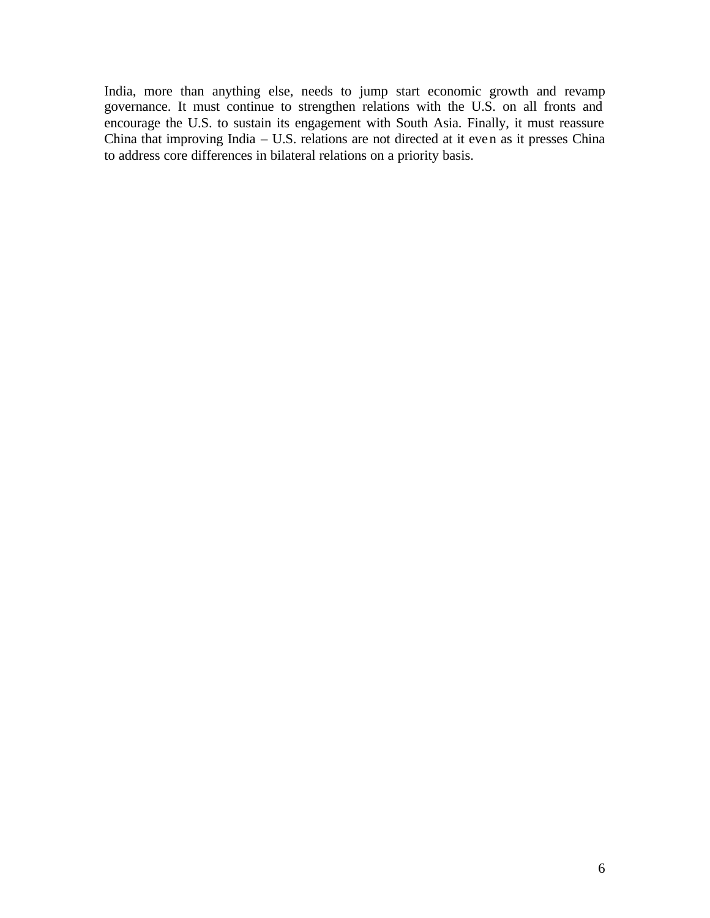India, more than anything else, needs to jump start economic growth and revamp governance. It must continue to strengthen relations with the U.S. on all fronts and encourage the U.S. to sustain its engagement with South Asia. Finally, it must reassure China that improving India – U.S. relations are not directed at it even as it presses China to address core differences in bilateral relations on a priority basis.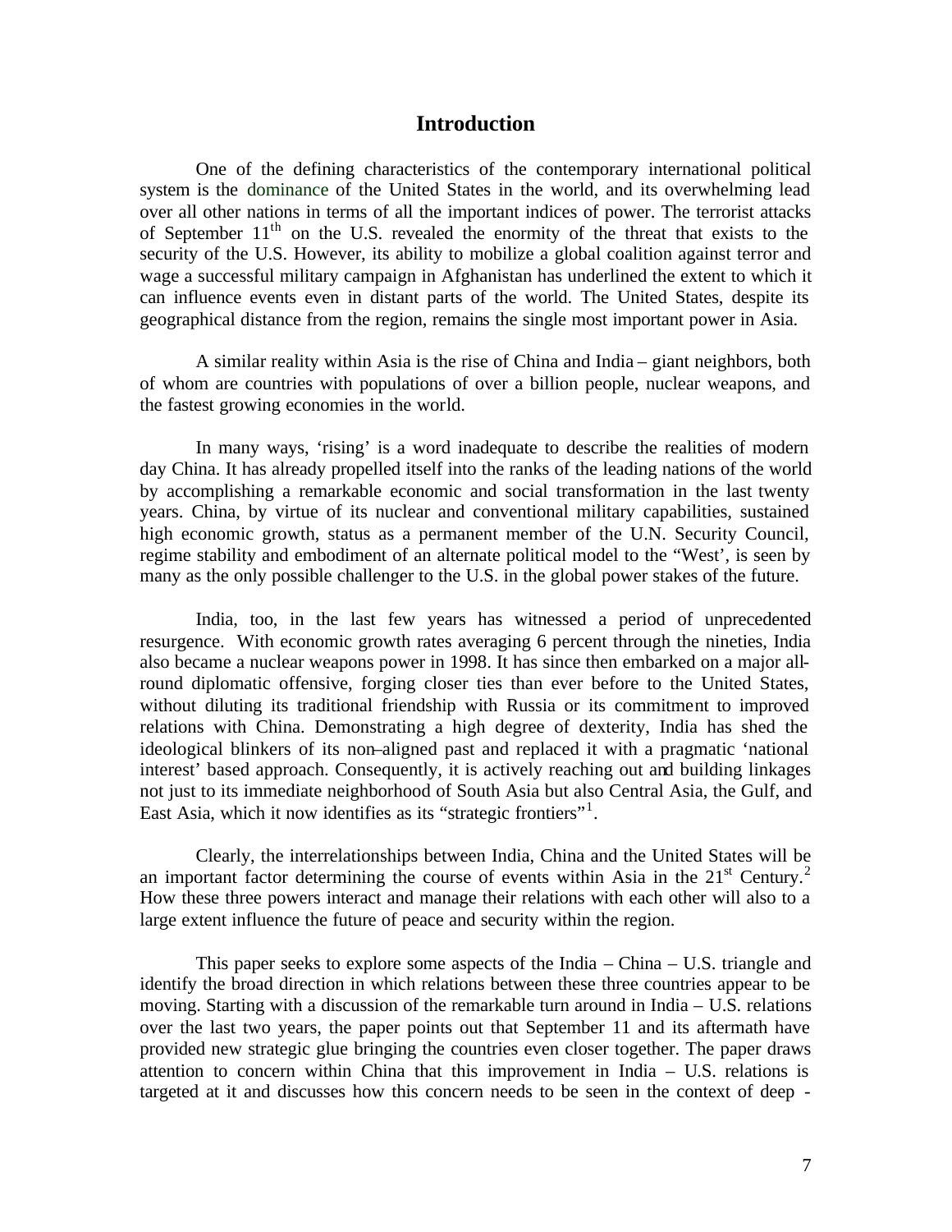## Introduction

One of the defining characteristics of the contemporary international political system is the dominance of the United States in the world, and its overwhelming lead over all other nations in terms of all the important indices of power. The terrorist attacks of September $11^{th}$ on the U.S. revealed the enormity of the threat that exists to the security of the U.S. However, its ability to mobilize a global coalition against terror and wage a successful military campaign in Afghanistan has underlined the extent to which it can influence events even in distant parts of the world. The United States, despite its geographical distance from the region, remains the single most important power in Asia.

A similar reality within Asia is the rise of China and India – giant neighbors, both of whom are countries with populations of over a billion people, nuclear weapons, and the fastest growing economies in the world.

In many ways, 'rising' is a word inadequate to describe the realities of modern day China. It has already propelled itself into the ranks of the leading nations of the world by accomplishing a remarkable economic and social transformation in the last twenty years. China, by virtue of its nuclear and conventional military capabilities, sustained high economic growth, status as a permanent member of the U.N. Security Council, regime stability and embodiment of an alternate political model to the "West', is seen by many as the only possible challenger to the U.S. in the global power stakes of the future.

India, too, in the last few years has witnessed a period of unprecedented resurgence. With economic growth rates averaging 6 percent through the nineties, India also became a nuclear weapons power in 1998. It has since then embarked on a major all-round diplomatic offensive, forging closer ties than ever before to the United States, without diluting its traditional friendship with Russia or its commitment to improved relations with China. Demonstrating a high degree of dexterity, India has shed the ideological blinkers of its non–aligned past and replaced it with a pragmatic 'national interest' based approach. Consequently, it is actively reaching out and building linkages not just to its immediate neighborhood of South Asia but also Central Asia, the Gulf, and East Asia, which it now identifies as its "strategic frontiers"[1].

Clearly, the interrelationships between India, China and the United States will be an important factor determining the course of events within Asia in the $21^{st}$ Century.[2] How these three powers interact and manage their relations with each other will also to a large extent influence the future of peace and security within the region.

This paper seeks to explore some aspects of the India – China – U.S. triangle and identify the broad direction in which relations between these three countries appear to be moving. Starting with a discussion of the remarkable turn around in India – U.S. relations over the last two years, the paper points out that September 11 and its aftermath have provided new strategic glue bringing the countries even closer together. The paper draws attention to concern within China that this improvement in India – U.S. relations is targeted at it and discusses how this concern needs to be seen in the context of deep -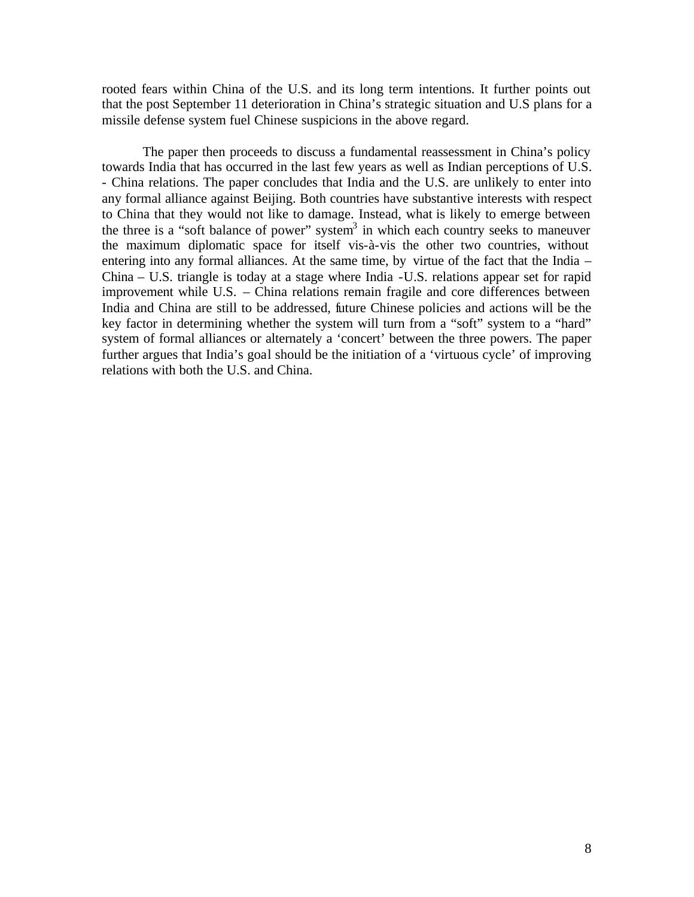rooted fears within China of the U.S. and its long term intentions. It further points out that the post September 11 deterioration in China's strategic situation and U.S plans for a missile defense system fuel Chinese suspicions in the above regard.

The paper then proceeds to discuss a fundamental reassessment in China's policy towards India that has occurred in the last few years as well as Indian perceptions of U.S. - China relations. The paper concludes that India and the U.S. are unlikely to enter into any formal alliance against Beijing. Both countries have substantive interests with respect to China that they would not like to damage. Instead, what is likely to emerge between the three is a "soft balance of power" system[3] in which each country seeks to maneuver the maximum diplomatic space for itself vis-à-vis the other two countries, without entering into any formal alliances. At the same time, by virtue of the fact that the India – China – U.S. triangle is today at a stage where India -U.S. relations appear set for rapid improvement while U.S. – China relations remain fragile and core differences between India and China are still to be addressed, future Chinese policies and actions will be the key factor in determining whether the system will turn from a "soft" system to a "hard" system of formal alliances or alternately a 'concert' between the three powers. The paper further argues that India's goal should be the initiation of a 'virtuous cycle' of improving relations with both the U.S. and China.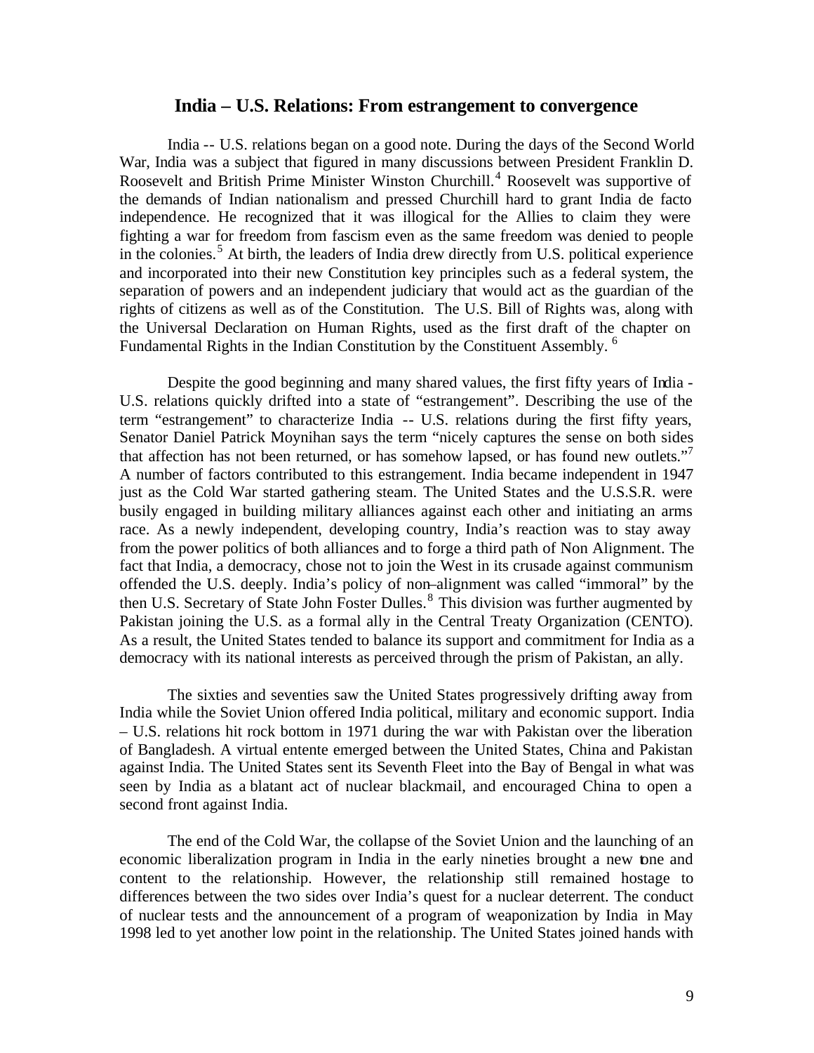## India – U.S. Relations: From estrangement to convergence

India -- U.S. relations began on a good note. During the days of the Second World War, India was a subject that figured in many discussions between President Franklin D. Roosevelt and British Prime Minister Winston Churchill.[4] Roosevelt was supportive of the demands of Indian nationalism and pressed Churchill hard to grant India de facto independence. He recognized that it was illogical for the Allies to claim they were fighting a war for freedom from fascism even as the same freedom was denied to people in the colonies.[5] At birth, the leaders of India drew directly from U.S. political experience and incorporated into their new Constitution key principles such as a federal system, the separation of powers and an independent judiciary that would act as the guardian of the rights of citizens as well as of the Constitution. The U.S. Bill of Rights was, along with the Universal Declaration on Human Rights, used as the first draft of the chapter on Fundamental Rights in the Indian Constitution by the Constituent Assembly.[6]

Despite the good beginning and many shared values, the first fifty years of India - U.S. relations quickly drifted into a state of "estrangement". Describing the use of the term "estrangement" to characterize India -- U.S. relations during the first fifty years, Senator Daniel Patrick Moynihan says the term "nicely captures the sense on both sides that affection has not been returned, or has somehow lapsed, or has found new outlets."[7] A number of factors contributed to this estrangement. India became independent in 1947 just as the Cold War started gathering steam. The United States and the U.S.S.R. were busily engaged in building military alliances against each other and initiating an arms race. As a newly independent, developing country, India's reaction was to stay away from the power politics of both alliances and to forge a third path of Non Alignment. The fact that India, a democracy, chose not to join the West in its crusade against communism offended the U.S. deeply. India's policy of non-alignment was called "immoral" by the then U.S. Secretary of State John Foster Dulles.[8] This division was further augmented by Pakistan joining the U.S. as a formal ally in the Central Treaty Organization (CENTO). As a result, the United States tended to balance its support and commitment for India as a democracy with its national interests as perceived through the prism of Pakistan, an ally.

The sixties and seventies saw the United States progressively drifting away from India while the Soviet Union offered India political, military and economic support. India – U.S. relations hit rock bottom in 1971 during the war with Pakistan over the liberation of Bangladesh. A virtual entente emerged between the United States, China and Pakistan against India. The United States sent its Seventh Fleet into the Bay of Bengal in what was seen by India as a blatant act of nuclear blackmail, and encouraged China to open a second front against India.

The end of the Cold War, the collapse of the Soviet Union and the launching of an economic liberalization program in India in the early nineties brought a new tone and content to the relationship. However, the relationship still remained hostage to differences between the two sides over India's quest for a nuclear deterrent. The conduct of nuclear tests and the announcement of a program of weaponization by India in May 1998 led to yet another low point in the relationship. The United States joined hands with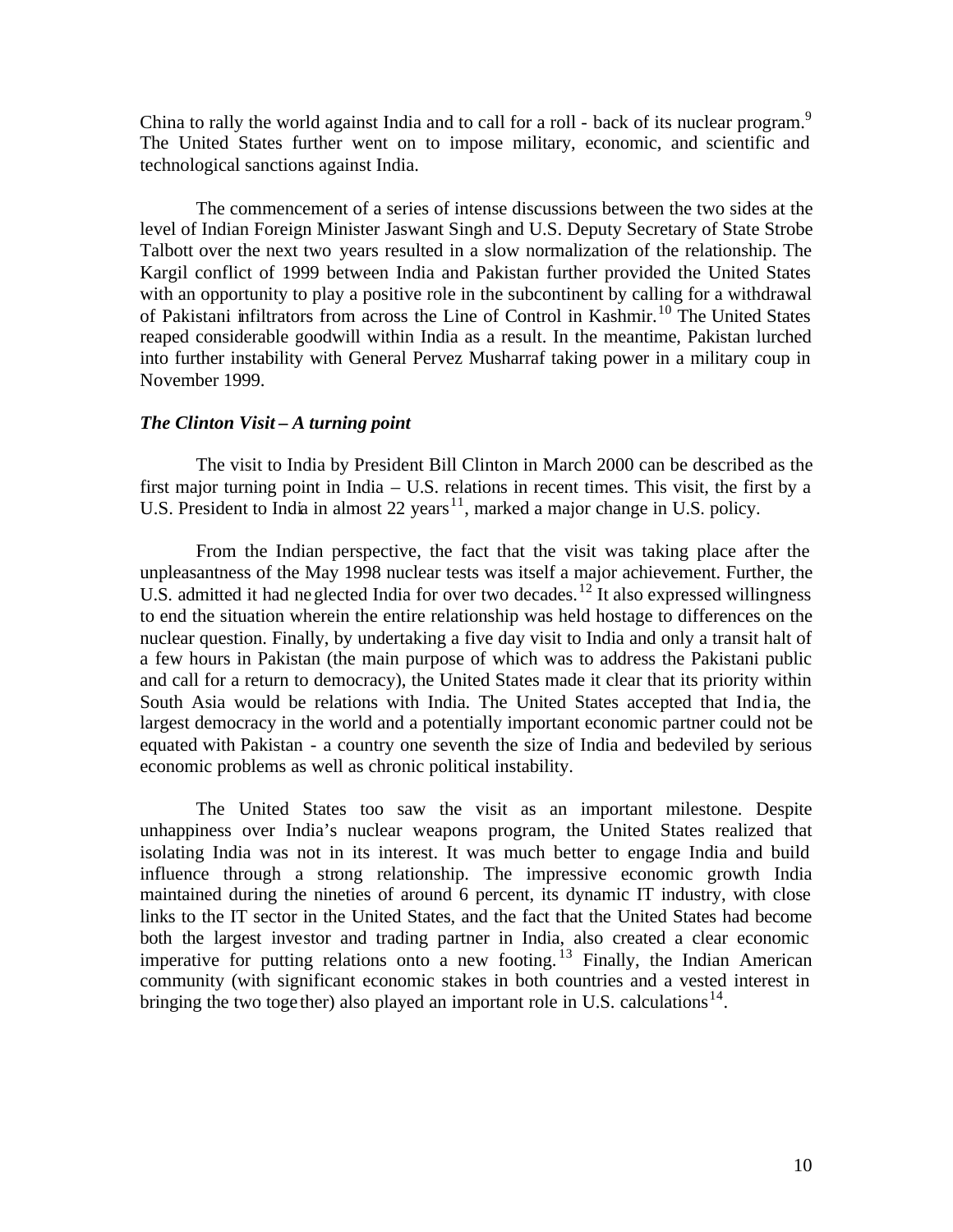China to rally the world against India and to call for a roll - back of its nuclear program.[9] The United States further went on to impose military, economic, and scientific and technological sanctions against India.

The commencement of a series of intense discussions between the two sides at the level of Indian Foreign Minister Jaswant Singh and U.S. Deputy Secretary of State Strobe Talbott over the next two years resulted in a slow normalization of the relationship. The Kargil conflict of 1999 between India and Pakistan further provided the United States with an opportunity to play a positive role in the subcontinent by calling for a withdrawal of Pakistani infiltrators from across the Line of Control in Kashmir.[10] The United States reaped considerable goodwill within India as a result. In the meantime, Pakistan lurched into further instability with General Pervez Musharraf taking power in a military coup in November 1999.

### *The Clinton Visit – A turning point*

The visit to India by President Bill Clinton in March 2000 can be described as the first major turning point in India – U.S. relations in recent times. This visit, the first by a U.S. President to India in almost 22 years[11], marked a major change in U.S. policy.

From the Indian perspective, the fact that the visit was taking place after the unpleasantness of the May 1998 nuclear tests was itself a major achievement. Further, the U.S. admitted it had neglected India for over two decades.[12] It also expressed willingness to end the situation wherein the entire relationship was held hostage to differences on the nuclear question. Finally, by undertaking a five day visit to India and only a transit halt of a few hours in Pakistan (the main purpose of which was to address the Pakistani public and call for a return to democracy), the United States made it clear that its priority within South Asia would be relations with India. The United States accepted that India, the largest democracy in the world and a potentially important economic partner could not be equated with Pakistan - a country one seventh the size of India and bedeviled by serious economic problems as well as chronic political instability.

The United States too saw the visit as an important milestone. Despite unhappiness over India's nuclear weapons program, the United States realized that isolating India was not in its interest. It was much better to engage India and build influence through a strong relationship. The impressive economic growth India maintained during the nineties of around 6 percent, its dynamic IT industry, with close links to the IT sector in the United States, and the fact that the United States had become both the largest investor and trading partner in India, also created a clear economic imperative for putting relations onto a new footing.[13] Finally, the Indian American community (with significant economic stakes in both countries and a vested interest in bringing the two together) also played an important role in U.S. calculations[14].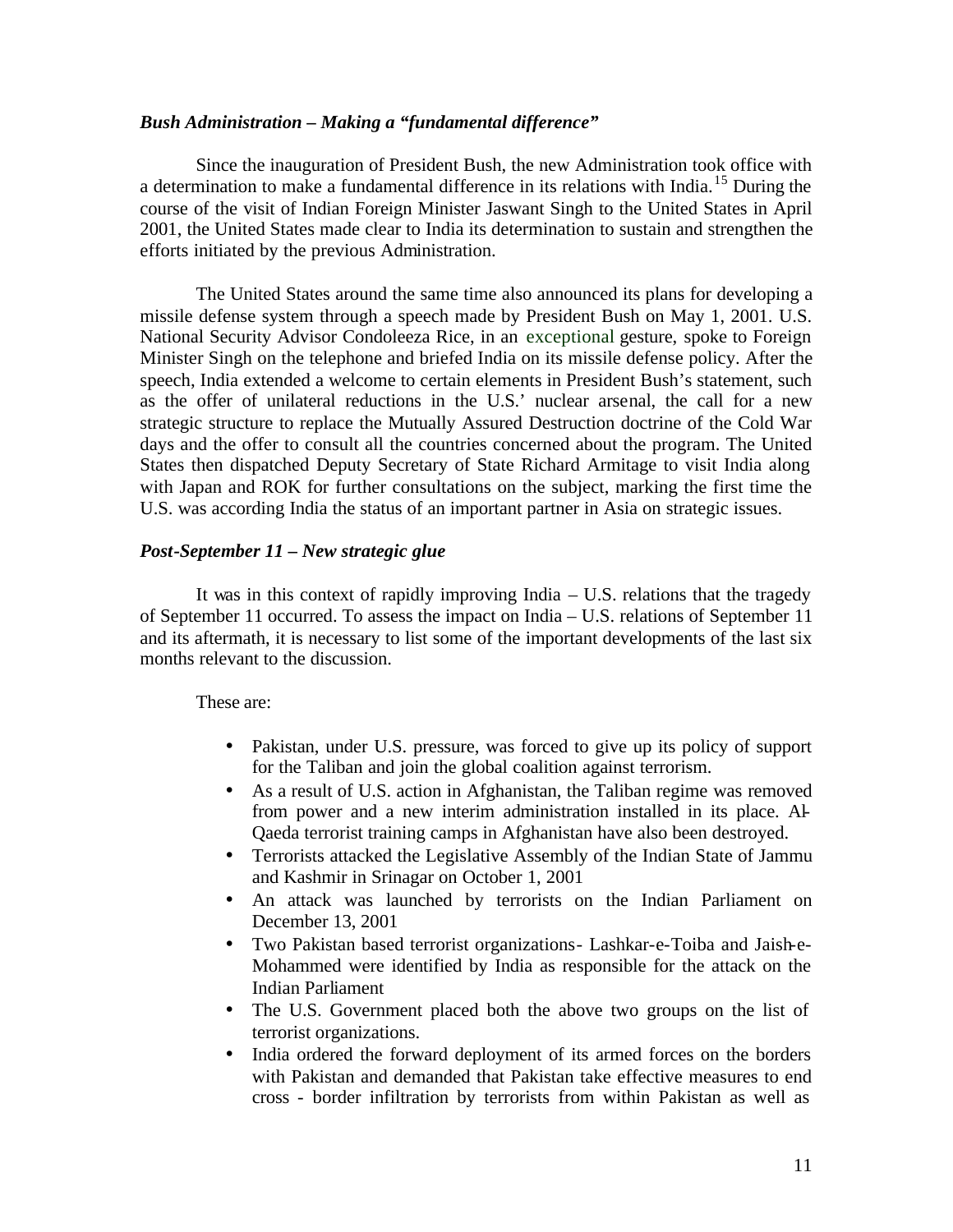***Bush Administration – Making a "fundamental difference"***

Since the inauguration of President Bush, the new Administration took office with a determination to make a fundamental difference in its relations with India.[15] During the course of the visit of Indian Foreign Minister Jaswant Singh to the United States in April 2001, the United States made clear to India its determination to sustain and strengthen the efforts initiated by the previous Administration.

The United States around the same time also announced its plans for developing a missile defense system through a speech made by President Bush on May 1, 2001. U.S. National Security Advisor Condoleeza Rice, in an exceptional gesture, spoke to Foreign Minister Singh on the telephone and briefed India on its missile defense policy. After the speech, India extended a welcome to certain elements in President Bush's statement, such as the offer of unilateral reductions in the U.S.' nuclear arsenal, the call for a new strategic structure to replace the Mutually Assured Destruction doctrine of the Cold War days and the offer to consult all the countries concerned about the program. The United States then dispatched Deputy Secretary of State Richard Armitage to visit India along with Japan and ROK for further consultations on the subject, marking the first time the U.S. was according India the status of an important partner in Asia on strategic issues.

***Post-September 11 – New strategic glue***

It was in this context of rapidly improving India – U.S. relations that the tragedy of September 11 occurred. To assess the impact on India – U.S. relations of September 11 and its aftermath, it is necessary to list some of the important developments of the last six months relevant to the discussion.

These are:

- Pakistan, under U.S. pressure, was forced to give up its policy of support for the Taliban and join the global coalition against terrorism.
- As a result of U.S. action in Afghanistan, the Taliban regime was removed from power and a new interim administration installed in its place. Al-Qaeda terrorist training camps in Afghanistan have also been destroyed.
- Terrorists attacked the Legislative Assembly of the Indian State of Jammu and Kashmir in Srinagar on October 1, 2001
- An attack was launched by terrorists on the Indian Parliament on December 13, 2001
- Two Pakistan based terrorist organizations- Lashkar-e-Toiba and Jaish-e-Mohammed were identified by India as responsible for the attack on the Indian Parliament
- The U.S. Government placed both the above two groups on the list of terrorist organizations.
- India ordered the forward deployment of its armed forces on the borders with Pakistan and demanded that Pakistan take effective measures to end cross - border infiltration by terrorists from within Pakistan as well as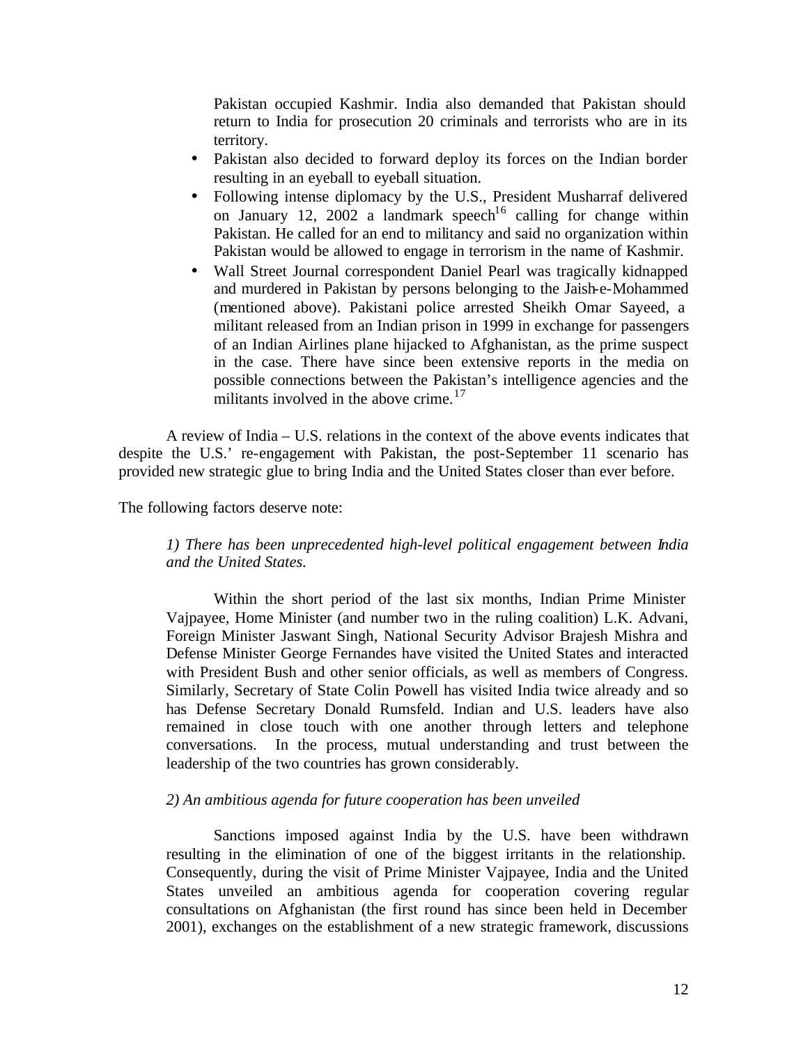Pakistan occupied Kashmir. India also demanded that Pakistan should return to India for prosecution 20 criminals and terrorists who are in its territory.

- Pakistan also decided to forward deploy its forces on the Indian border resulting in an eyeball to eyeball situation.
- Following intense diplomacy by the U.S., President Musharraf delivered on January 12, 2002 a landmark speech[16] calling for change within Pakistan. He called for an end to militancy and said no organization within Pakistan would be allowed to engage in terrorism in the name of Kashmir.
- Wall Street Journal correspondent Daniel Pearl was tragically kidnapped and murdered in Pakistan by persons belonging to the Jaish-e-Mohammed (mentioned above). Pakistani police arrested Sheikh Omar Sayeed, a militant released from an Indian prison in 1999 in exchange for passengers of an Indian Airlines plane hijacked to Afghanistan, as the prime suspect in the case. There have since been extensive reports in the media on possible connections between the Pakistan's intelligence agencies and the militants involved in the above crime.[17]

A review of India – U.S. relations in the context of the above events indicates that despite the U.S.' re-engagement with Pakistan, the post-September 11 scenario has provided new strategic glue to bring India and the United States closer than ever before.

The following factors deserve note:

*1) There has been unprecedented high-level political engagement between India and the United States.*

Within the short period of the last six months, Indian Prime Minister Vajpayee, Home Minister (and number two in the ruling coalition) L.K. Advani, Foreign Minister Jaswant Singh, National Security Advisor Brajesh Mishra and Defense Minister George Fernandes have visited the United States and interacted with President Bush and other senior officials, as well as members of Congress. Similarly, Secretary of State Colin Powell has visited India twice already and so has Defense Secretary Donald Rumsfeld. Indian and U.S. leaders have also remained in close touch with one another through letters and telephone conversations. In the process, mutual understanding and trust between the leadership of the two countries has grown considerably.

*2) An ambitious agenda for future cooperation has been unveiled*

Sanctions imposed against India by the U.S. have been withdrawn resulting in the elimination of one of the biggest irritants in the relationship. Consequently, during the visit of Prime Minister Vajpayee, India and the United States unveiled an ambitious agenda for cooperation covering regular consultations on Afghanistan (the first round has since been held in December 2001), exchanges on the establishment of a new strategic framework, discussions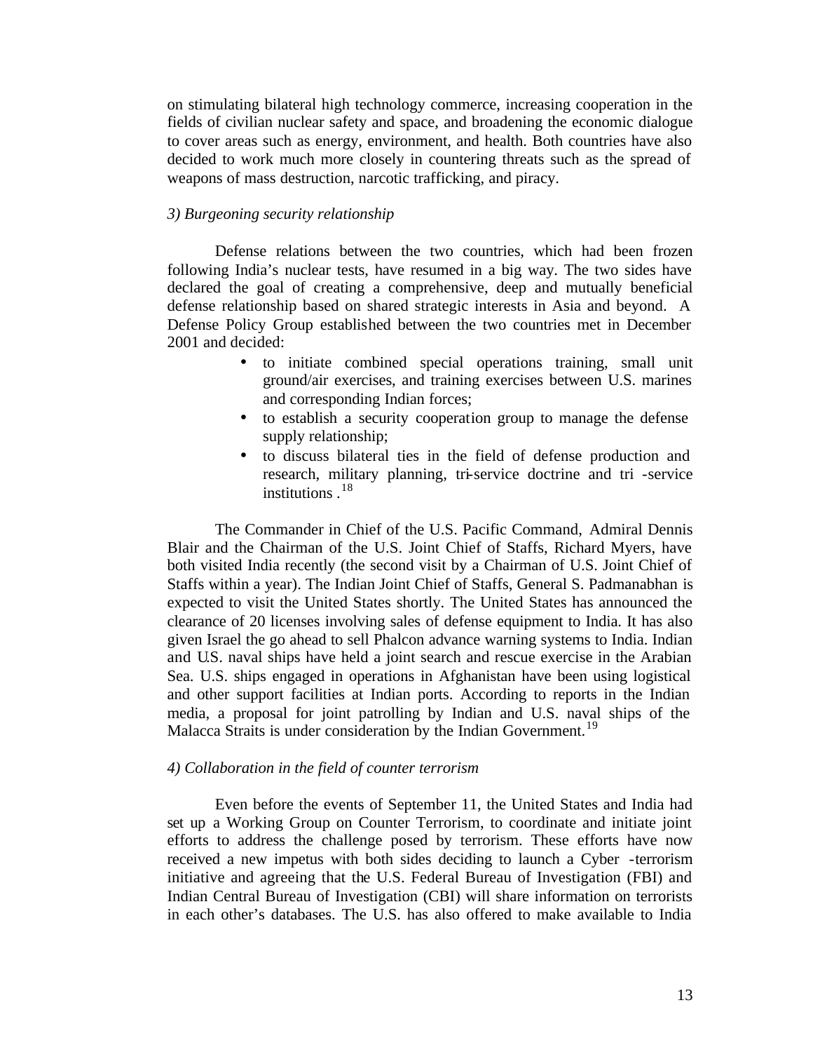on stimulating bilateral high technology commerce, increasing cooperation in the fields of civilian nuclear safety and space, and broadening the economic dialogue to cover areas such as energy, environment, and health. Both countries have also decided to work much more closely in countering threats such as the spread of weapons of mass destruction, narcotic trafficking, and piracy.

*3) Burgeoning security relationship*

Defense relations between the two countries, which had been frozen following India's nuclear tests, have resumed in a big way. The two sides have declared the goal of creating a comprehensive, deep and mutually beneficial defense relationship based on shared strategic interests in Asia and beyond. A Defense Policy Group established between the two countries met in December 2001 and decided:

- to initiate combined special operations training, small unit ground/air exercises, and training exercises between U.S. marines and corresponding Indian forces;
- to establish a security cooperation group to manage the defense supply relationship;
- to discuss bilateral ties in the field of defense production and research, military planning, tri-service doctrine and tri -service institutions .[18]

The Commander in Chief of the U.S. Pacific Command, Admiral Dennis Blair and the Chairman of the U.S. Joint Chief of Staffs, Richard Myers, have both visited India recently (the second visit by a Chairman of U.S. Joint Chief of Staffs within a year). The Indian Joint Chief of Staffs, General S. Padmanabhan is expected to visit the United States shortly. The United States has announced the clearance of 20 licenses involving sales of defense equipment to India. It has also given Israel the go ahead to sell Phalcon advance warning systems to India. Indian and U.S. naval ships have held a joint search and rescue exercise in the Arabian Sea. U.S. ships engaged in operations in Afghanistan have been using logistical and other support facilities at Indian ports. According to reports in the Indian media, a proposal for joint patrolling by Indian and U.S. naval ships of the Malacca Straits is under consideration by the Indian Government.[19]

*4) Collaboration in the field of counter terrorism*

Even before the events of September 11, the United States and India had set up a Working Group on Counter Terrorism, to coordinate and initiate joint efforts to address the challenge posed by terrorism. These efforts have now received a new impetus with both sides deciding to launch a Cyber -terrorism initiative and agreeing that the U.S. Federal Bureau of Investigation (FBI) and Indian Central Bureau of Investigation (CBI) will share information on terrorists in each other's databases. The U.S. has also offered to make available to India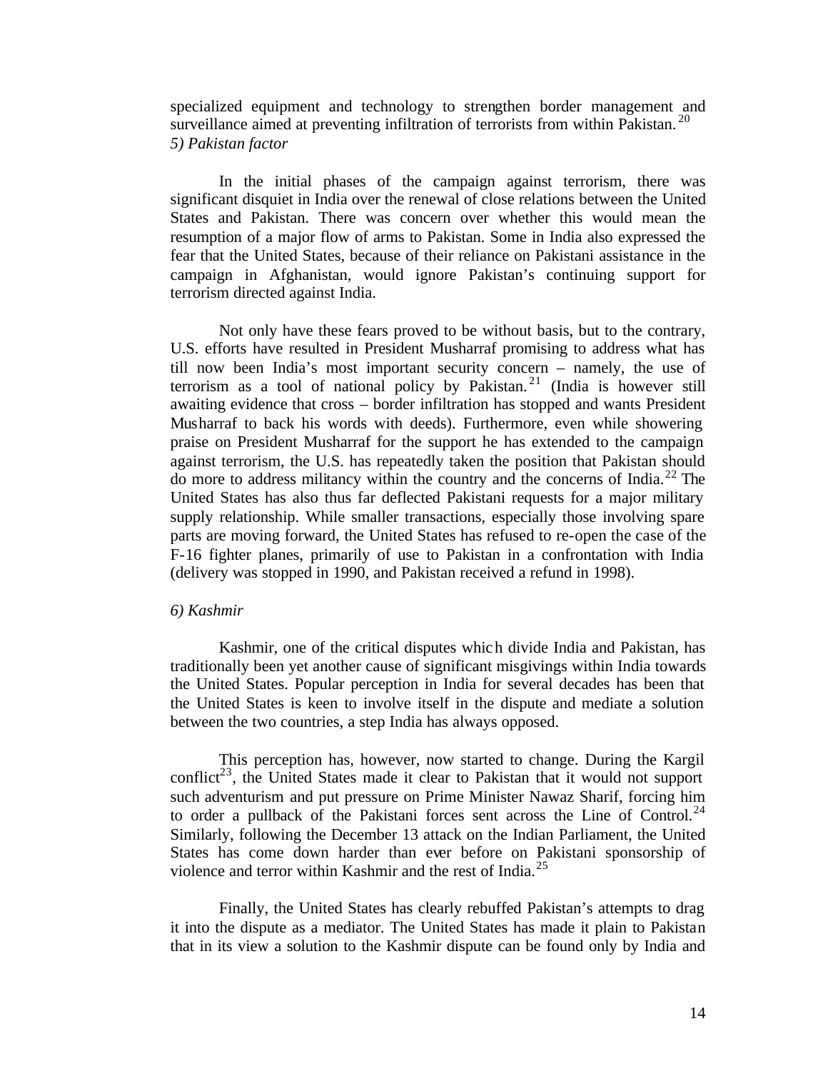specialized equipment and technology to strengthen border management and surveillance aimed at preventing infiltration of terrorists from within Pakistan.[20]

*5) Pakistan factor*

In the initial phases of the campaign against terrorism, there was significant disquiet in India over the renewal of close relations between the United States and Pakistan. There was concern over whether this would mean the resumption of a major flow of arms to Pakistan. Some in India also expressed the fear that the United States, because of their reliance on Pakistani assistance in the campaign in Afghanistan, would ignore Pakistan's continuing support for terrorism directed against India.

Not only have these fears proved to be without basis, but to the contrary, U.S. efforts have resulted in President Musharraf promising to address what has till now been India's most important security concern – namely, the use of terrorism as a tool of national policy by Pakistan.[21] (India is however still awaiting evidence that cross – border infiltration has stopped and wants President Musharraf to back his words with deeds). Furthermore, even while showering praise on President Musharraf for the support he has extended to the campaign against terrorism, the U.S. has repeatedly taken the position that Pakistan should do more to address militancy within the country and the concerns of India.[22] The United States has also thus far deflected Pakistani requests for a major military supply relationship. While smaller transactions, especially those involving spare parts are moving forward, the United States has refused to re-open the case of the F-16 fighter planes, primarily of use to Pakistan in a confrontation with India (delivery was stopped in 1990, and Pakistan received a refund in 1998).

*6) Kashmir*

Kashmir, one of the critical disputes which divide India and Pakistan, has traditionally been yet another cause of significant misgivings within India towards the United States. Popular perception in India for several decades has been that the United States is keen to involve itself in the dispute and mediate a solution between the two countries, a step India has always opposed.

This perception has, however, now started to change. During the Kargil conflict[23], the United States made it clear to Pakistan that it would not support such adventurism and put pressure on Prime Minister Nawaz Sharif, forcing him to order a pullback of the Pakistani forces sent across the Line of Control.[24] Similarly, following the December 13 attack on the Indian Parliament, the United States has come down harder than ever before on Pakistani sponsorship of violence and terror within Kashmir and the rest of India.[25]

Finally, the United States has clearly rebuffed Pakistan's attempts to drag it into the dispute as a mediator. The United States has made it plain to Pakistan that in its view a solution to the Kashmir dispute can be found only by India and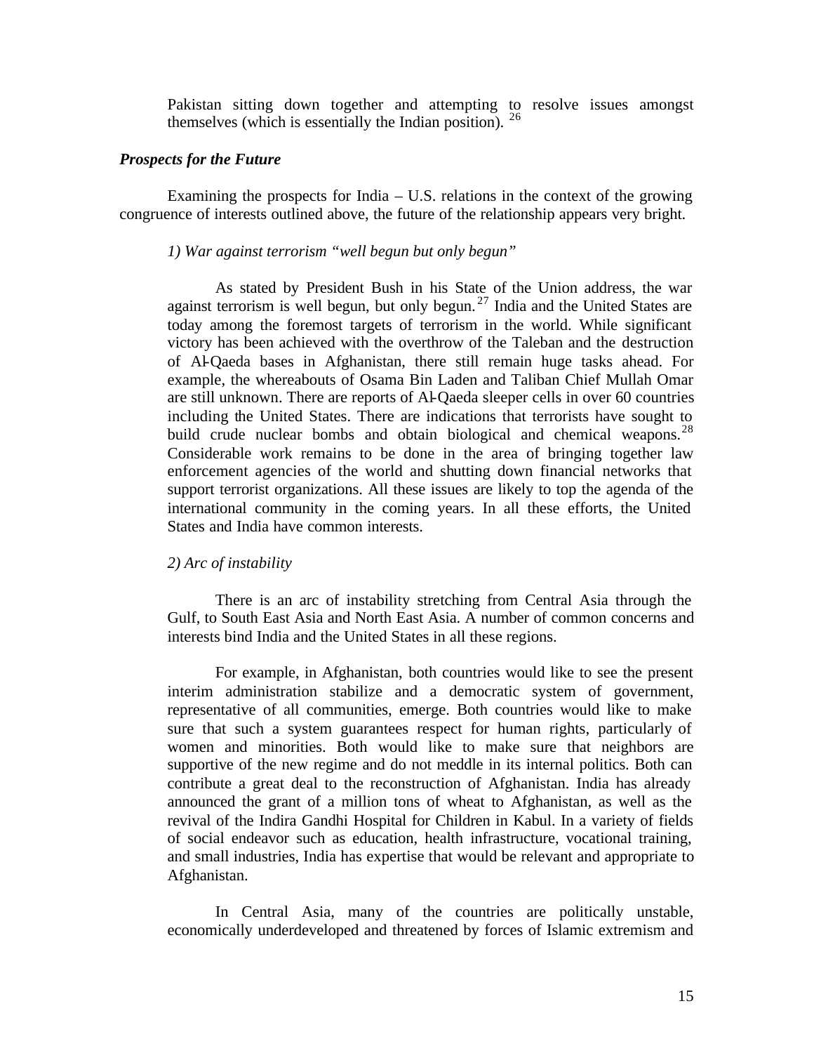Pakistan sitting down together and attempting to resolve issues amongst themselves (which is essentially the Indian position). [26]

### *Prospects for the Future*

Examining the prospects for India – U.S. relations in the context of the growing congruence of interests outlined above, the future of the relationship appears very bright.

*1) War against terrorism "well begun but only begun"*

As stated by President Bush in his State of the Union address, the war against terrorism is well begun, but only begun.[27] India and the United States are today among the foremost targets of terrorism in the world. While significant victory has been achieved with the overthrow of the Taleban and the destruction of Al-Qaeda bases in Afghanistan, there still remain huge tasks ahead. For example, the whereabouts of Osama Bin Laden and Taliban Chief Mullah Omar are still unknown. There are reports of Al-Qaeda sleeper cells in over 60 countries including the United States. There are indications that terrorists have sought to build crude nuclear bombs and obtain biological and chemical weapons.[28] Considerable work remains to be done in the area of bringing together law enforcement agencies of the world and shutting down financial networks that support terrorist organizations. All these issues are likely to top the agenda of the international community in the coming years. In all these efforts, the United States and India have common interests.

*2) Arc of instability*

There is an arc of instability stretching from Central Asia through the Gulf, to South East Asia and North East Asia. A number of common concerns and interests bind India and the United States in all these regions.

For example, in Afghanistan, both countries would like to see the present interim administration stabilize and a democratic system of government, representative of all communities, emerge. Both countries would like to make sure that such a system guarantees respect for human rights, particularly of women and minorities. Both would like to make sure that neighbors are supportive of the new regime and do not meddle in its internal politics. Both can contribute a great deal to the reconstruction of Afghanistan. India has already announced the grant of a million tons of wheat to Afghanistan, as well as the revival of the Indira Gandhi Hospital for Children in Kabul. In a variety of fields of social endeavor such as education, health infrastructure, vocational training, and small industries, India has expertise that would be relevant and appropriate to Afghanistan.

In Central Asia, many of the countries are politically unstable, economically underdeveloped and threatened by forces of Islamic extremism and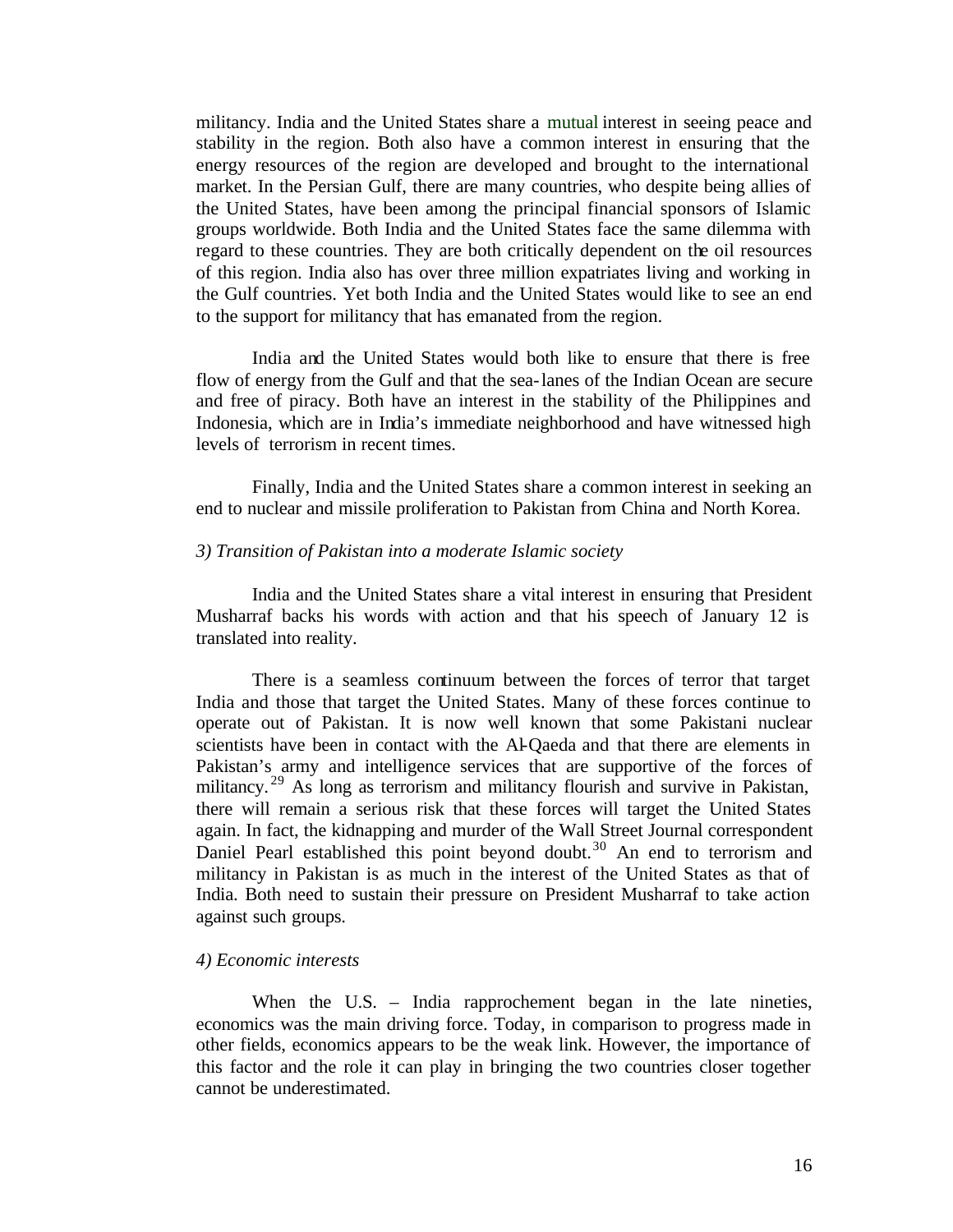militancy. India and the United States share a mutual interest in seeing peace and stability in the region. Both also have a common interest in ensuring that the energy resources of the region are developed and brought to the international market. In the Persian Gulf, there are many countries, who despite being allies of the United States, have been among the principal financial sponsors of Islamic groups worldwide. Both India and the United States face the same dilemma with regard to these countries. They are both critically dependent on the oil resources of this region. India also has over three million expatriates living and working in the Gulf countries. Yet both India and the United States would like to see an end to the support for militancy that has emanated from the region.

India and the United States would both like to ensure that there is free flow of energy from the Gulf and that the sea-lanes of the Indian Ocean are secure and free of piracy. Both have an interest in the stability of the Philippines and Indonesia, which are in India's immediate neighborhood and have witnessed high levels of terrorism in recent times.

Finally, India and the United States share a common interest in seeking an end to nuclear and missile proliferation to Pakistan from China and North Korea.

*3) Transition of Pakistan into a moderate Islamic society*

India and the United States share a vital interest in ensuring that President Musharraf backs his words with action and that his speech of January 12 is translated into reality.

There is a seamless continuum between the forces of terror that target India and those that target the United States. Many of these forces continue to operate out of Pakistan. It is now well known that some Pakistani nuclear scientists have been in contact with the Al-Qaeda and that there are elements in Pakistan's army and intelligence services that are supportive of the forces of militancy.[29] As long as terrorism and militancy flourish and survive in Pakistan, there will remain a serious risk that these forces will target the United States again. In fact, the kidnapping and murder of the Wall Street Journal correspondent Daniel Pearl established this point beyond doubt.[30] An end to terrorism and militancy in Pakistan is as much in the interest of the United States as that of India. Both need to sustain their pressure on President Musharraf to take action against such groups.

*4) Economic interests*

When the U.S. – India rapprochement began in the late nineties, economics was the main driving force. Today, in comparison to progress made in other fields, economics appears to be the weak link. However, the importance of this factor and the role it can play in bringing the two countries closer together cannot be underestimated.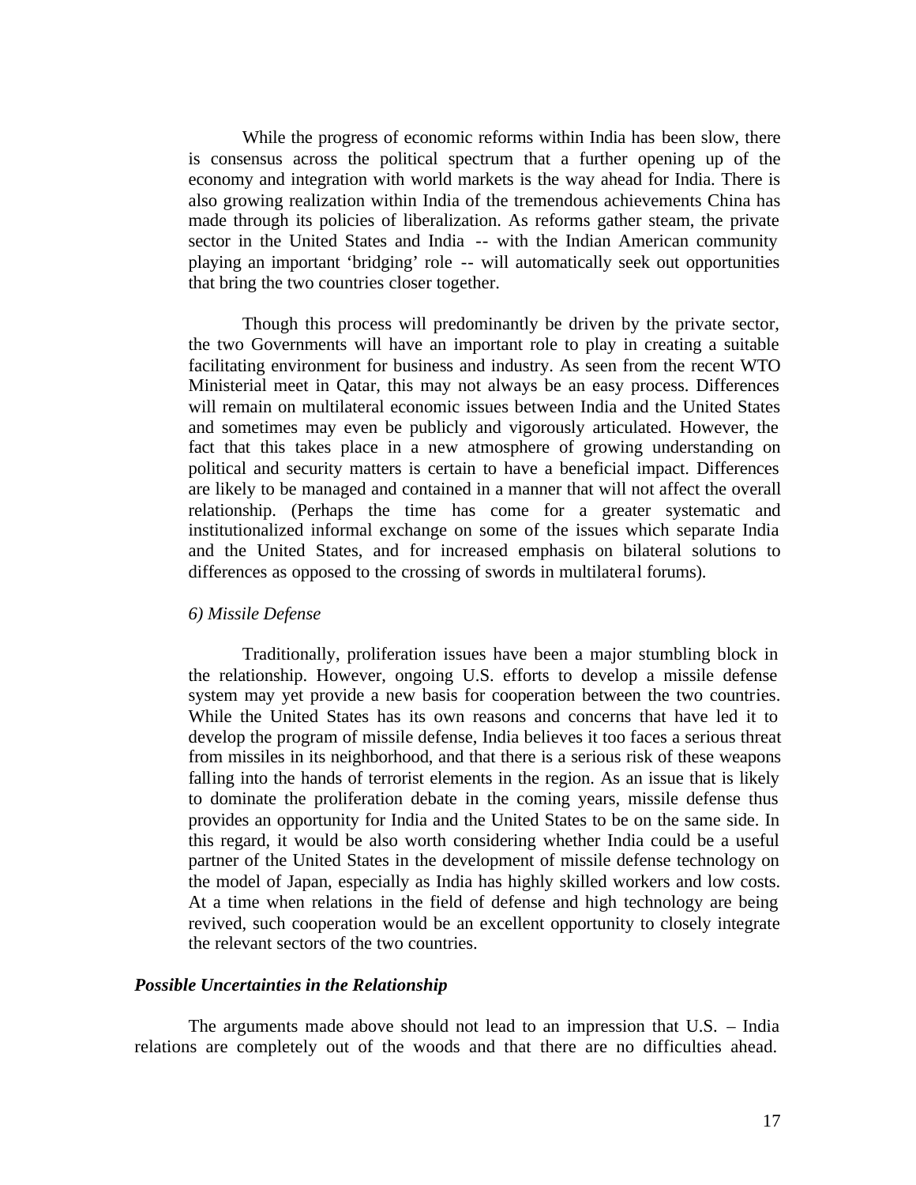While the progress of economic reforms within India has been slow, there is consensus across the political spectrum that a further opening up of the economy and integration with world markets is the way ahead for India. There is also growing realization within India of the tremendous achievements China has made through its policies of liberalization. As reforms gather steam, the private sector in the United States and India -- with the Indian American community playing an important 'bridging' role -- will automatically seek out opportunities that bring the two countries closer together.

Though this process will predominantly be driven by the private sector, the two Governments will have an important role to play in creating a suitable facilitating environment for business and industry. As seen from the recent WTO Ministerial meet in Qatar, this may not always be an easy process. Differences will remain on multilateral economic issues between India and the United States and sometimes may even be publicly and vigorously articulated. However, the fact that this takes place in a new atmosphere of growing understanding on political and security matters is certain to have a beneficial impact. Differences are likely to be managed and contained in a manner that will not affect the overall relationship. (Perhaps the time has come for a greater systematic and institutionalized informal exchange on some of the issues which separate India and the United States, and for increased emphasis on bilateral solutions to differences as opposed to the crossing of swords in multilateral forums).

*6) Missile Defense*

Traditionally, proliferation issues have been a major stumbling block in the relationship. However, ongoing U.S. efforts to develop a missile defense system may yet provide a new basis for cooperation between the two countries. While the United States has its own reasons and concerns that have led it to develop the program of missile defense, India believes it too faces a serious threat from missiles in its neighborhood, and that there is a serious risk of these weapons falling into the hands of terrorist elements in the region. As an issue that is likely to dominate the proliferation debate in the coming years, missile defense thus provides an opportunity for India and the United States to be on the same side. In this regard, it would be also worth considering whether India could be a useful partner of the United States in the development of missile defense technology on the model of Japan, especially as India has highly skilled workers and low costs. At a time when relations in the field of defense and high technology are being revived, such cooperation would be an excellent opportunity to closely integrate the relevant sectors of the two countries.

### *Possible Uncertainties in the Relationship*

The arguments made above should not lead to an impression that U.S. – India relations are completely out of the woods and that there are no difficulties ahead.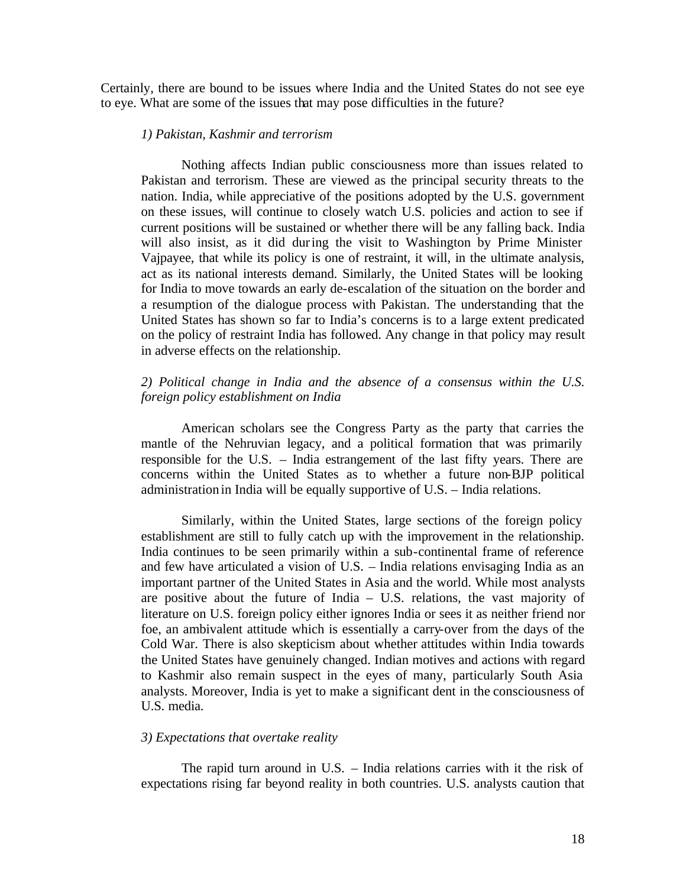Certainly, there are bound to be issues where India and the United States do not see eye to eye. What are some of the issues that may pose difficulties in the future?

*1) Pakistan, Kashmir and terrorism*

Nothing affects Indian public consciousness more than issues related to Pakistan and terrorism. These are viewed as the principal security threats to the nation. India, while appreciative of the positions adopted by the U.S. government on these issues, will continue to closely watch U.S. policies and action to see if current positions will be sustained or whether there will be any falling back. India will also insist, as it did during the visit to Washington by Prime Minister Vajpayee, that while its policy is one of restraint, it will, in the ultimate analysis, act as its national interests demand. Similarly, the United States will be looking for India to move towards an early de-escalation of the situation on the border and a resumption of the dialogue process with Pakistan. The understanding that the United States has shown so far to India's concerns is to a large extent predicated on the policy of restraint India has followed. Any change in that policy may result in adverse effects on the relationship.

*2) Political change in India and the absence of a consensus within the U.S. foreign policy establishment on India*

American scholars see the Congress Party as the party that carries the mantle of the Nehruvian legacy, and a political formation that was primarily responsible for the U.S. – India estrangement of the last fifty years. There are concerns within the United States as to whether a future non-BJP political administration in India will be equally supportive of U.S. – India relations.

Similarly, within the United States, large sections of the foreign policy establishment are still to fully catch up with the improvement in the relationship. India continues to be seen primarily within a sub-continental frame of reference and few have articulated a vision of U.S. – India relations envisaging India as an important partner of the United States in Asia and the world. While most analysts are positive about the future of India – U.S. relations, the vast majority of literature on U.S. foreign policy either ignores India or sees it as neither friend nor foe, an ambivalent attitude which is essentially a carry-over from the days of the Cold War. There is also skepticism about whether attitudes within India towards the United States have genuinely changed. Indian motives and actions with regard to Kashmir also remain suspect in the eyes of many, particularly South Asia analysts. Moreover, India is yet to make a significant dent in the consciousness of U.S. media.

*3) Expectations that overtake reality*

The rapid turn around in U.S. – India relations carries with it the risk of expectations rising far beyond reality in both countries. U.S. analysts caution that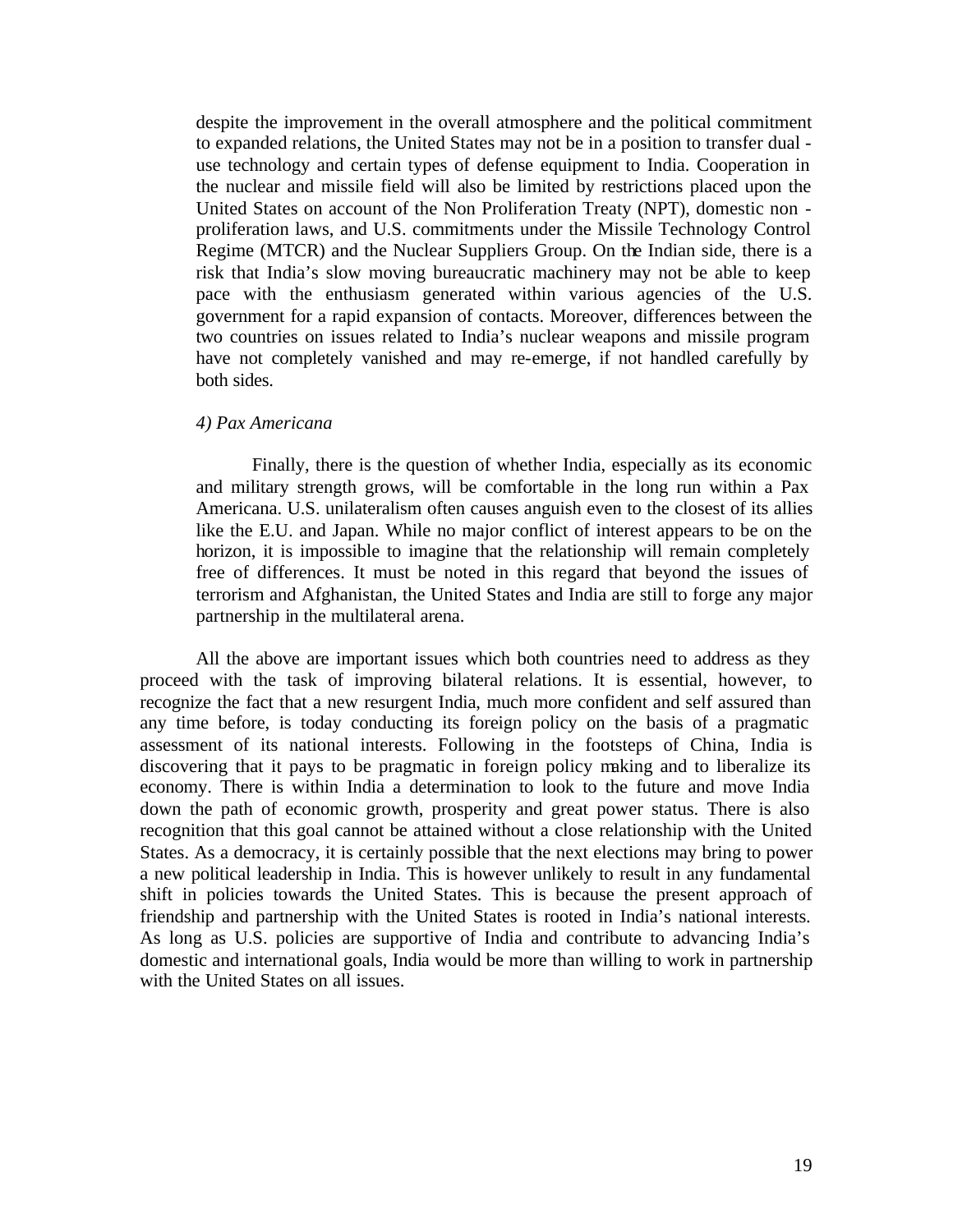despite the improvement in the overall atmosphere and the political commitment to expanded relations, the United States may not be in a position to transfer dual - use technology and certain types of defense equipment to India. Cooperation in the nuclear and missile field will also be limited by restrictions placed upon the United States on account of the Non Proliferation Treaty (NPT), domestic non - proliferation laws, and U.S. commitments under the Missile Technology Control Regime (MTCR) and the Nuclear Suppliers Group. On the Indian side, there is a risk that India's slow moving bureaucratic machinery may not be able to keep pace with the enthusiasm generated within various agencies of the U.S. government for a rapid expansion of contacts. Moreover, differences between the two countries on issues related to India's nuclear weapons and missile program have not completely vanished and may re-emerge, if not handled carefully by both sides.

*4) Pax Americana*

Finally, there is the question of whether India, especially as its economic and military strength grows, will be comfortable in the long run within a Pax Americana. U.S. unilateralism often causes anguish even to the closest of its allies like the E.U. and Japan. While no major conflict of interest appears to be on the horizon, it is impossible to imagine that the relationship will remain completely free of differences. It must be noted in this regard that beyond the issues of terrorism and Afghanistan, the United States and India are still to forge any major partnership in the multilateral arena.

All the above are important issues which both countries need to address as they proceed with the task of improving bilateral relations. It is essential, however, to recognize the fact that a new resurgent India, much more confident and self assured than any time before, is today conducting its foreign policy on the basis of a pragmatic assessment of its national interests. Following in the footsteps of China, India is discovering that it pays to be pragmatic in foreign policy making and to liberalize its economy. There is within India a determination to look to the future and move India down the path of economic growth, prosperity and great power status. There is also recognition that this goal cannot be attained without a close relationship with the United States. As a democracy, it is certainly possible that the next elections may bring to power a new political leadership in India. This is however unlikely to result in any fundamental shift in policies towards the United States. This is because the present approach of friendship and partnership with the United States is rooted in India's national interests. As long as U.S. policies are supportive of India and contribute to advancing India's domestic and international goals, India would be more than willing to work in partnership with the United States on all issues.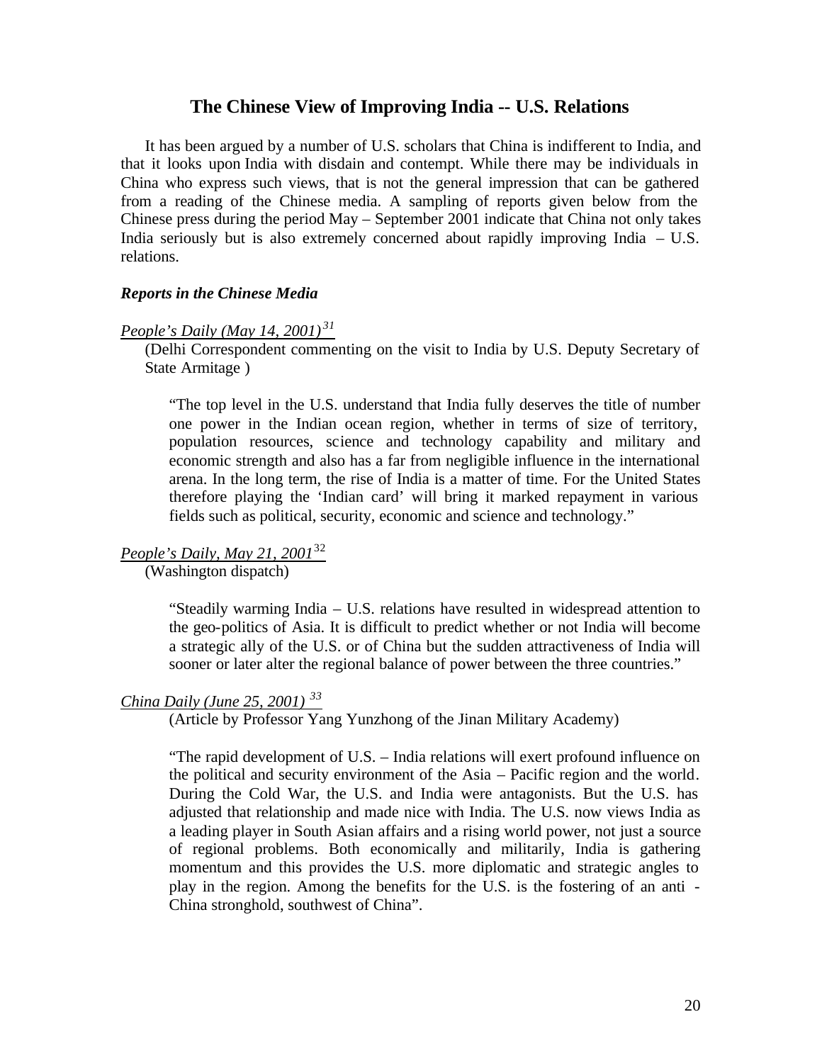## The Chinese View of Improving India -- U.S. Relations

It has been argued by a number of U.S. scholars that China is indifferent to India, and that it looks upon India with disdain and contempt. While there may be individuals in China who express such views, that is not the general impression that can be gathered from a reading of the Chinese media. A sampling of reports given below from the Chinese press during the period May – September 2001 indicate that China not only takes India seriously but is also extremely concerned about rapidly improving India – U.S. relations.

### *Reports in the Chinese Media*

*People's Daily (May 14, 2001)*[31]

(Delhi Correspondent commenting on the visit to India by U.S. Deputy Secretary of State Armitage )

> "The top level in the U.S. understand that India fully deserves the title of number one power in the Indian ocean region, whether in terms of size of territory, population resources, science and technology capability and military and economic strength and also has a far from negligible influence in the international arena. In the long term, the rise of India is a matter of time. For the United States therefore playing the 'Indian card' will bring it marked repayment in various fields such as political, security, economic and science and technology."

*People's Daily, May 21, 2001*[32]

(Washington dispatch)

> "Steadily warming India – U.S. relations have resulted in widespread attention to the geo-politics of Asia. It is difficult to predict whether or not India will become a strategic ally of the U.S. or of China but the sudden attractiveness of India will sooner or later alter the regional balance of power between the three countries."

*China Daily (June 25, 2001)*[33]

(Article by Professor Yang Yunzhong of the Jinan Military Academy)

> "The rapid development of U.S. – India relations will exert profound influence on the political and security environment of the Asia – Pacific region and the world. During the Cold War, the U.S. and India were antagonists. But the U.S. has adjusted that relationship and made nice with India. The U.S. now views India as a leading player in South Asian affairs and a rising world power, not just a source of regional problems. Both economically and militarily, India is gathering momentum and this provides the U.S. more diplomatic and strategic angles to play in the region. Among the benefits for the U.S. is the fostering of an anti - China stronghold, southwest of China".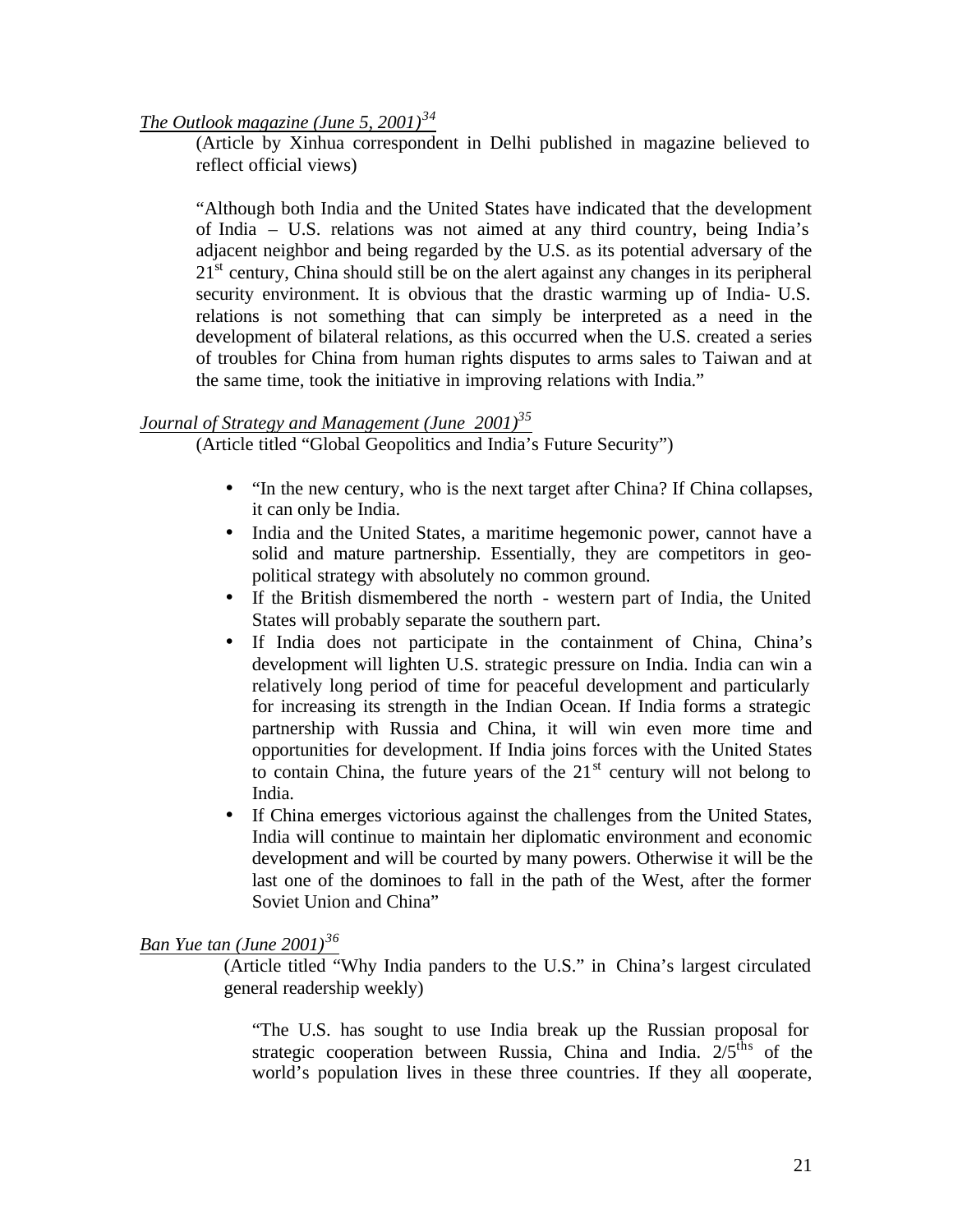*The Outlook magazine (June 5, 2001)*[34]

(Article by Xinhua correspondent in Delhi published in magazine believed to reflect official views)

"Although both India and the United States have indicated that the development of India – U.S. relations was not aimed at any third country, being India's adjacent neighbor and being regarded by the U.S. as its potential adversary of the 21st century, China should still be on the alert against any changes in its peripheral security environment. It is obvious that the drastic warming up of India- U.S. relations is not something that can simply be interpreted as a need in the development of bilateral relations, as this occurred when the U.S. created a series of troubles for China from human rights disputes to arms sales to Taiwan and at the same time, took the initiative in improving relations with India."

*Journal of Strategy and Management (June 2001)*[35]

(Article titled "Global Geopolitics and India's Future Security")

- "In the new century, who is the next target after China? If China collapses, it can only be India.
- India and the United States, a maritime hegemonic power, cannot have a solid and mature partnership. Essentially, they are competitors in geo-political strategy with absolutely no common ground.
- If the British dismembered the north - western part of India, the United States will probably separate the southern part.
- If India does not participate in the containment of China, China's development will lighten U.S. strategic pressure on India. India can win a relatively long period of time for peaceful development and particularly for increasing its strength in the Indian Ocean. If India forms a strategic partnership with Russia and China, it will win even more time and opportunities for development. If India joins forces with the United States to contain China, the future years of the 21st century will not belong to India.
- If China emerges victorious against the challenges from the United States, India will continue to maintain her diplomatic environment and economic development and will be courted by many powers. Otherwise it will be the last one of the dominoes to fall in the path of the West, after the former Soviet Union and China"

*Ban Yue tan (June 2001)*[36]

(Article titled "Why India panders to the U.S." in China's largest circulated general readership weekly)

"The U.S. has sought to use India break up the Russian proposal for strategic cooperation between Russia, China and India. 2/5ths of the world's population lives in these three countries. If they all cooperate,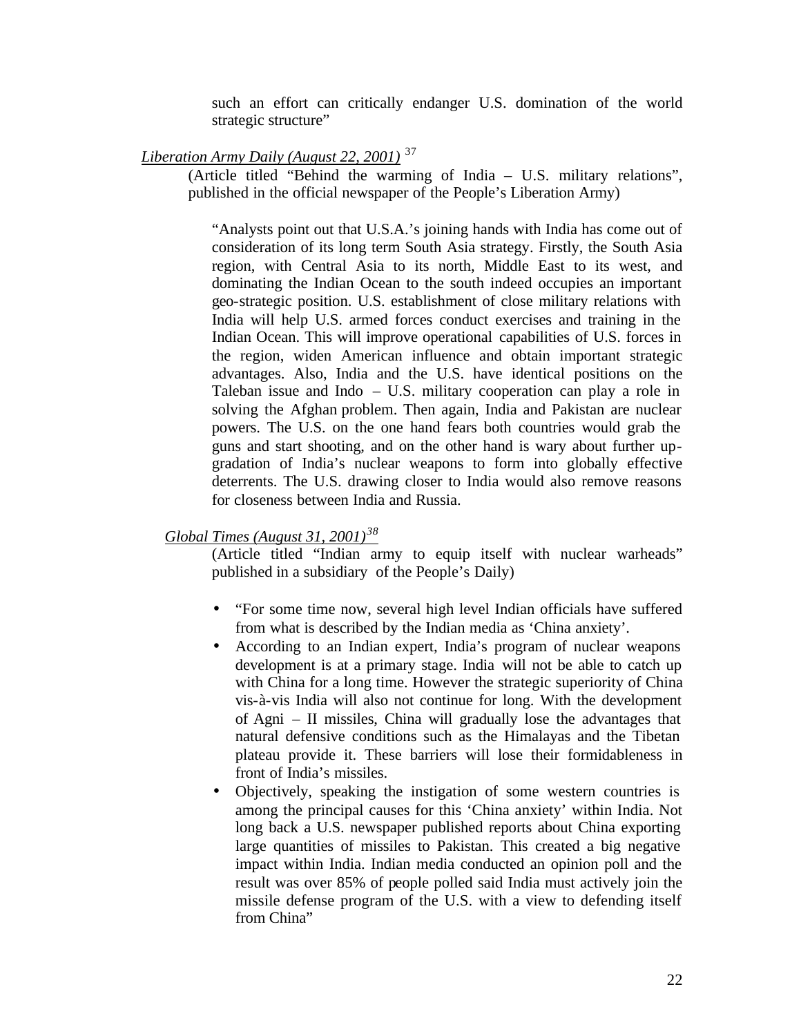such an effort can critically endanger U.S. domination of the world strategic structure"

*Liberation Army Daily (August 22, 2001)* [37]

(Article titled "Behind the warming of India – U.S. military relations", published in the official newspaper of the People's Liberation Army)

"Analysts point out that U.S.A.'s joining hands with India has come out of consideration of its long term South Asia strategy. Firstly, the South Asia region, with Central Asia to its north, Middle East to its west, and dominating the Indian Ocean to the south indeed occupies an important geo-strategic position. U.S. establishment of close military relations with India will help U.S. armed forces conduct exercises and training in the Indian Ocean. This will improve operational capabilities of U.S. forces in the region, widen American influence and obtain important strategic advantages. Also, India and the U.S. have identical positions on the Taleban issue and Indo – U.S. military cooperation can play a role in solving the Afghan problem. Then again, India and Pakistan are nuclear powers. The U.S. on the one hand fears both countries would grab the guns and start shooting, and on the other hand is wary about further up-gradation of India's nuclear weapons to form into globally effective deterrents. The U.S. drawing closer to India would also remove reasons for closeness between India and Russia.

*Global Times (August 31, 2001)* [38]

(Article titled "Indian army to equip itself with nuclear warheads" published in a subsidiary of the People's Daily)

- "For some time now, several high level Indian officials have suffered from what is described by the Indian media as 'China anxiety'.
- According to an Indian expert, India's program of nuclear weapons development is at a primary stage. India will not be able to catch up with China for a long time. However the strategic superiority of China vis-à-vis India will also not continue for long. With the development of Agni – II missiles, China will gradually lose the advantages that natural defensive conditions such as the Himalayas and the Tibetan plateau provide it. These barriers will lose their formidableness in front of India's missiles.
- Objectively, speaking the instigation of some western countries is among the principal causes for this 'China anxiety' within India. Not long back a U.S. newspaper published reports about China exporting large quantities of missiles to Pakistan. This created a big negative impact within India. Indian media conducted an opinion poll and the result was over 85% of people polled said India must actively join the missile defense program of the U.S. with a view to defending itself from China"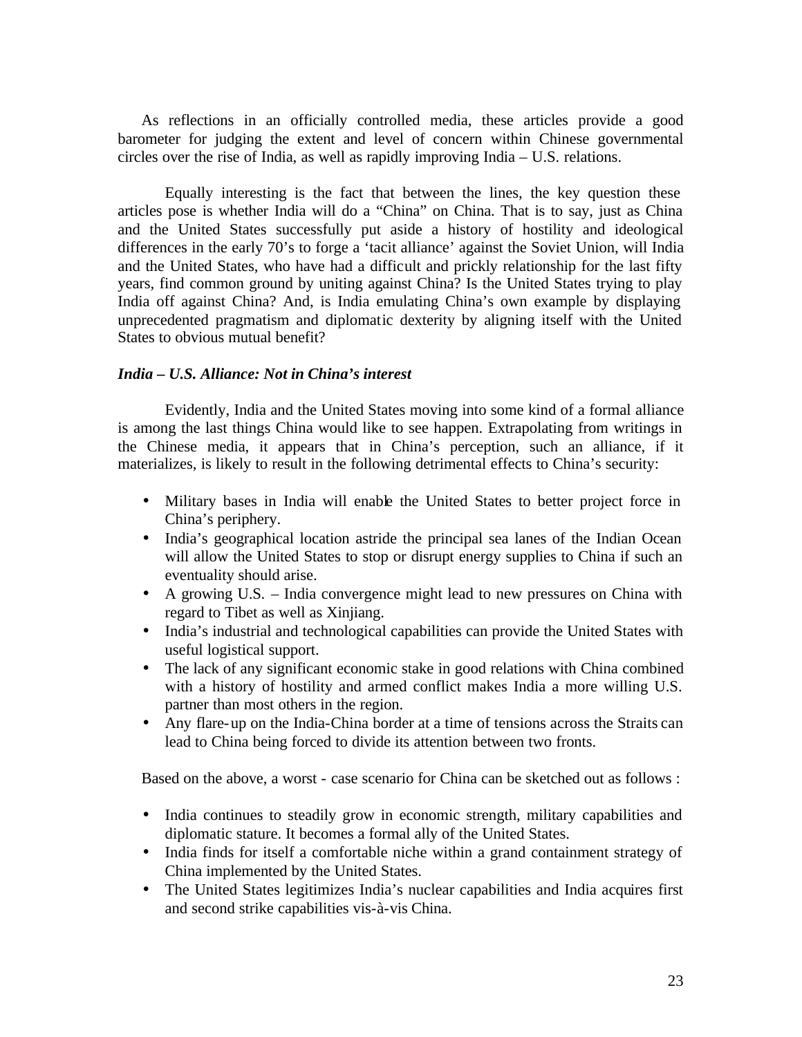As reflections in an officially controlled media, these articles provide a good barometer for judging the extent and level of concern within Chinese governmental circles over the rise of India, as well as rapidly improving India – U.S. relations.

Equally interesting is the fact that between the lines, the key question these articles pose is whether India will do a "China" on China. That is to say, just as China and the United States successfully put aside a history of hostility and ideological differences in the early 70's to forge a 'tacit alliance' against the Soviet Union, will India and the United States, who have had a difficult and prickly relationship for the last fifty years, find common ground by uniting against China? Is the United States trying to play India off against China? And, is India emulating China's own example by displaying unprecedented pragmatism and diplomatic dexterity by aligning itself with the United States to obvious mutual benefit?

***India – U.S. Alliance: Not in China's interest***

Evidently, India and the United States moving into some kind of a formal alliance is among the last things China would like to see happen. Extrapolating from writings in the Chinese media, it appears that in China's perception, such an alliance, if it materializes, is likely to result in the following detrimental effects to China's security:

- Military bases in India will enable the United States to better project force in China's periphery.
- India's geographical location astride the principal sea lanes of the Indian Ocean will allow the United States to stop or disrupt energy supplies to China if such an eventuality should arise.
- A growing U.S. – India convergence might lead to new pressures on China with regard to Tibet as well as Xinjiang.
- India's industrial and technological capabilities can provide the United States with useful logistical support.
- The lack of any significant economic stake in good relations with China combined with a history of hostility and armed conflict makes India a more willing U.S. partner than most others in the region.
- Any flare-up on the India-China border at a time of tensions across the Straits can lead to China being forced to divide its attention between two fronts.

Based on the above, a worst - case scenario for China can be sketched out as follows :

- India continues to steadily grow in economic strength, military capabilities and diplomatic stature. It becomes a formal ally of the United States.
- India finds for itself a comfortable niche within a grand containment strategy of China implemented by the United States.
- The United States legitimizes India's nuclear capabilities and India acquires first and second strike capabilities vis-à-vis China.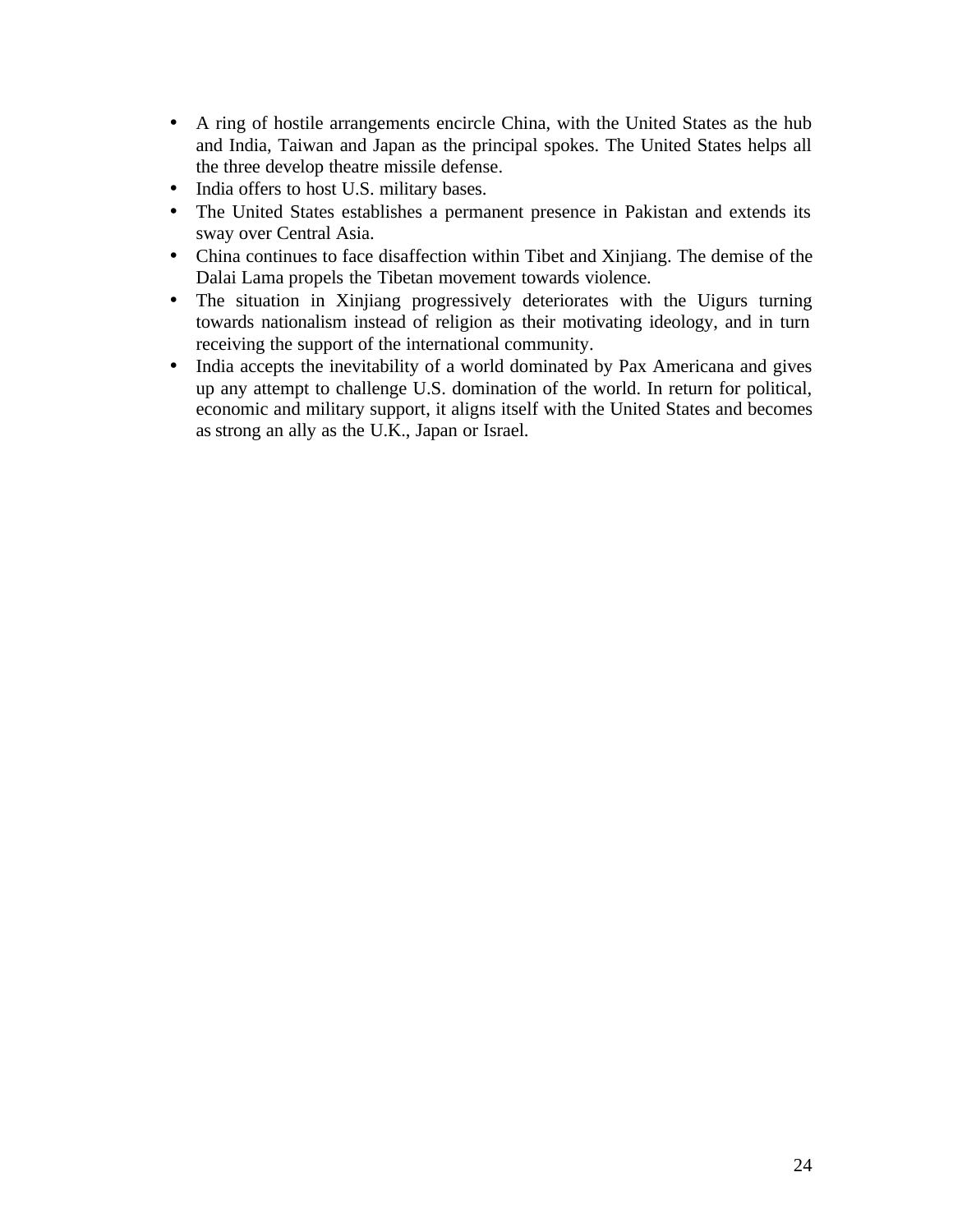- A ring of hostile arrangements encircle China, with the United States as the hub and India, Taiwan and Japan as the principal spokes. The United States helps all the three develop theatre missile defense.
- India offers to host U.S. military bases.
- The United States establishes a permanent presence in Pakistan and extends its sway over Central Asia.
- China continues to face disaffection within Tibet and Xinjiang. The demise of the Dalai Lama propels the Tibetan movement towards violence.
- The situation in Xinjiang progressively deteriorates with the Uigurs turning towards nationalism instead of religion as their motivating ideology, and in turn receiving the support of the international community.
- India accepts the inevitability of a world dominated by Pax Americana and gives up any attempt to challenge U.S. domination of the world. In return for political, economic and military support, it aligns itself with the United States and becomes as strong an ally as the U.K., Japan or Israel.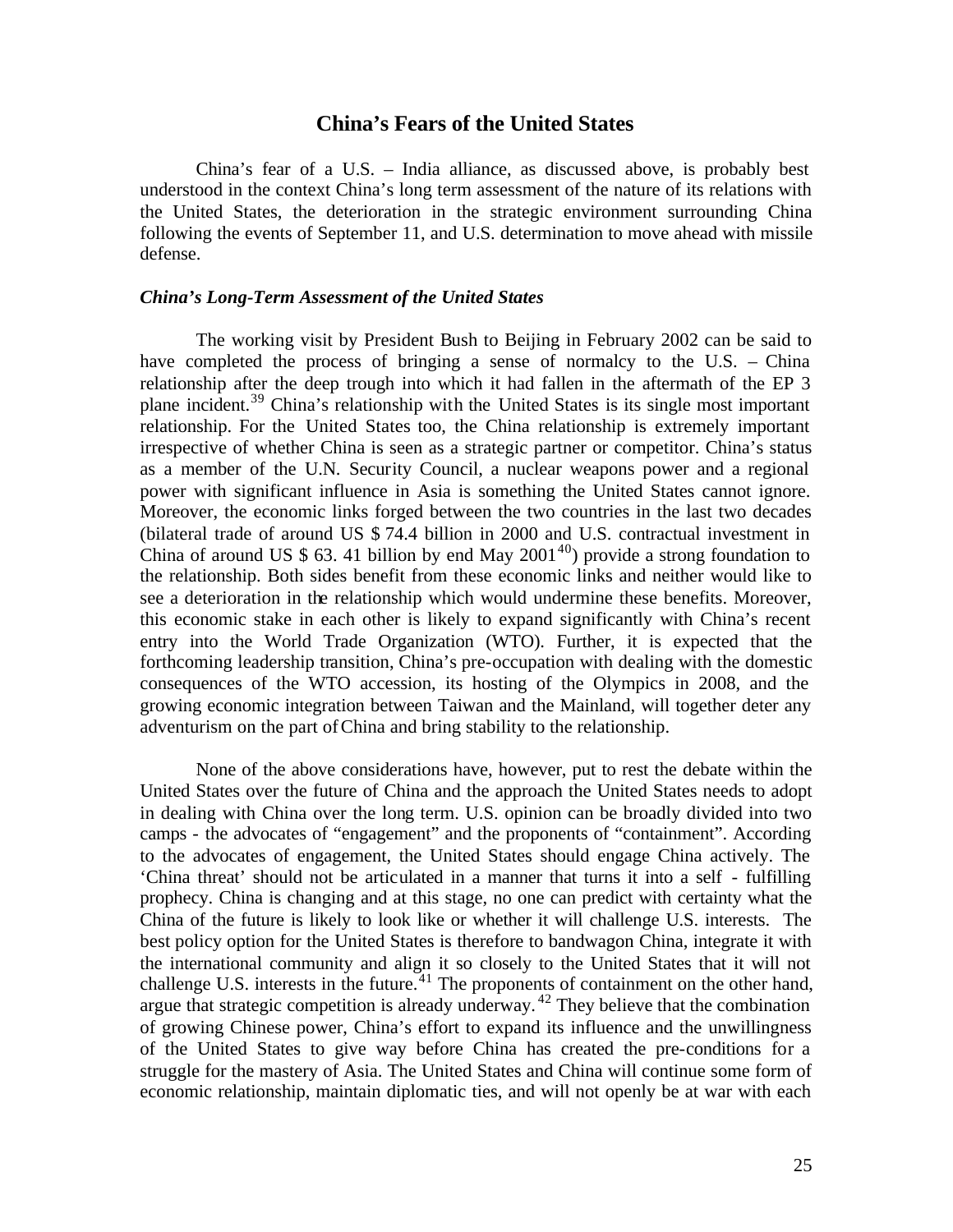## China's Fears of the United States

China's fear of a U.S. – India alliance, as discussed above, is probably best understood in the context China's long term assessment of the nature of its relations with the United States, the deterioration in the strategic environment surrounding China following the events of September 11, and U.S. determination to move ahead with missile defense.

### *China's Long-Term Assessment of the United States*

The working visit by President Bush to Beijing in February 2002 can be said to have completed the process of bringing a sense of normalcy to the U.S. – China relationship after the deep trough into which it had fallen in the aftermath of the EP 3 plane incident.[39] China's relationship with the United States is its single most important relationship. For the United States too, the China relationship is extremely important irrespective of whether China is seen as a strategic partner or competitor. China's status as a member of the U.N. Security Council, a nuclear weapons power and a regional power with significant influence in Asia is something the United States cannot ignore. Moreover, the economic links forged between the two countries in the last two decades (bilateral trade of around US $ 74.4 billion in 2000 and U.S. contractual investment in China of around US $ 63. 41 billion by end May 2001[40]) provide a strong foundation to the relationship. Both sides benefit from these economic links and neither would like to see a deterioration in the relationship which would undermine these benefits. Moreover, this economic stake in each other is likely to expand significantly with China's recent entry into the World Trade Organization (WTO). Further, it is expected that the forthcoming leadership transition, China's pre-occupation with dealing with the domestic consequences of the WTO accession, its hosting of the Olympics in 2008, and the growing economic integration between Taiwan and the Mainland, will together deter any adventurism on the part of China and bring stability to the relationship.

None of the above considerations have, however, put to rest the debate within the United States over the future of China and the approach the United States needs to adopt in dealing with China over the long term. U.S. opinion can be broadly divided into two camps - the advocates of "engagement" and the proponents of "containment". According to the advocates of engagement, the United States should engage China actively. The 'China threat' should not be articulated in a manner that turns it into a self - fulfilling prophecy. China is changing and at this stage, no one can predict with certainty what the China of the future is likely to look like or whether it will challenge U.S. interests. The best policy option for the United States is therefore to bandwagon China, integrate it with the international community and align it so closely to the United States that it will not challenge U.S. interests in the future.[41] The proponents of containment on the other hand, argue that strategic competition is already underway.[42] They believe that the combination of growing Chinese power, China's effort to expand its influence and the unwillingness of the United States to give way before China has created the pre-conditions for a struggle for the mastery of Asia. The United States and China will continue some form of economic relationship, maintain diplomatic ties, and will not openly be at war with each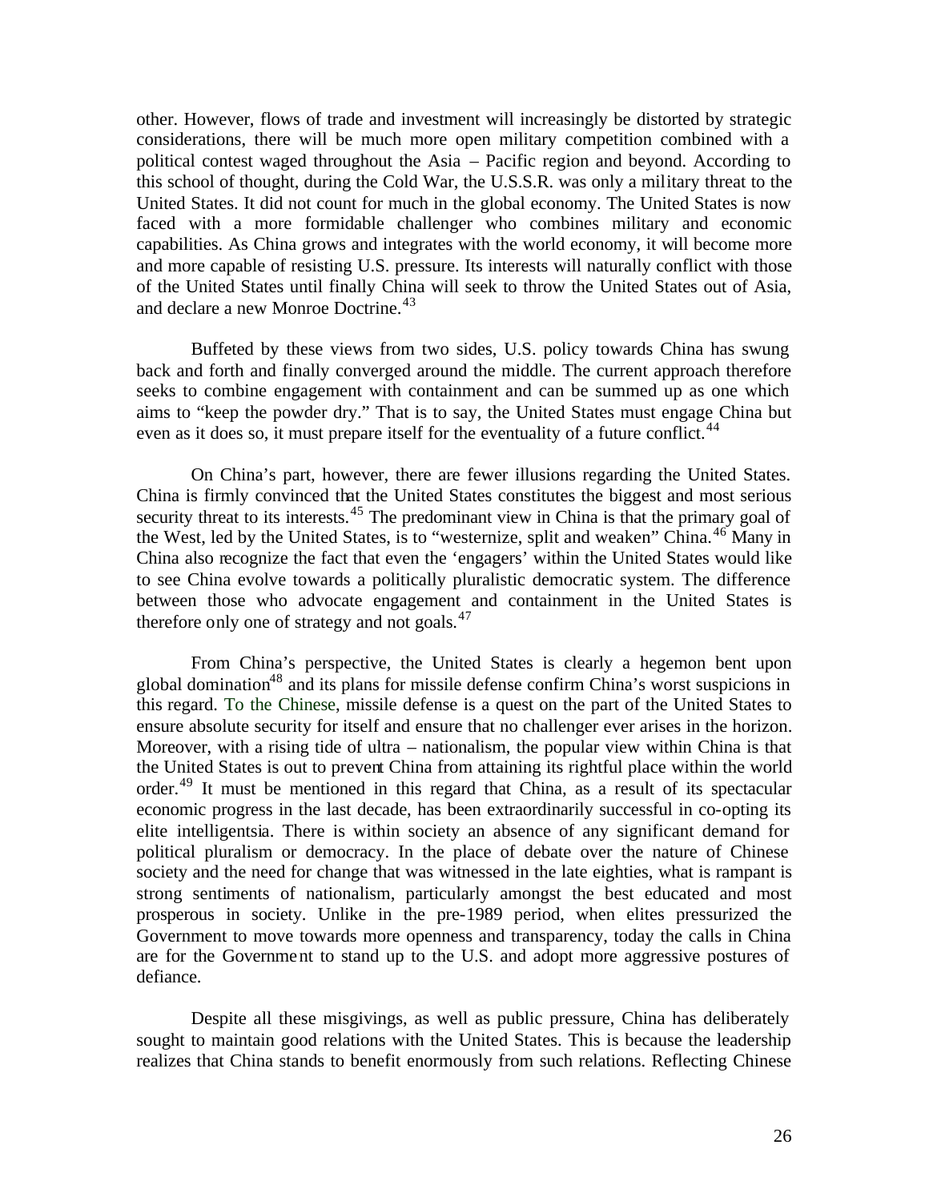other. However, flows of trade and investment will increasingly be distorted by strategic considerations, there will be much more open military competition combined with a political contest waged throughout the Asia – Pacific region and beyond. According to this school of thought, during the Cold War, the U.S.S.R. was only a military threat to the United States. It did not count for much in the global economy. The United States is now faced with a more formidable challenger who combines military and economic capabilities. As China grows and integrates with the world economy, it will become more and more capable of resisting U.S. pressure. Its interests will naturally conflict with those of the United States until finally China will seek to throw the United States out of Asia, and declare a new Monroe Doctrine.[43]

Buffeted by these views from two sides, U.S. policy towards China has swung back and forth and finally converged around the middle. The current approach therefore seeks to combine engagement with containment and can be summed up as one which aims to "keep the powder dry." That is to say, the United States must engage China but even as it does so, it must prepare itself for the eventuality of a future conflict.[44]

On China's part, however, there are fewer illusions regarding the United States. China is firmly convinced that the United States constitutes the biggest and most serious security threat to its interests.[45] The predominant view in China is that the primary goal of the West, led by the United States, is to "westernize, split and weaken" China.[46] Many in China also recognize the fact that even the 'engagers' within the United States would like to see China evolve towards a politically pluralistic democratic system. The difference between those who advocate engagement and containment in the United States is therefore only one of strategy and not goals.[47]

From China's perspective, the United States is clearly a hegemon bent upon global domination[48] and its plans for missile defense confirm China's worst suspicions in this regard. To the Chinese, missile defense is a quest on the part of the United States to ensure absolute security for itself and ensure that no challenger ever arises in the horizon. Moreover, with a rising tide of ultra – nationalism, the popular view within China is that the United States is out to prevent China from attaining its rightful place within the world order.[49] It must be mentioned in this regard that China, as a result of its spectacular economic progress in the last decade, has been extraordinarily successful in co-opting its elite intelligentsia. There is within society an absence of any significant demand for political pluralism or democracy. In the place of debate over the nature of Chinese society and the need for change that was witnessed in the late eighties, what is rampant is strong sentiments of nationalism, particularly amongst the best educated and most prosperous in society. Unlike in the pre-1989 period, when elites pressurized the Government to move towards more openness and transparency, today the calls in China are for the Government to stand up to the U.S. and adopt more aggressive postures of defiance.

Despite all these misgivings, as well as public pressure, China has deliberately sought to maintain good relations with the United States. This is because the leadership realizes that China stands to benefit enormously from such relations. Reflecting Chinese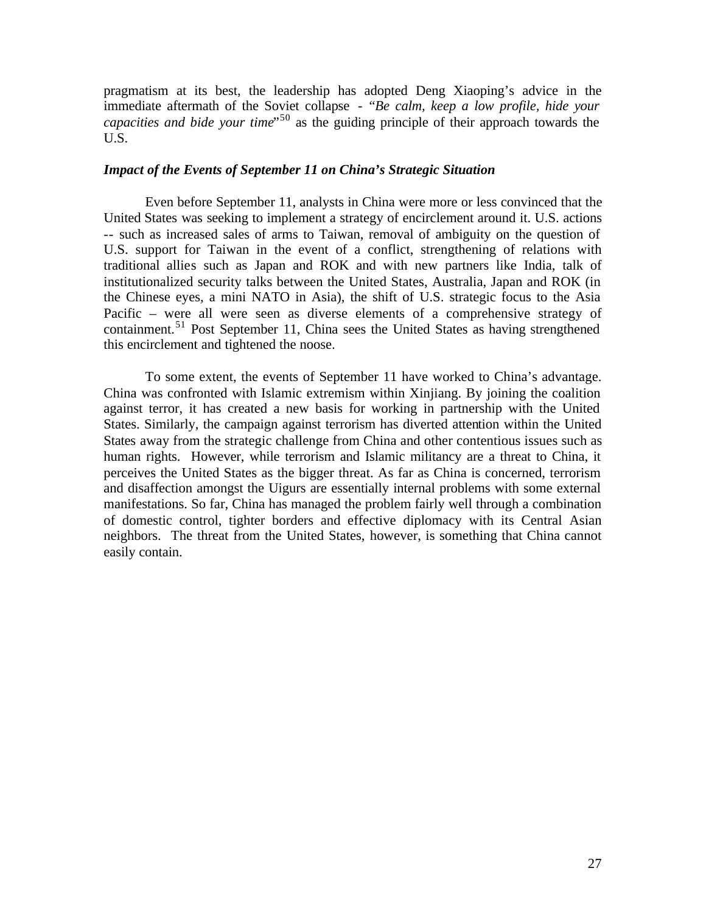pragmatism at its best, the leadership has adopted Deng Xiaoping's advice in the immediate aftermath of the Soviet collapse - "*Be calm, keep a low profile, hide your capacities and bide your time*"[50] as the guiding principle of their approach towards the U.S.

### *Impact of the Events of September 11 on China's Strategic Situation*

Even before September 11, analysts in China were more or less convinced that the United States was seeking to implement a strategy of encirclement around it. U.S. actions -- such as increased sales of arms to Taiwan, removal of ambiguity on the question of U.S. support for Taiwan in the event of a conflict, strengthening of relations with traditional allies such as Japan and ROK and with new partners like India, talk of institutionalized security talks between the United States, Australia, Japan and ROK (in the Chinese eyes, a mini NATO in Asia), the shift of U.S. strategic focus to the Asia Pacific – were all were seen as diverse elements of a comprehensive strategy of containment.[51] Post September 11, China sees the United States as having strengthened this encirclement and tightened the noose.

To some extent, the events of September 11 have worked to China's advantage. China was confronted with Islamic extremism within Xinjiang. By joining the coalition against terror, it has created a new basis for working in partnership with the United States. Similarly, the campaign against terrorism has diverted attention within the United States away from the strategic challenge from China and other contentious issues such as human rights. However, while terrorism and Islamic militancy are a threat to China, it perceives the United States as the bigger threat. As far as China is concerned, terrorism and disaffection amongst the Uigurs are essentially internal problems with some external manifestations. So far, China has managed the problem fairly well through a combination of domestic control, tighter borders and effective diplomacy with its Central Asian neighbors. The threat from the United States, however, is something that China cannot easily contain.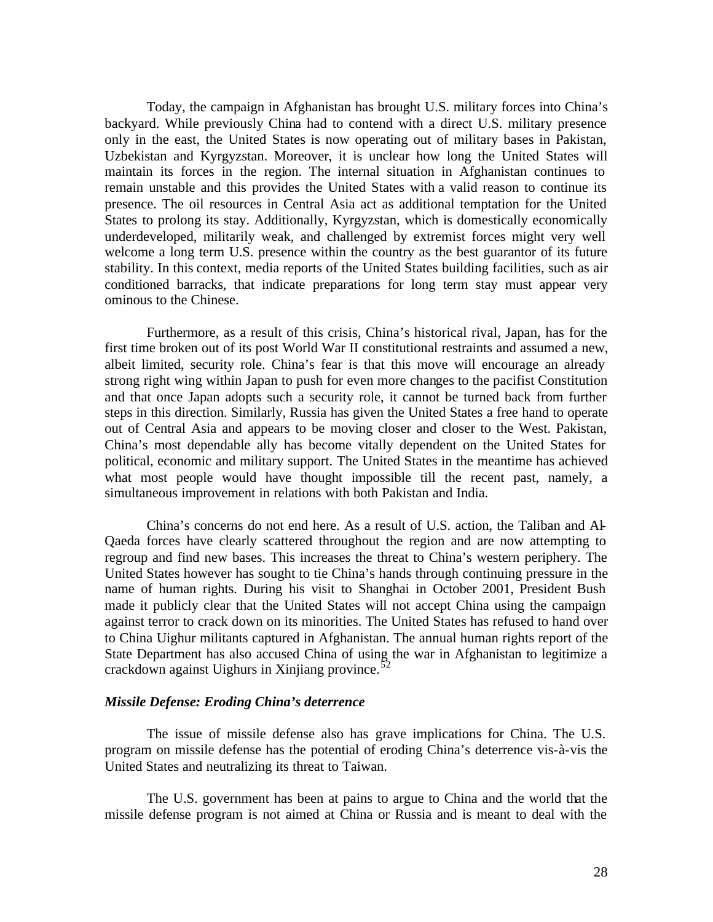Today, the campaign in Afghanistan has brought U.S. military forces into China's backyard. While previously China had to contend with a direct U.S. military presence only in the east, the United States is now operating out of military bases in Pakistan, Uzbekistan and Kyrgyzstan. Moreover, it is unclear how long the United States will maintain its forces in the region. The internal situation in Afghanistan continues to remain unstable and this provides the United States with a valid reason to continue its presence. The oil resources in Central Asia act as additional temptation for the United States to prolong its stay. Additionally, Kyrgyzstan, which is domestically economically underdeveloped, militarily weak, and challenged by extremist forces might very well welcome a long term U.S. presence within the country as the best guarantor of its future stability. In this context, media reports of the United States building facilities, such as air conditioned barracks, that indicate preparations for long term stay must appear very ominous to the Chinese.

Furthermore, as a result of this crisis, China's historical rival, Japan, has for the first time broken out of its post World War II constitutional restraints and assumed a new, albeit limited, security role. China's fear is that this move will encourage an already strong right wing within Japan to push for even more changes to the pacifist Constitution and that once Japan adopts such a security role, it cannot be turned back from further steps in this direction. Similarly, Russia has given the United States a free hand to operate out of Central Asia and appears to be moving closer and closer to the West. Pakistan, China's most dependable ally has become vitally dependent on the United States for political, economic and military support. The United States in the meantime has achieved what most people would have thought impossible till the recent past, namely, a simultaneous improvement in relations with both Pakistan and India.

China's concerns do not end here. As a result of U.S. action, the Taliban and Al-Qaeda forces have clearly scattered throughout the region and are now attempting to regroup and find new bases. This increases the threat to China's western periphery. The United States however has sought to tie China's hands through continuing pressure in the name of human rights. During his visit to Shanghai in October 2001, President Bush made it publicly clear that the United States will not accept China using the campaign against terror to crack down on its minorities. The United States has refused to hand over to China Uighur militants captured in Afghanistan. The annual human rights report of the State Department has also accused China of using the war in Afghanistan to legitimize a crackdown against Uighurs in Xinjiang province.[52]

### *Missile Defense: Eroding China's deterrence*

The issue of missile defense also has grave implications for China. The U.S. program on missile defense has the potential of eroding China's deterrence vis-à-vis the United States and neutralizing its threat to Taiwan.

The U.S. government has been at pains to argue to China and the world that the missile defense program is not aimed at China or Russia and is meant to deal with the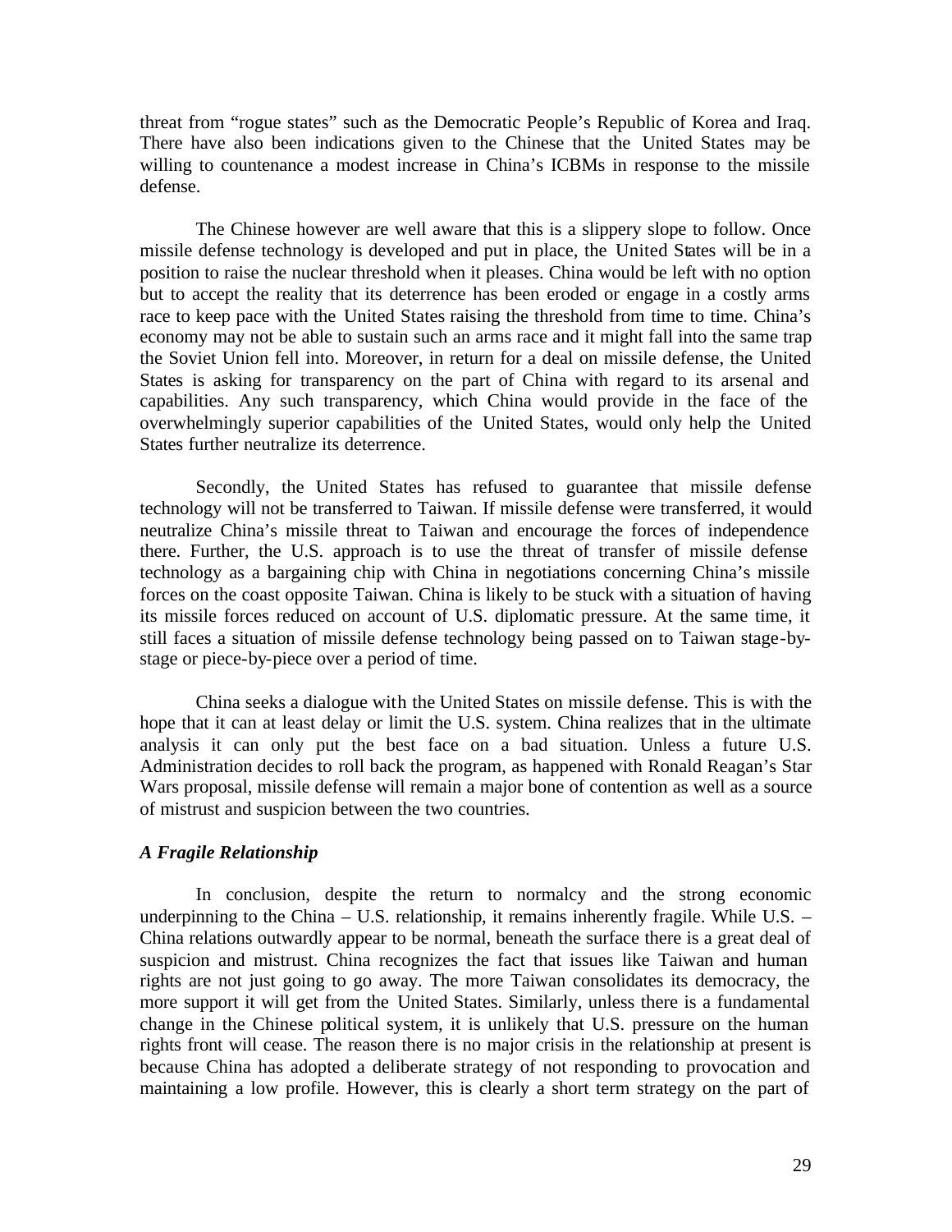threat from "rogue states" such as the Democratic People's Republic of Korea and Iraq. There have also been indications given to the Chinese that the United States may be willing to countenance a modest increase in China's ICBMs in response to the missile defense.

The Chinese however are well aware that this is a slippery slope to follow. Once missile defense technology is developed and put in place, the United States will be in a position to raise the nuclear threshold when it pleases. China would be left with no option but to accept the reality that its deterrence has been eroded or engage in a costly arms race to keep pace with the United States raising the threshold from time to time. China's economy may not be able to sustain such an arms race and it might fall into the same trap the Soviet Union fell into. Moreover, in return for a deal on missile defense, the United States is asking for transparency on the part of China with regard to its arsenal and capabilities. Any such transparency, which China would provide in the face of the overwhelmingly superior capabilities of the United States, would only help the United States further neutralize its deterrence.

Secondly, the United States has refused to guarantee that missile defense technology will not be transferred to Taiwan. If missile defense were transferred, it would neutralize China's missile threat to Taiwan and encourage the forces of independence there. Further, the U.S. approach is to use the threat of transfer of missile defense technology as a bargaining chip with China in negotiations concerning China's missile forces on the coast opposite Taiwan. China is likely to be stuck with a situation of having its missile forces reduced on account of U.S. diplomatic pressure. At the same time, it still faces a situation of missile defense technology being passed on to Taiwan stage-by-stage or piece-by-piece over a period of time.

China seeks a dialogue with the United States on missile defense. This is with the hope that it can at least delay or limit the U.S. system. China realizes that in the ultimate analysis it can only put the best face on a bad situation. Unless a future U.S. Administration decides to roll back the program, as happened with Ronald Reagan's Star Wars proposal, missile defense will remain a major bone of contention as well as a source of mistrust and suspicion between the two countries.

### *A Fragile Relationship*

In conclusion, despite the return to normalcy and the strong economic underpinning to the China – U.S. relationship, it remains inherently fragile. While U.S. – China relations outwardly appear to be normal, beneath the surface there is a great deal of suspicion and mistrust. China recognizes the fact that issues like Taiwan and human rights are not just going to go away. The more Taiwan consolidates its democracy, the more support it will get from the United States. Similarly, unless there is a fundamental change in the Chinese political system, it is unlikely that U.S. pressure on the human rights front will cease. The reason there is no major crisis in the relationship at present is because China has adopted a deliberate strategy of not responding to provocation and maintaining a low profile. However, this is clearly a short term strategy on the part of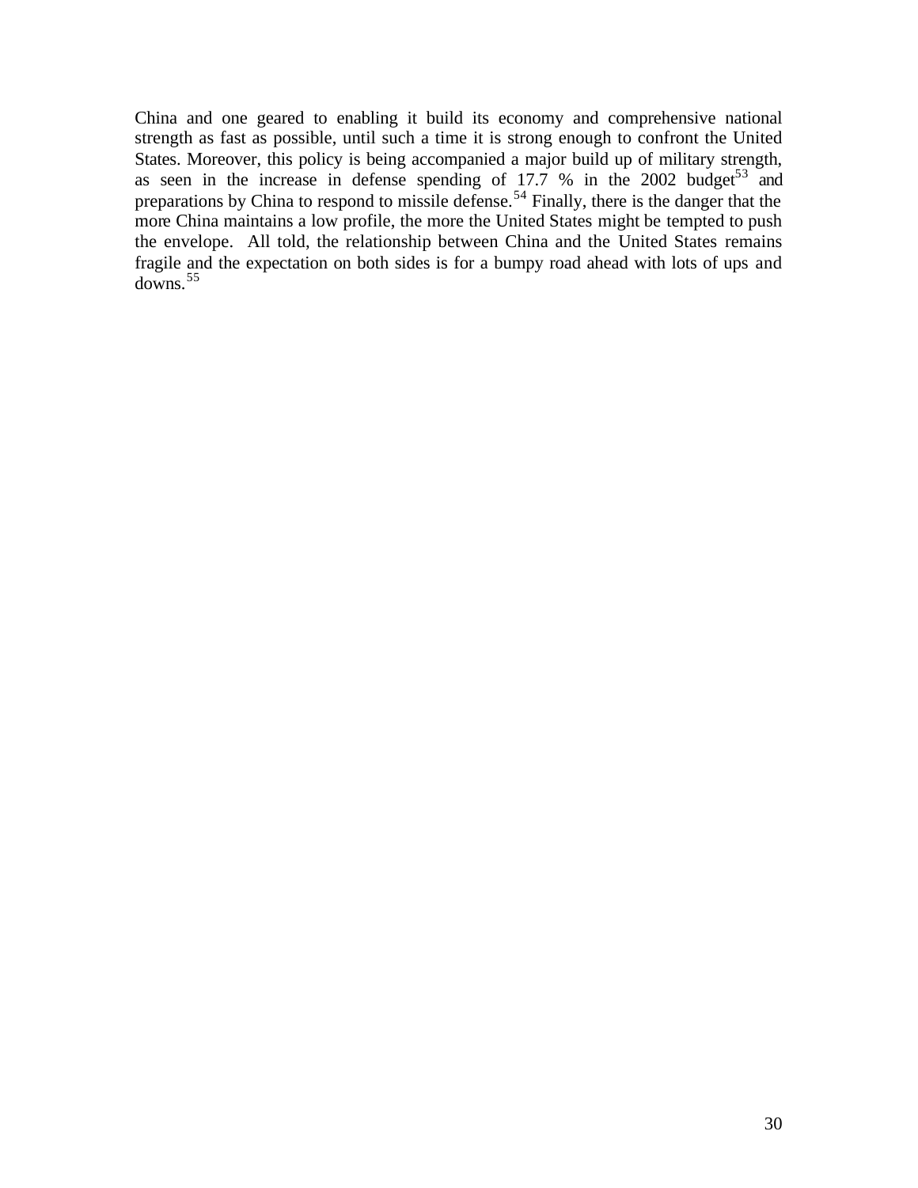China and one geared to enabling it build its economy and comprehensive national strength as fast as possible, until such a time it is strong enough to confront the United States. Moreover, this policy is being accompanied a major build up of military strength, as seen in the increase in defense spending of 17.7 % in the 2002 budget[53] and preparations by China to respond to missile defense.[54] Finally, there is the danger that the more China maintains a low profile, the more the United States might be tempted to push the envelope. All told, the relationship between China and the United States remains fragile and the expectation on both sides is for a bumpy road ahead with lots of ups and downs.[55]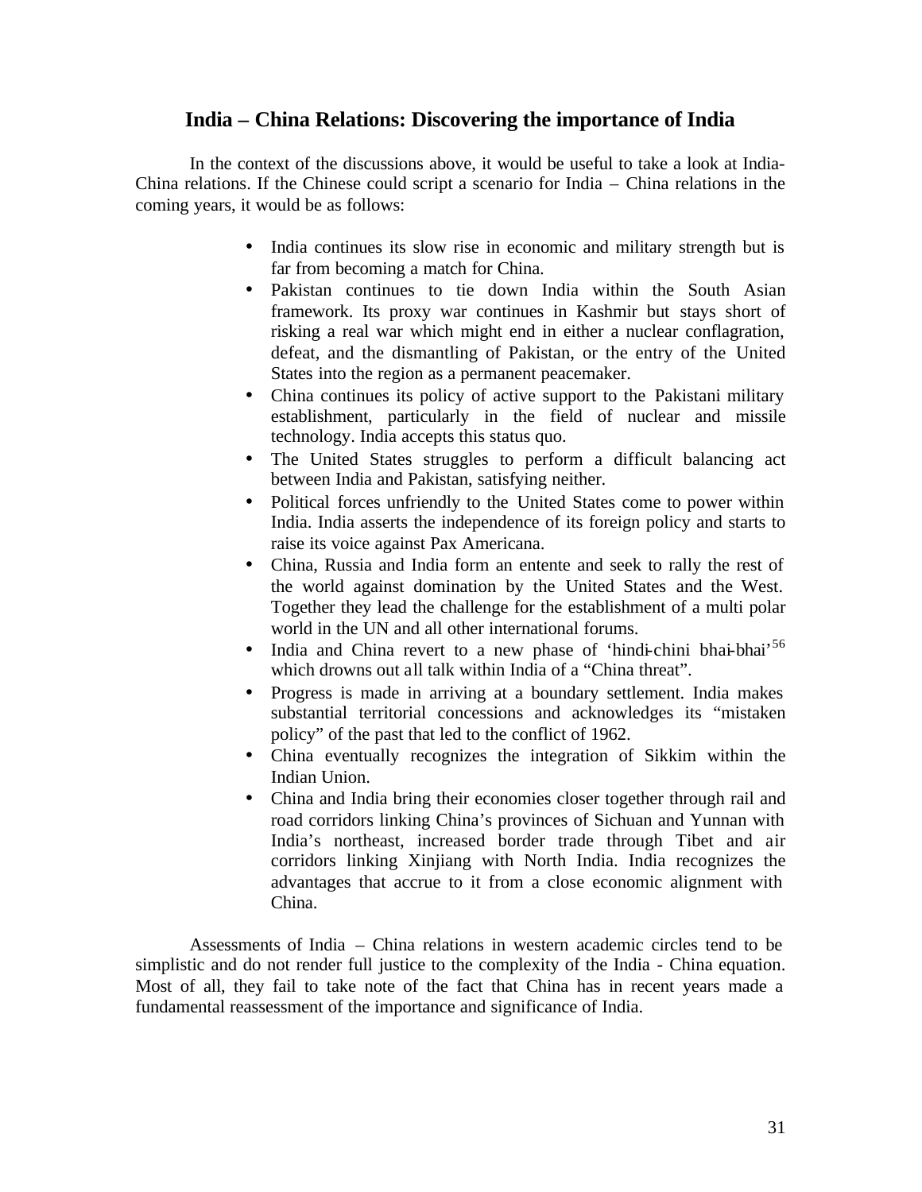## India – China Relations: Discovering the importance of India

In the context of the discussions above, it would be useful to take a look at India-China relations. If the Chinese could script a scenario for India – China relations in the coming years, it would be as follows:

- India continues its slow rise in economic and military strength but is far from becoming a match for China.
- Pakistan continues to tie down India within the South Asian framework. Its proxy war continues in Kashmir but stays short of risking a real war which might end in either a nuclear conflagration, defeat, and the dismantling of Pakistan, or the entry of the United States into the region as a permanent peacemaker.
- China continues its policy of active support to the Pakistani military establishment, particularly in the field of nuclear and missile technology. India accepts this status quo.
- The United States struggles to perform a difficult balancing act between India and Pakistan, satisfying neither.
- Political forces unfriendly to the United States come to power within India. India asserts the independence of its foreign policy and starts to raise its voice against Pax Americana.
- China, Russia and India form an entente and seek to rally the rest of the world against domination by the United States and the West. Together they lead the challenge for the establishment of a multi polar world in the UN and all other international forums.
- India and China revert to a new phase of 'hindi-chini bhai-bhai'[56] which drowns out all talk within India of a "China threat".
- Progress is made in arriving at a boundary settlement. India makes substantial territorial concessions and acknowledges its "mistaken policy" of the past that led to the conflict of 1962.
- China eventually recognizes the integration of Sikkim within the Indian Union.
- China and India bring their economies closer together through rail and road corridors linking China's provinces of Sichuan and Yunnan with India's northeast, increased border trade through Tibet and air corridors linking Xinjiang with North India. India recognizes the advantages that accrue to it from a close economic alignment with China.

Assessments of India – China relations in western academic circles tend to be simplistic and do not render full justice to the complexity of the India - China equation. Most of all, they fail to take note of the fact that China has in recent years made a fundamental reassessment of the importance and significance of India.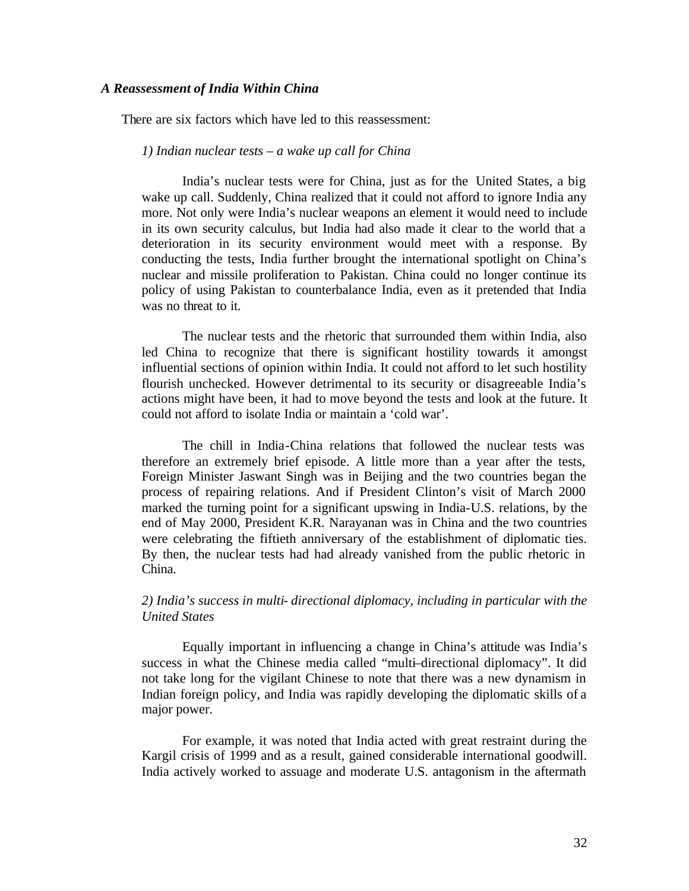### *A Reassessment of India Within China*

There are six factors which have led to this reassessment:

#### *1) Indian nuclear tests – a wake up call for China*

India's nuclear tests were for China, just as for the United States, a big wake up call. Suddenly, China realized that it could not afford to ignore India any more. Not only were India's nuclear weapons an element it would need to include in its own security calculus, but India had also made it clear to the world that a deterioration in its security environment would meet with a response. By conducting the tests, India further brought the international spotlight on China's nuclear and missile proliferation to Pakistan. China could no longer continue its policy of using Pakistan to counterbalance India, even as it pretended that India was no threat to it.

The nuclear tests and the rhetoric that surrounded them within India, also led China to recognize that there is significant hostility towards it amongst influential sections of opinion within India. It could not afford to let such hostility flourish unchecked. However detrimental to its security or disagreeable India's actions might have been, it had to move beyond the tests and look at the future. It could not afford to isolate India or maintain a 'cold war'.

The chill in India-China relations that followed the nuclear tests was therefore an extremely brief episode. A little more than a year after the tests, Foreign Minister Jaswant Singh was in Beijing and the two countries began the process of repairing relations. And if President Clinton's visit of March 2000 marked the turning point for a significant upswing in India-U.S. relations, by the end of May 2000, President K.R. Narayanan was in China and the two countries were celebrating the fiftieth anniversary of the establishment of diplomatic ties. By then, the nuclear tests had had already vanished from the public rhetoric in China.

#### *2) India's success in multi- directional diplomacy, including in particular with the United States*

Equally important in influencing a change in China's attitude was India's success in what the Chinese media called "multi–directional diplomacy". It did not take long for the vigilant Chinese to note that there was a new dynamism in Indian foreign policy, and India was rapidly developing the diplomatic skills of a major power.

For example, it was noted that India acted with great restraint during the Kargil crisis of 1999 and as a result, gained considerable international goodwill. India actively worked to assuage and moderate U.S. antagonism in the aftermath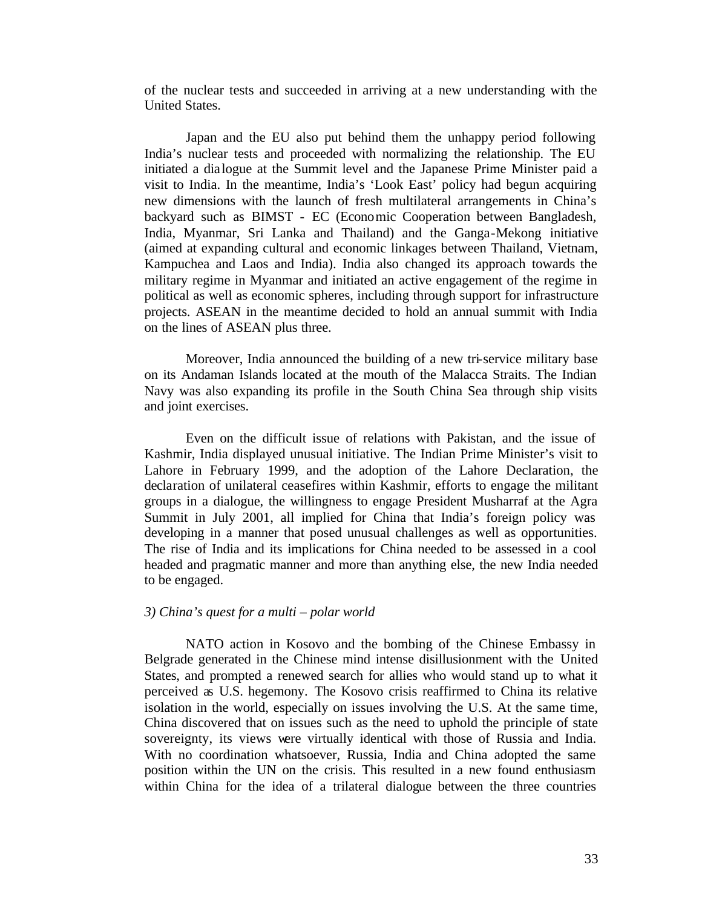of the nuclear tests and succeeded in arriving at a new understanding with the United States.

Japan and the EU also put behind them the unhappy period following India's nuclear tests and proceeded with normalizing the relationship. The EU initiated a dialogue at the Summit level and the Japanese Prime Minister paid a visit to India. In the meantime, India's 'Look East' policy had begun acquiring new dimensions with the launch of fresh multilateral arrangements in China's backyard such as BIMST - EC (Economic Cooperation between Bangladesh, India, Myanmar, Sri Lanka and Thailand) and the Ganga-Mekong initiative (aimed at expanding cultural and economic linkages between Thailand, Vietnam, Kampuchea and Laos and India). India also changed its approach towards the military regime in Myanmar and initiated an active engagement of the regime in political as well as economic spheres, including through support for infrastructure projects. ASEAN in the meantime decided to hold an annual summit with India on the lines of ASEAN plus three.

Moreover, India announced the building of a new tri-service military base on its Andaman Islands located at the mouth of the Malacca Straits. The Indian Navy was also expanding its profile in the South China Sea through ship visits and joint exercises.

Even on the difficult issue of relations with Pakistan, and the issue of Kashmir, India displayed unusual initiative. The Indian Prime Minister's visit to Lahore in February 1999, and the adoption of the Lahore Declaration, the declaration of unilateral ceasefires within Kashmir, efforts to engage the militant groups in a dialogue, the willingness to engage President Musharraf at the Agra Summit in July 2001, all implied for China that India's foreign policy was developing in a manner that posed unusual challenges as well as opportunities. The rise of India and its implications for China needed to be assessed in a cool headed and pragmatic manner and more than anything else, the new India needed to be engaged.

*3) China's quest for a multi – polar world*

NATO action in Kosovo and the bombing of the Chinese Embassy in Belgrade generated in the Chinese mind intense disillusionment with the United States, and prompted a renewed search for allies who would stand up to what it perceived as U.S. hegemony. The Kosovo crisis reaffirmed to China its relative isolation in the world, especially on issues involving the U.S. At the same time, China discovered that on issues such as the need to uphold the principle of state sovereignty, its views were virtually identical with those of Russia and India. With no coordination whatsoever, Russia, India and China adopted the same position within the UN on the crisis. This resulted in a new found enthusiasm within China for the idea of a trilateral dialogue between the three countries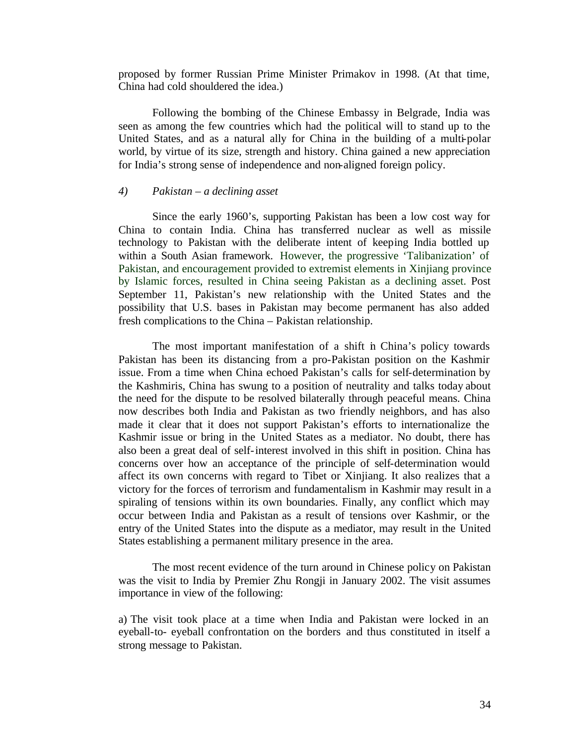proposed by former Russian Prime Minister Primakov in 1998. (At that time, China had cold shouldered the idea.)

Following the bombing of the Chinese Embassy in Belgrade, India was seen as among the few countries which had the political will to stand up to the United States, and as a natural ally for China in the building of a multi-polar world, by virtue of its size, strength and history. China gained a new appreciation for India's strong sense of independence and non-aligned foreign policy.

*4) Pakistan – a declining asset*

Since the early 1960's, supporting Pakistan has been a low cost way for China to contain India. China has transferred nuclear as well as missile technology to Pakistan with the deliberate intent of keeping India bottled up within a South Asian framework. However, the progressive 'Talibanization' of Pakistan, and encouragement provided to extremist elements in Xinjiang province by Islamic forces, resulted in China seeing Pakistan as a declining asset. Post September 11, Pakistan's new relationship with the United States and the possibility that U.S. bases in Pakistan may become permanent has also added fresh complications to the China – Pakistan relationship.

The most important manifestation of a shift in China's policy towards Pakistan has been its distancing from a pro-Pakistan position on the Kashmir issue. From a time when China echoed Pakistan's calls for self-determination by the Kashmiris, China has swung to a position of neutrality and talks today about the need for the dispute to be resolved bilaterally through peaceful means. China now describes both India and Pakistan as two friendly neighbors, and has also made it clear that it does not support Pakistan's efforts to internationalize the Kashmir issue or bring in the United States as a mediator. No doubt, there has also been a great deal of self-interest involved in this shift in position. China has concerns over how an acceptance of the principle of self-determination would affect its own concerns with regard to Tibet or Xinjiang. It also realizes that a victory for the forces of terrorism and fundamentalism in Kashmir may result in a spiraling of tensions within its own boundaries. Finally, any conflict which may occur between India and Pakistan as a result of tensions over Kashmir, or the entry of the United States into the dispute as a mediator, may result in the United States establishing a permanent military presence in the area.

The most recent evidence of the turn around in Chinese policy on Pakistan was the visit to India by Premier Zhu Rongji in January 2002. The visit assumes importance in view of the following:

a) The visit took place at a time when India and Pakistan were locked in an eyeball-to- eyeball confrontation on the borders and thus constituted in itself a strong message to Pakistan.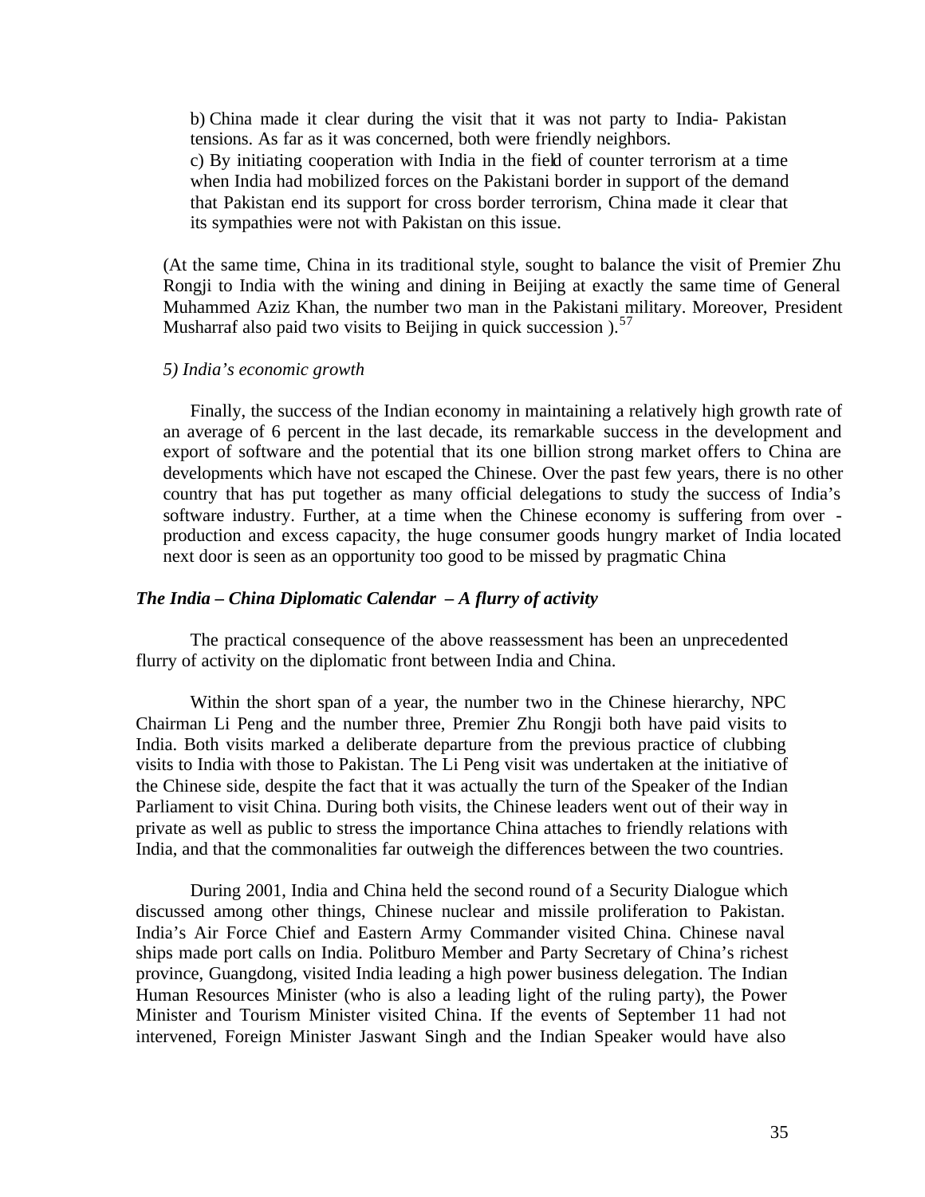b) China made it clear during the visit that it was not party to India- Pakistan tensions. As far as it was concerned, both were friendly neighbors.

c) By initiating cooperation with India in the field of counter terrorism at a time when India had mobilized forces on the Pakistani border in support of the demand that Pakistan end its support for cross border terrorism, China made it clear that its sympathies were not with Pakistan on this issue.

(At the same time, China in its traditional style, sought to balance the visit of Premier Zhu Rongji to India with the wining and dining in Beijing at exactly the same time of General Muhammed Aziz Khan, the number two man in the Pakistani military. Moreover, President Musharraf also paid two visits to Beijing in quick succession ).[57]

*5) India's economic growth*

Finally, the success of the Indian economy in maintaining a relatively high growth rate of an average of 6 percent in the last decade, its remarkable success in the development and export of software and the potential that its one billion strong market offers to China are developments which have not escaped the Chinese. Over the past few years, there is no other country that has put together as many official delegations to study the success of India's software industry. Further, at a time when the Chinese economy is suffering from over - production and excess capacity, the huge consumer goods hungry market of India located next door is seen as an opportunity too good to be missed by pragmatic China

### *The India – China Diplomatic Calendar – A flurry of activity*

The practical consequence of the above reassessment has been an unprecedented flurry of activity on the diplomatic front between India and China.

Within the short span of a year, the number two in the Chinese hierarchy, NPC Chairman Li Peng and the number three, Premier Zhu Rongji both have paid visits to India. Both visits marked a deliberate departure from the previous practice of clubbing visits to India with those to Pakistan. The Li Peng visit was undertaken at the initiative of the Chinese side, despite the fact that it was actually the turn of the Speaker of the Indian Parliament to visit China. During both visits, the Chinese leaders went out of their way in private as well as public to stress the importance China attaches to friendly relations with India, and that the commonalities far outweigh the differences between the two countries.

During 2001, India and China held the second round of a Security Dialogue which discussed among other things, Chinese nuclear and missile proliferation to Pakistan. India's Air Force Chief and Eastern Army Commander visited China. Chinese naval ships made port calls on India. Politburo Member and Party Secretary of China's richest province, Guangdong, visited India leading a high power business delegation. The Indian Human Resources Minister (who is also a leading light of the ruling party), the Power Minister and Tourism Minister visited China. If the events of September 11 had not intervened, Foreign Minister Jaswant Singh and the Indian Speaker would have also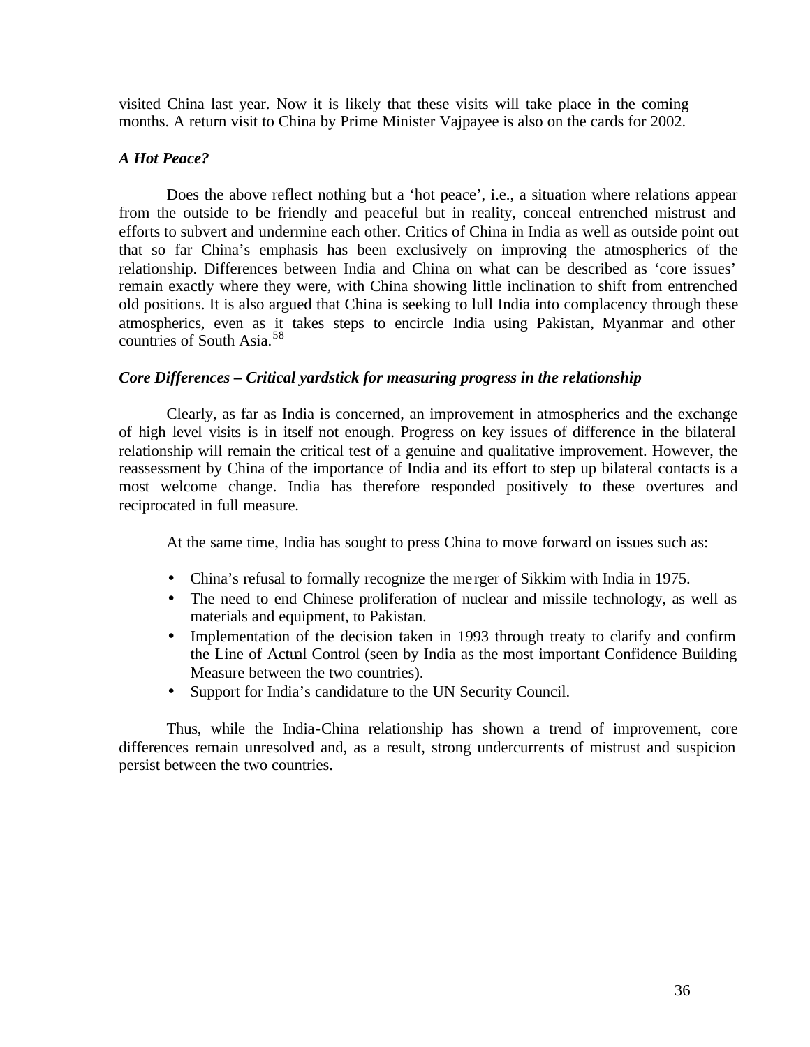visited China last year. Now it is likely that these visits will take place in the coming months. A return visit to China by Prime Minister Vajpayee is also on the cards for 2002.

### *A Hot Peace?*

Does the above reflect nothing but a 'hot peace', i.e., a situation where relations appear from the outside to be friendly and peaceful but in reality, conceal entrenched mistrust and efforts to subvert and undermine each other. Critics of China in India as well as outside point out that so far China's emphasis has been exclusively on improving the atmospherics of the relationship. Differences between India and China on what can be described as 'core issues' remain exactly where they were, with China showing little inclination to shift from entrenched old positions. It is also argued that China is seeking to lull India into complacency through these atmospherics, even as it takes steps to encircle India using Pakistan, Myanmar and other countries of South Asia.[58]

### *Core Differences – Critical yardstick for measuring progress in the relationship*

Clearly, as far as India is concerned, an improvement in atmospherics and the exchange of high level visits is in itself not enough. Progress on key issues of difference in the bilateral relationship will remain the critical test of a genuine and qualitative improvement. However, the reassessment by China of the importance of India and its effort to step up bilateral contacts is a most welcome change. India has therefore responded positively to these overtures and reciprocated in full measure.

At the same time, India has sought to press China to move forward on issues such as:

- China's refusal to formally recognize the merger of Sikkim with India in 1975.
- The need to end Chinese proliferation of nuclear and missile technology, as well as materials and equipment, to Pakistan.
- Implementation of the decision taken in 1993 through treaty to clarify and confirm the Line of Actual Control (seen by India as the most important Confidence Building Measure between the two countries).
- Support for India's candidature to the UN Security Council.

Thus, while the India-China relationship has shown a trend of improvement, core differences remain unresolved and, as a result, strong undercurrents of mistrust and suspicion persist between the two countries.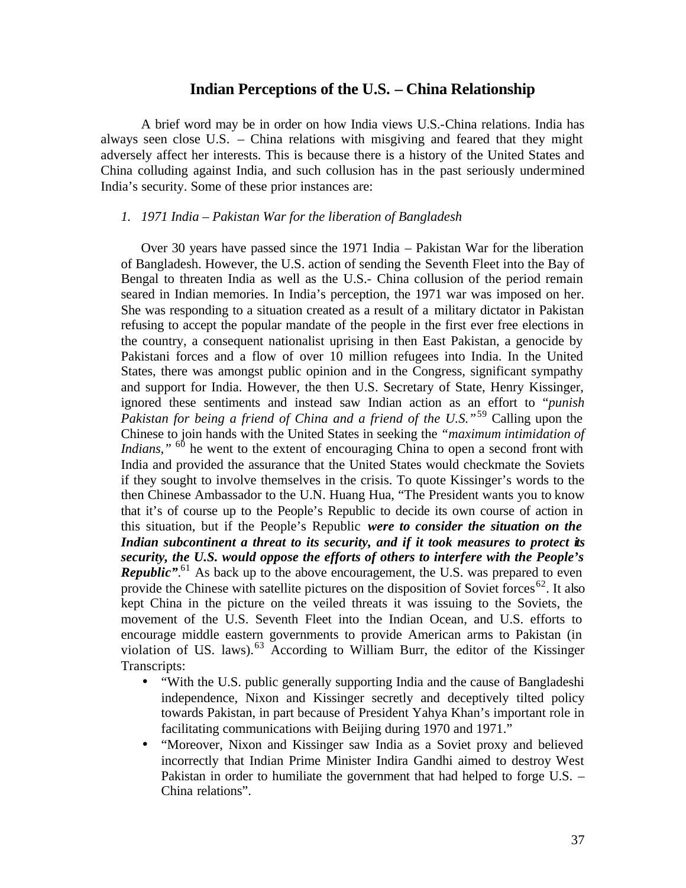## Indian Perceptions of the U.S. – China Relationship

A brief word may be in order on how India views U.S.-China relations. India has always seen close U.S. – China relations with misgiving and feared that they might adversely affect her interests. This is because there is a history of the United States and China colluding against India, and such collusion has in the past seriously undermined India's security. Some of these prior instances are:

*1. 1971 India – Pakistan War for the liberation of Bangladesh*

Over 30 years have passed since the 1971 India – Pakistan War for the liberation of Bangladesh. However, the U.S. action of sending the Seventh Fleet into the Bay of Bengal to threaten India as well as the U.S.- China collusion of the period remain seared in Indian memories. In India's perception, the 1971 war was imposed on her. She was responding to a situation created as a result of a military dictator in Pakistan refusing to accept the popular mandate of the people in the first ever free elections in the country, a consequent nationalist uprising in then East Pakistan, a genocide by Pakistani forces and a flow of over 10 million refugees into India. In the United States, there was amongst public opinion and in the Congress, significant sympathy and support for India. However, the then U.S. Secretary of State, Henry Kissinger, ignored these sentiments and instead saw Indian action as an effort to "*punish Pakistan for being a friend of China and a friend of the U.S.*"[59] Calling upon the Chinese to join hands with the United States in seeking the *"maximum intimidation of Indians,"* [60] he went to the extent of encouraging China to open a second front with India and provided the assurance that the United States would checkmate the Soviets if they sought to involve themselves in the crisis. To quote Kissinger's words to the then Chinese Ambassador to the U.N. Huang Hua, "The President wants you to know that it's of course up to the People's Republic to decide its own course of action in this situation, but if the People's Republic ***were to consider the situation on the Indian subcontinent a threat to its security, and if it took measures to protect its security, the U.S. would oppose the efforts of others to interfere with the People's Republic"***.[61] As back up to the above encouragement, the U.S. was prepared to even provide the Chinese with satellite pictures on the disposition of Soviet forces[62]. It also kept China in the picture on the veiled threats it was issuing to the Soviets, the movement of the U.S. Seventh Fleet into the Indian Ocean, and U.S. efforts to encourage middle eastern governments to provide American arms to Pakistan (in violation of US. laws).[63] According to William Burr, the editor of the Kissinger Transcripts:

- "With the U.S. public generally supporting India and the cause of Bangladeshi independence, Nixon and Kissinger secretly and deceptively tilted policy towards Pakistan, in part because of President Yahya Khan's important role in facilitating communications with Beijing during 1970 and 1971."
- "Moreover, Nixon and Kissinger saw India as a Soviet proxy and believed incorrectly that Indian Prime Minister Indira Gandhi aimed to destroy West Pakistan in order to humiliate the government that had helped to forge U.S. – China relations".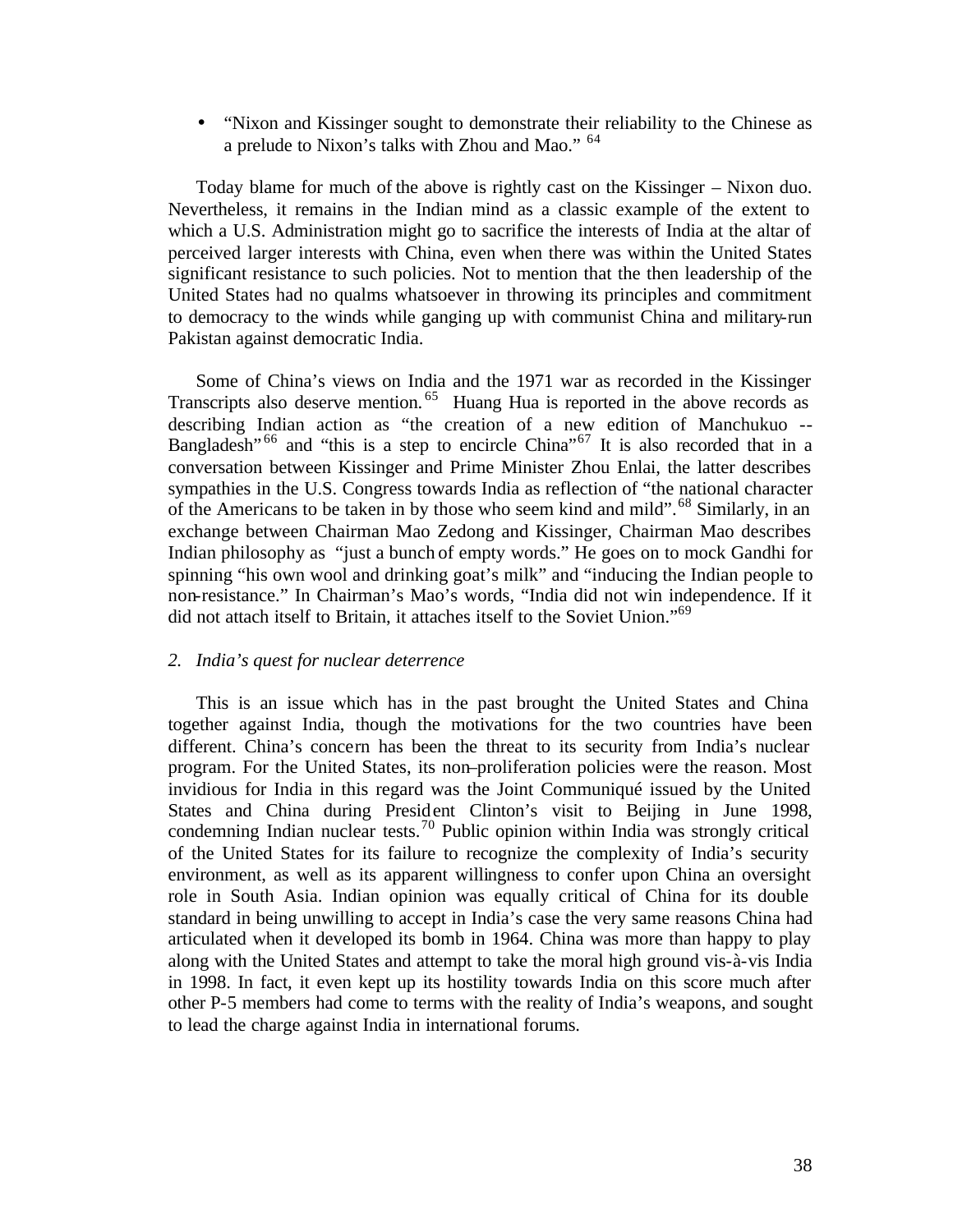- "Nixon and Kissinger sought to demonstrate their reliability to the Chinese as a prelude to Nixon's talks with Zhou and Mao." [64]

Today blame for much of the above is rightly cast on the Kissinger – Nixon duo. Nevertheless, it remains in the Indian mind as a classic example of the extent to which a U.S. Administration might go to sacrifice the interests of India at the altar of perceived larger interests with China, even when there was within the United States significant resistance to such policies. Not to mention that the then leadership of the United States had no qualms whatsoever in throwing its principles and commitment to democracy to the winds while ganging up with communist China and military-run Pakistan against democratic India.

Some of China's views on India and the 1971 war as recorded in the Kissinger Transcripts also deserve mention.[65] Huang Hua is reported in the above records as describing Indian action as "the creation of a new edition of Manchukuo -- Bangladesh"[66] and "this is a step to encircle China"[67] It is also recorded that in a conversation between Kissinger and Prime Minister Zhou Enlai, the latter describes sympathies in the U.S. Congress towards India as reflection of "the national character of the Americans to be taken in by those who seem kind and mild".[68] Similarly, in an exchange between Chairman Mao Zedong and Kissinger, Chairman Mao describes Indian philosophy as "just a bunch of empty words." He goes on to mock Gandhi for spinning "his own wool and drinking goat's milk" and "inducing the Indian people to non-resistance." In Chairman's Mao's words, "India did not win independence. If it did not attach itself to Britain, it attaches itself to the Soviet Union."[69]

*2. India's quest for nuclear deterrence*

This is an issue which has in the past brought the United States and China together against India, though the motivations for the two countries have been different. China's concern has been the threat to its security from India's nuclear program. For the United States, its non–proliferation policies were the reason. Most invidious for India in this regard was the Joint Communiqué issued by the United States and China during President Clinton's visit to Beijing in June 1998, condemning Indian nuclear tests.[70] Public opinion within India was strongly critical of the United States for its failure to recognize the complexity of India's security environment, as well as its apparent willingness to confer upon China an oversight role in South Asia. Indian opinion was equally critical of China for its double standard in being unwilling to accept in India's case the very same reasons China had articulated when it developed its bomb in 1964. China was more than happy to play along with the United States and attempt to take the moral high ground vis-à-vis India in 1998. In fact, it even kept up its hostility towards India on this score much after other P-5 members had come to terms with the reality of India's weapons, and sought to lead the charge against India in international forums.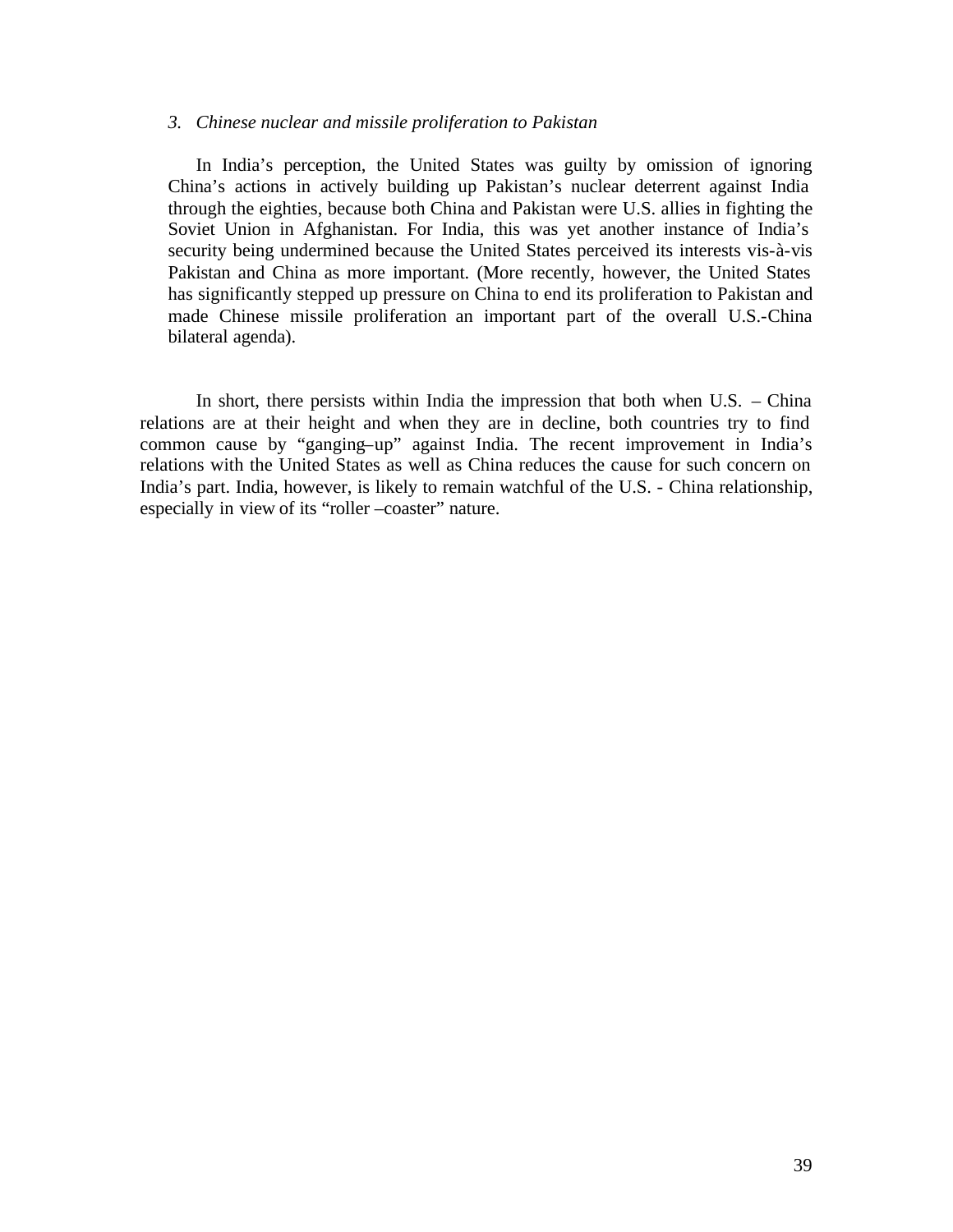3. *Chinese nuclear and missile proliferation to Pakistan*

   In India's perception, the United States was guilty by omission of ignoring China's actions in actively building up Pakistan's nuclear deterrent against India through the eighties, because both China and Pakistan were U.S. allies in fighting the Soviet Union in Afghanistan. For India, this was yet another instance of India's security being undermined because the United States perceived its interests vis-à-vis Pakistan and China as more important. (More recently, however, the United States has significantly stepped up pressure on China to end its proliferation to Pakistan and made Chinese missile proliferation an important part of the overall U.S.-China bilateral agenda).

In short, there persists within India the impression that both when U.S. – China relations are at their height and when they are in decline, both countries try to find common cause by "ganging–up" against India. The recent improvement in India's relations with the United States as well as China reduces the cause for such concern on India's part. India, however, is likely to remain watchful of the U.S. - China relationship, especially in view of its "roller –coaster" nature.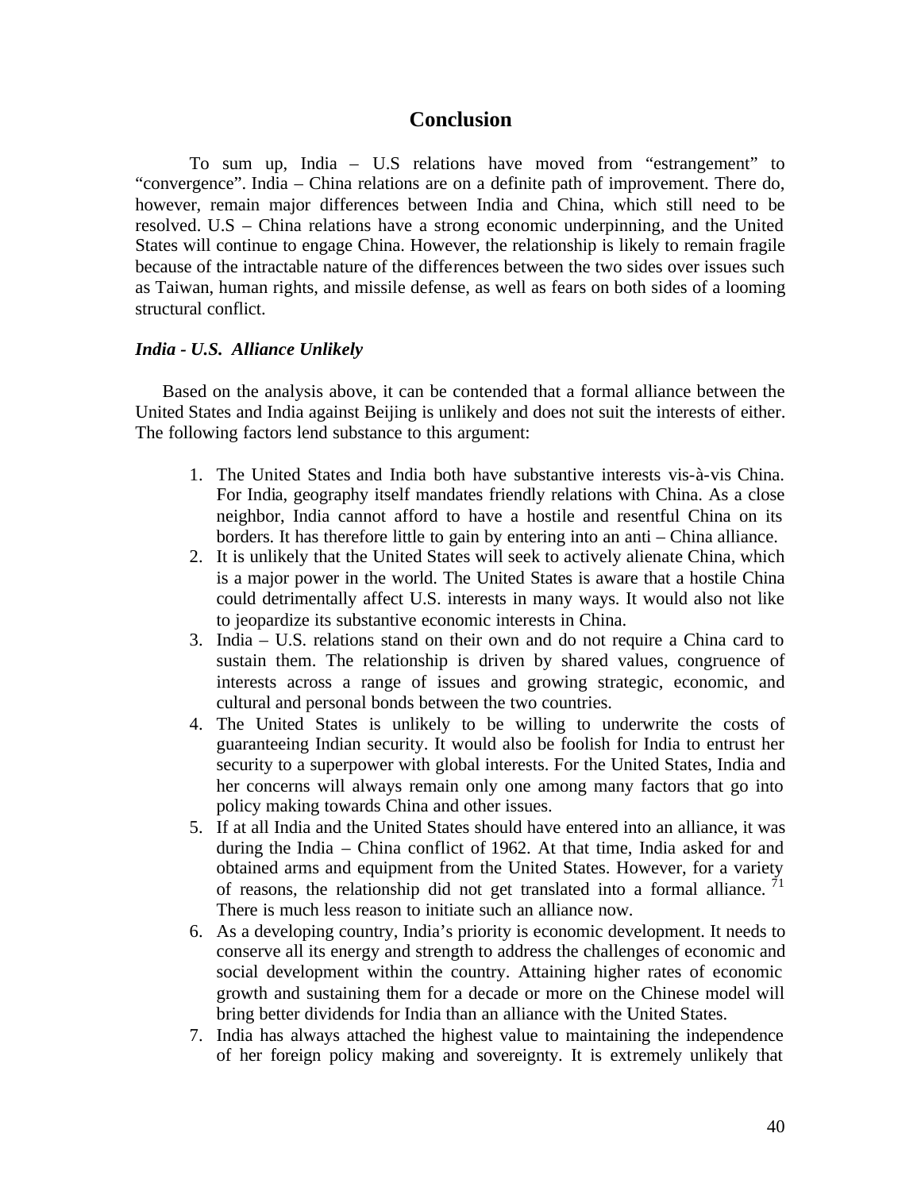## Conclusion

To sum up, India – U.S relations have moved from "estrangement" to "convergence". India – China relations are on a definite path of improvement. There do, however, remain major differences between India and China, which still need to be resolved. U.S – China relations have a strong economic underpinning, and the United States will continue to engage China. However, the relationship is likely to remain fragile because of the intractable nature of the differences between the two sides over issues such as Taiwan, human rights, and missile defense, as well as fears on both sides of a looming structural conflict.

### *India - U.S. Alliance Unlikely*

Based on the analysis above, it can be contended that a formal alliance between the United States and India against Beijing is unlikely and does not suit the interests of either. The following factors lend substance to this argument:

1. The United States and India both have substantive interests vis-à-vis China. For India, geography itself mandates friendly relations with China. As a close neighbor, India cannot afford to have a hostile and resentful China on its borders. It has therefore little to gain by entering into an anti – China alliance.
2. It is unlikely that the United States will seek to actively alienate China, which is a major power in the world. The United States is aware that a hostile China could detrimentally affect U.S. interests in many ways. It would also not like to jeopardize its substantive economic interests in China.
3. India – U.S. relations stand on their own and do not require a China card to sustain them. The relationship is driven by shared values, congruence of interests across a range of issues and growing strategic, economic, and cultural and personal bonds between the two countries.
4. The United States is unlikely to be willing to underwrite the costs of guaranteeing Indian security. It would also be foolish for India to entrust her security to a superpower with global interests. For the United States, India and her concerns will always remain only one among many factors that go into policy making towards China and other issues.
5. If at all India and the United States should have entered into an alliance, it was during the India – China conflict of 1962. At that time, India asked for and obtained arms and equipment from the United States. However, for a variety of reasons, the relationship did not get translated into a formal alliance. [71] There is much less reason to initiate such an alliance now.
6. As a developing country, India's priority is economic development. It needs to conserve all its energy and strength to address the challenges of economic and social development within the country. Attaining higher rates of economic growth and sustaining them for a decade or more on the Chinese model will bring better dividends for India than an alliance with the United States.
7. India has always attached the highest value to maintaining the independence of her foreign policy making and sovereignty. It is extremely unlikely that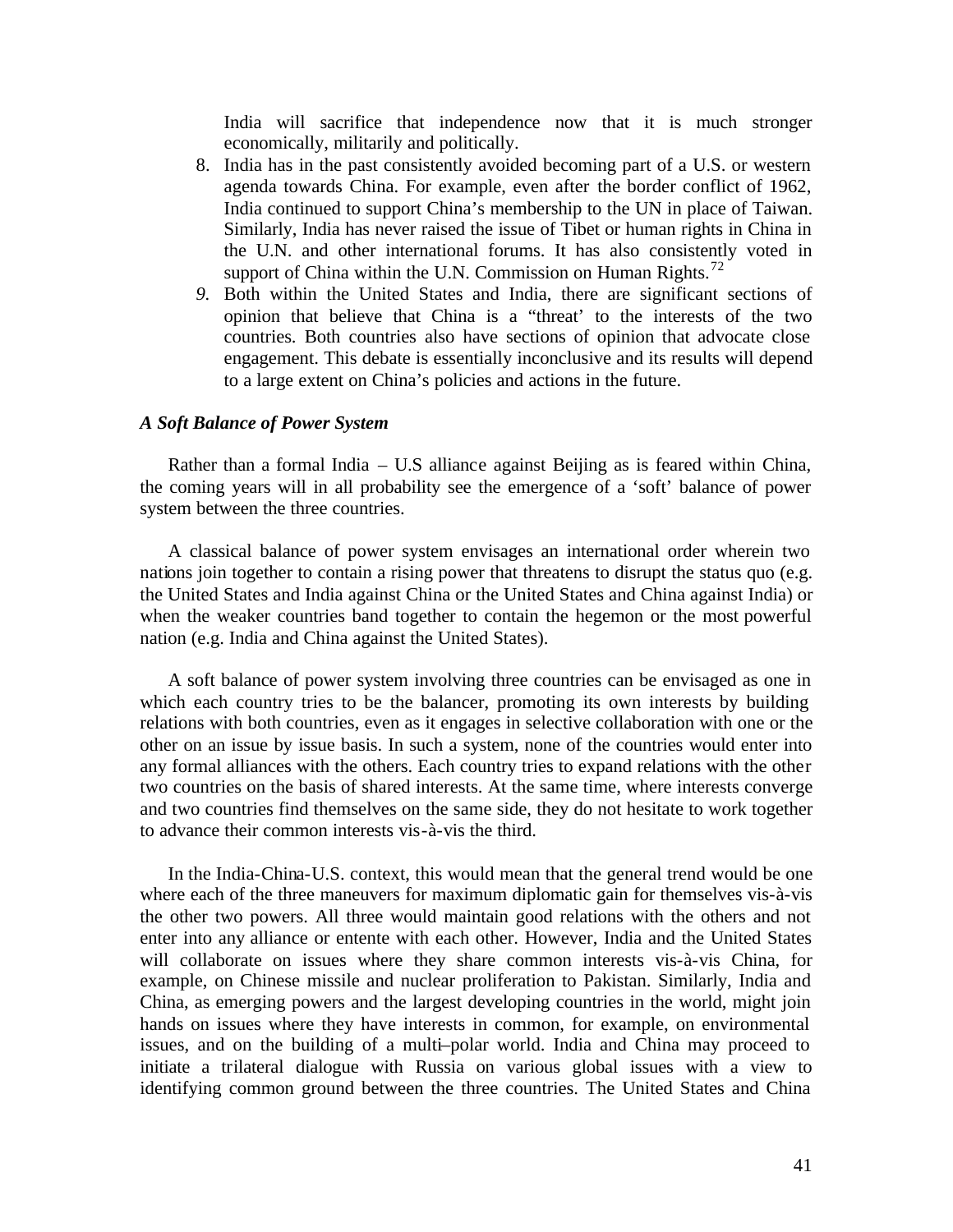India will sacrifice that independence now that it is much stronger economically, militarily and politically.

8. India has in the past consistently avoided becoming part of a U.S. or western agenda towards China. For example, even after the border conflict of 1962, India continued to support China's membership to the UN in place of Taiwan. Similarly, India has never raised the issue of Tibet or human rights in China in the U.N. and other international forums. It has also consistently voted in support of China within the U.N. Commission on Human Rights.[72]
9. Both within the United States and India, there are significant sections of opinion that believe that China is a "threat' to the interests of the two countries. Both countries also have sections of opinion that advocate close engagement. This debate is essentially inconclusive and its results will depend to a large extent on China's policies and actions in the future.

### *A Soft Balance of Power System*

Rather than a formal India – U.S alliance against Beijing as is feared within China, the coming years will in all probability see the emergence of a 'soft' balance of power system between the three countries.

A classical balance of power system envisages an international order wherein two nations join together to contain a rising power that threatens to disrupt the status quo (e.g. the United States and India against China or the United States and China against India) or when the weaker countries band together to contain the hegemon or the most powerful nation (e.g. India and China against the United States).

A soft balance of power system involving three countries can be envisaged as one in which each country tries to be the balancer, promoting its own interests by building relations with both countries, even as it engages in selective collaboration with one or the other on an issue by issue basis. In such a system, none of the countries would enter into any formal alliances with the others. Each country tries to expand relations with the other two countries on the basis of shared interests. At the same time, where interests converge and two countries find themselves on the same side, they do not hesitate to work together to advance their common interests vis-à-vis the third.

In the India-China-U.S. context, this would mean that the general trend would be one where each of the three maneuvers for maximum diplomatic gain for themselves vis-à-vis the other two powers. All three would maintain good relations with the others and not enter into any alliance or entente with each other. However, India and the United States will collaborate on issues where they share common interests vis-à-vis China, for example, on Chinese missile and nuclear proliferation to Pakistan. Similarly, India and China, as emerging powers and the largest developing countries in the world, might join hands on issues where they have interests in common, for example, on environmental issues, and on the building of a multi–polar world. India and China may proceed to initiate a trilateral dialogue with Russia on various global issues with a view to identifying common ground between the three countries. The United States and China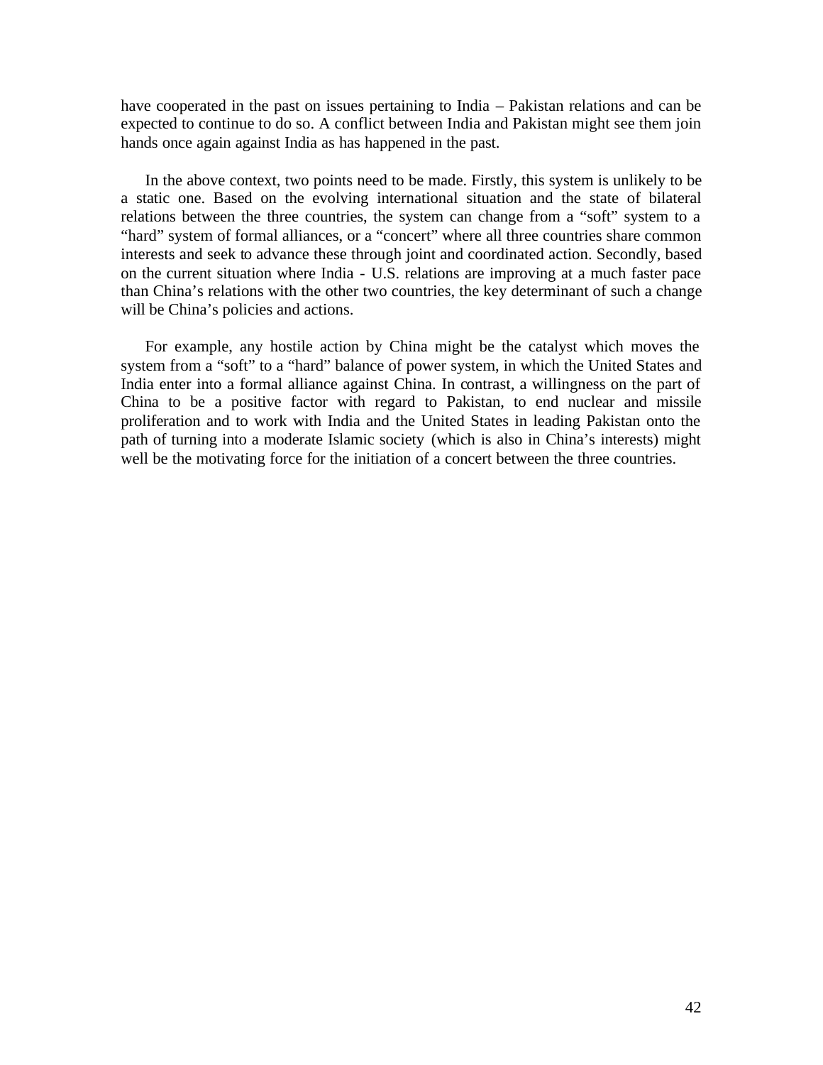have cooperated in the past on issues pertaining to India – Pakistan relations and can be expected to continue to do so. A conflict between India and Pakistan might see them join hands once again against India as has happened in the past.

In the above context, two points need to be made. Firstly, this system is unlikely to be a static one. Based on the evolving international situation and the state of bilateral relations between the three countries, the system can change from a "soft" system to a "hard" system of formal alliances, or a "concert" where all three countries share common interests and seek to advance these through joint and coordinated action. Secondly, based on the current situation where India - U.S. relations are improving at a much faster pace than China's relations with the other two countries, the key determinant of such a change will be China's policies and actions.

For example, any hostile action by China might be the catalyst which moves the system from a "soft" to a "hard" balance of power system, in which the United States and India enter into a formal alliance against China. In contrast, a willingness on the part of China to be a positive factor with regard to Pakistan, to end nuclear and missile proliferation and to work with India and the United States in leading Pakistan onto the path of turning into a moderate Islamic society (which is also in China's interests) might well be the motivating force for the initiation of a concert between the three countries.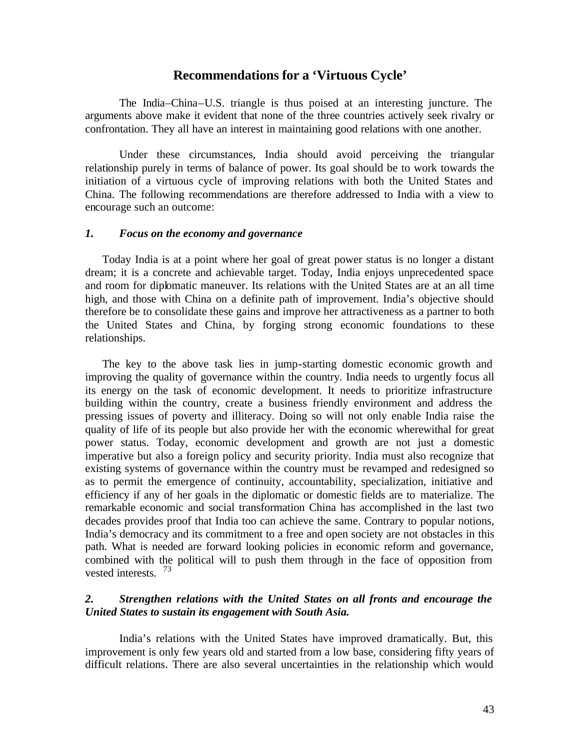## Recommendations for a 'Virtuous Cycle'

The India–China–U.S. triangle is thus poised at an interesting juncture. The arguments above make it evident that none of the three countries actively seek rivalry or confrontation. They all have an interest in maintaining good relations with one another.

Under these circumstances, India should avoid perceiving the triangular relationship purely in terms of balance of power. Its goal should be to work towards the initiation of a virtuous cycle of improving relations with both the United States and China. The following recommendations are therefore addressed to India with a view to encourage such an outcome:

### *1. Focus on the economy and governance*

Today India is at a point where her goal of great power status is no longer a distant dream; it is a concrete and achievable target. Today, India enjoys unprecedented space and room for diplomatic maneuver. Its relations with the United States are at an all time high, and those with China on a definite path of improvement. India's objective should therefore be to consolidate these gains and improve her attractiveness as a partner to both the United States and China, by forging strong economic foundations to these relationships.

The key to the above task lies in jump-starting domestic economic growth and improving the quality of governance within the country. India needs to urgently focus all its energy on the task of economic development. It needs to prioritize infrastructure building within the country, create a business friendly environment and address the pressing issues of poverty and illiteracy. Doing so will not only enable India raise the quality of life of its people but also provide her with the economic wherewithal for great power status. Today, economic development and growth are not just a domestic imperative but also a foreign policy and security priority. India must also recognize that existing systems of governance within the country must be revamped and redesigned so as to permit the emergence of continuity, accountability, specialization, initiative and efficiency if any of her goals in the diplomatic or domestic fields are to materialize. The remarkable economic and social transformation China has accomplished in the last two decades provides proof that India too can achieve the same. Contrary to popular notions, India's democracy and its commitment to a free and open society are not obstacles in this path. What is needed are forward looking policies in economic reform and governance, combined with the political will to push them through in the face of opposition from vested interests. [73]

### *2. Strengthen relations with the United States on all fronts and encourage the United States to sustain its engagement with South Asia.*

India's relations with the United States have improved dramatically. But, this improvement is only few years old and started from a low base, considering fifty years of difficult relations. There are also several uncertainties in the relationship which would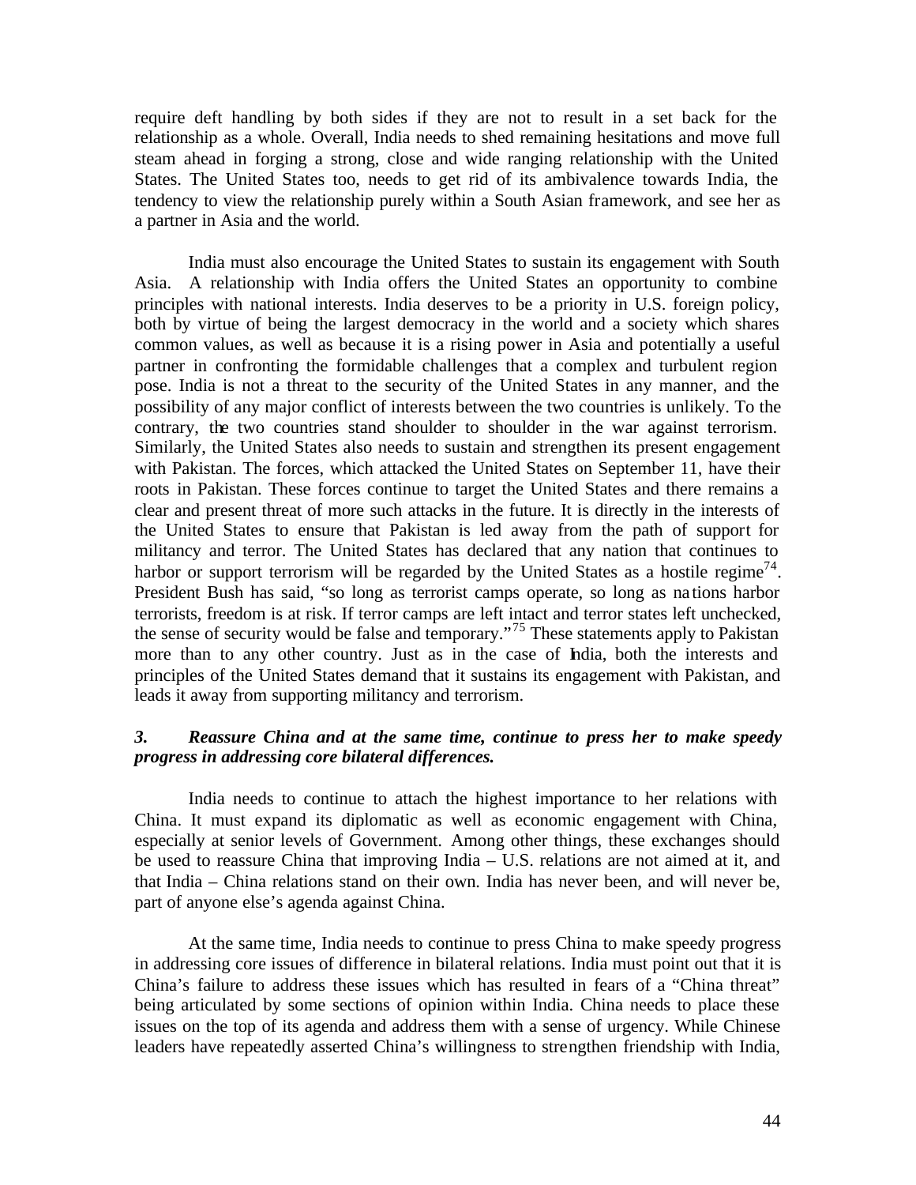require deft handling by both sides if they are not to result in a set back for the relationship as a whole. Overall, India needs to shed remaining hesitations and move full steam ahead in forging a strong, close and wide ranging relationship with the United States. The United States too, needs to get rid of its ambivalence towards India, the tendency to view the relationship purely within a South Asian framework, and see her as a partner in Asia and the world.

India must also encourage the United States to sustain its engagement with South Asia. A relationship with India offers the United States an opportunity to combine principles with national interests. India deserves to be a priority in U.S. foreign policy, both by virtue of being the largest democracy in the world and a society which shares common values, as well as because it is a rising power in Asia and potentially a useful partner in confronting the formidable challenges that a complex and turbulent region pose. India is not a threat to the security of the United States in any manner, and the possibility of any major conflict of interests between the two countries is unlikely. To the contrary, the two countries stand shoulder to shoulder in the war against terrorism. Similarly, the United States also needs to sustain and strengthen its present engagement with Pakistan. The forces, which attacked the United States on September 11, have their roots in Pakistan. These forces continue to target the United States and there remains a clear and present threat of more such attacks in the future. It is directly in the interests of the United States to ensure that Pakistan is led away from the path of support for militancy and terror. The United States has declared that any nation that continues to harbor or support terrorism will be regarded by the United States as a hostile regime[74]. President Bush has said, "so long as terrorist camps operate, so long as nations harbor terrorists, freedom is at risk. If terror camps are left intact and terror states left unchecked, the sense of security would be false and temporary."[75] These statements apply to Pakistan more than to any other country. Just as in the case of India, both the interests and principles of the United States demand that it sustains its engagement with Pakistan, and leads it away from supporting militancy and terrorism.

### *3. Reassure China and at the same time, continue to press her to make speedy progress in addressing core bilateral differences.*

India needs to continue to attach the highest importance to her relations with China. It must expand its diplomatic as well as economic engagement with China, especially at senior levels of Government. Among other things, these exchanges should be used to reassure China that improving India – U.S. relations are not aimed at it, and that India – China relations stand on their own. India has never been, and will never be, part of anyone else's agenda against China.

At the same time, India needs to continue to press China to make speedy progress in addressing core issues of difference in bilateral relations. India must point out that it is China's failure to address these issues which has resulted in fears of a "China threat" being articulated by some sections of opinion within India. China needs to place these issues on the top of its agenda and address them with a sense of urgency. While Chinese leaders have repeatedly asserted China's willingness to strengthen friendship with India,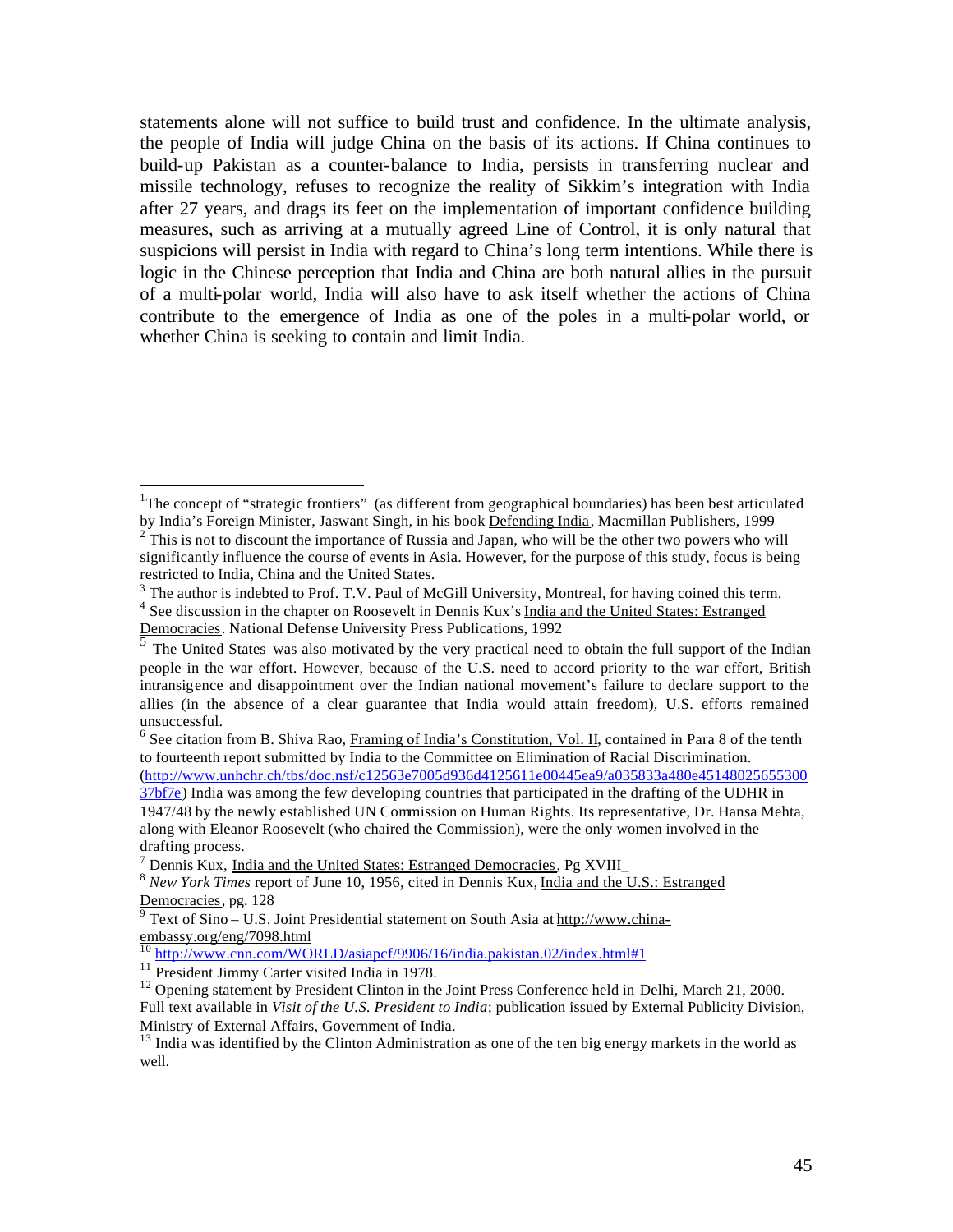statements alone will not suffice to build trust and confidence. In the ultimate analysis, the people of India will judge China on the basis of its actions. If China continues to build-up Pakistan as a counter-balance to India, persists in transferring nuclear and missile technology, refuses to recognize the reality of Sikkim's integration with India after 27 years, and drags its feet on the implementation of important confidence building measures, such as arriving at a mutually agreed Line of Control, it is only natural that suspicions will persist in India with regard to China's long term intentions. While there is logic in the Chinese perception that India and China are both natural allies in the pursuit of a multi-polar world, India will also have to ask itself whether the actions of China contribute to the emergence of India as one of the poles in a multi-polar world, or whether China is seeking to contain and limit India.

---

[1] The concept of "strategic frontiers" (as different from geographical boundaries) has been best articulated by India's Foreign Minister, Jaswant Singh, in his book Defending India, Macmillan Publishers, 1999

[2] This is not to discount the importance of Russia and Japan, who will be the other two powers who will significantly influence the course of events in Asia. However, for the purpose of this study, focus is being restricted to India, China and the United States.

[3] The author is indebted to Prof. T.V. Paul of McGill University, Montreal, for having coined this term.

[4] See discussion in the chapter on Roosevelt in Dennis Kux's India and the United States: Estranged Democracies. National Defense University Press Publications, 1992

[5] The United States was also motivated by the very practical need to obtain the full support of the Indian people in the war effort. However, because of the U.S. need to accord priority to the war effort, British intransigence and disappointment over the Indian national movement's failure to declare support to the allies (in the absence of a clear guarantee that India would attain freedom), U.S. efforts remained unsuccessful.

[6] See citation from B. Shiva Rao, Framing of India's Constitution, Vol. II, contained in Para 8 of the tenth to fourteenth report submitted by India to the Committee on Elimination of Racial Discrimination. (http://www.unhchr.ch/tbs/doc.nsf/c12563e7005d936d4125611e00445ea9/a035833a480e4514802565530037bf7e) India was among the few developing countries that participated in the drafting of the UDHR in 1947/48 by the newly established UN Commission on Human Rights. Its representative, Dr. Hansa Mehta, along with Eleanor Roosevelt (who chaired the Commission), were the only women involved in the drafting process.

[7] Dennis Kux, India and the United States: Estranged Democracies, Pg XVIII_

[8] *New York Times* report of June 10, 1956, cited in Dennis Kux, India and the U.S.: Estranged Democracies, pg. 128

[9] Text of Sino – U.S. Joint Presidential statement on South Asia at http://www.china-embassy.org/eng/7098.html

[10] http://www.cnn.com/WORLD/asiapcf/9906/16/india.pakistan.02/index.html#1

[11] President Jimmy Carter visited India in 1978.

[12] Opening statement by President Clinton in the Joint Press Conference held in Delhi, March 21, 2000. Full text available in *Visit of the U.S. President to India*; publication issued by External Publicity Division, Ministry of External Affairs, Government of India.

[13] India was identified by the Clinton Administration as one of the ten big energy markets in the world as well.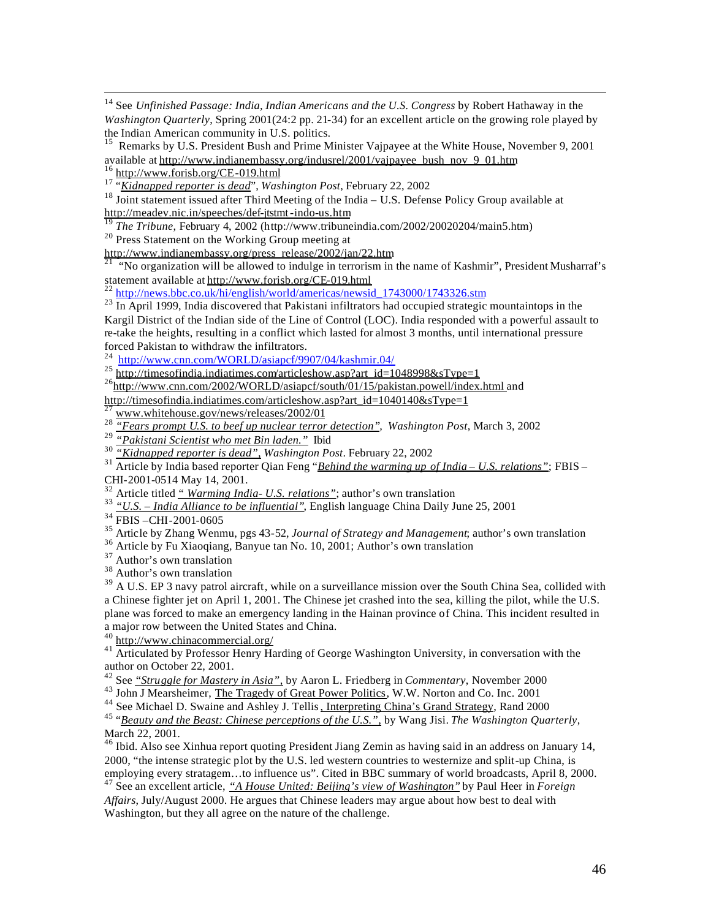[14] See *Unfinished Passage: India, Indian Americans and the U.S. Congress* by Robert Hathaway in the *Washington Quarterly*, Spring 2001(24:2 pp. 21-34) for an excellent article on the growing role played by the Indian American community in U.S. politics.

[15] Remarks by U.S. President Bush and Prime Minister Vajpayee at the White House, November 9, 2001 available at http://www.indianembassy.org/indusrel/2001/vajpayee_bush_nov_9_01.htm

[16] http://www.forisb.org/CE-019.html

[17] "*Kidnapped reporter is dead*", *Washington Post*, February 22, 2002

[18] Joint statement issued after Third Meeting of the India – U.S. Defense Policy Group available at http://meadev.nic.in/speeches/def-jtstmt-indo-us.htm

[19] *The Tribune*, February 4, 2002 (http://www.tribuneindia.com/2002/20020204/main5.htm)

[20] Press Statement on the Working Group meeting at http://www.indianembassy.org/press_release/2002/jan/22.htm

[21] "No organization will be allowed to indulge in terrorism in the name of Kashmir", President Musharraf's statement available at http://www.forisb.org/CE-019.html

[22] http://news.bbc.co.uk/hi/english/world/americas/newsid_1743000/1743326.stm

[23] In April 1999, India discovered that Pakistani infiltrators had occupied strategic mountaintops in the Kargil District of the Indian side of the Line of Control (LOC). India responded with a powerful assault to re-take the heights, resulting in a conflict which lasted for almost 3 months, until international pressure forced Pakistan to withdraw the infiltrators.

[24] http://www.cnn.com/WORLD/asiapcf/9907/04/kashmir.04/

[25] http://timesofindia.indiatimes.com/articleshow.asp?art_id=1048998&sType=1

[26] http://www.cnn.com/2002/WORLD/asiapcf/south/01/15/pakistan.powell/index.html and http://timesofindia.indiatimes.com/articleshow.asp?art_id=1040140&sType=1

[27] www.whitehouse.gov/news/releases/2002/01

[28] *"Fears prompt U.S. to beef up nuclear terror detection"*, *Washington Post*, March 3, 2002

[29] *"Pakistani Scientist who met Bin laden."* Ibid

[30] *"Kidnapped reporter is dead"*, *Washington Post*. February 22, 2002

[31] Article by India based reporter Qian Feng "*Behind the warming up of India – U.S. relations"*; FBIS – CHI-2001-0514 May 14, 2001.

[32] Article titled *" Warming India- U.S. relations"*; author's own translation

[33] *"U.S. – India Alliance to be influential"*, English language China Daily June 25, 2001

[34] FBIS –CHI-2001-0605

[35] Article by Zhang Wenmu, pgs 43-52, *Journal of Strategy and Management*; author's own translation

[36] Article by Fu Xiaoqiang, Banyue tan No. 10, 2001; Author's own translation

[37] Author's own translation

[38] Author's own translation

[39] A U.S. EP 3 navy patrol aircraft, while on a surveillance mission over the South China Sea, collided with a Chinese fighter jet on April 1, 2001. The Chinese jet crashed into the sea, killing the pilot, while the U.S. plane was forced to make an emergency landing in the Hainan province of China. This incident resulted in a major row between the United States and China.

[40] http://www.chinacommercial.org/

[41] Articulated by Professor Henry Harding of George Washington University, in conversation with the author on October 22, 2001.

[42] See *"Struggle for Mastery in Asia"*, by Aaron L. Friedberg in *Commentary*, November 2000

[43] John J Mearsheimer, The Tragedy of Great Power Politics, W.W. Norton and Co. Inc. 2001

[44] See Michael D. Swaine and Ashley J. Tellis, Interpreting China's Grand Strategy, Rand 2000

[45] "*Beauty and the Beast: Chinese perceptions of the U.S."*, by Wang Jisi. *The Washington Quarterly*, March 22, 2001.

[46] Ibid. Also see Xinhua report quoting President Jiang Zemin as having said in an address on January 14, 2000, "the intense strategic plot by the U.S. led western countries to westernize and split-up China, is employing every stratagem…to influence us". Cited in BBC summary of world broadcasts, April 8, 2000.

[47] See an excellent article, *"A House United: Beijing's view of Washington"* by Paul Heer in *Foreign Affairs*, July/August 2000. He argues that Chinese leaders may argue about how best to deal with Washington, but they all agree on the nature of the challenge.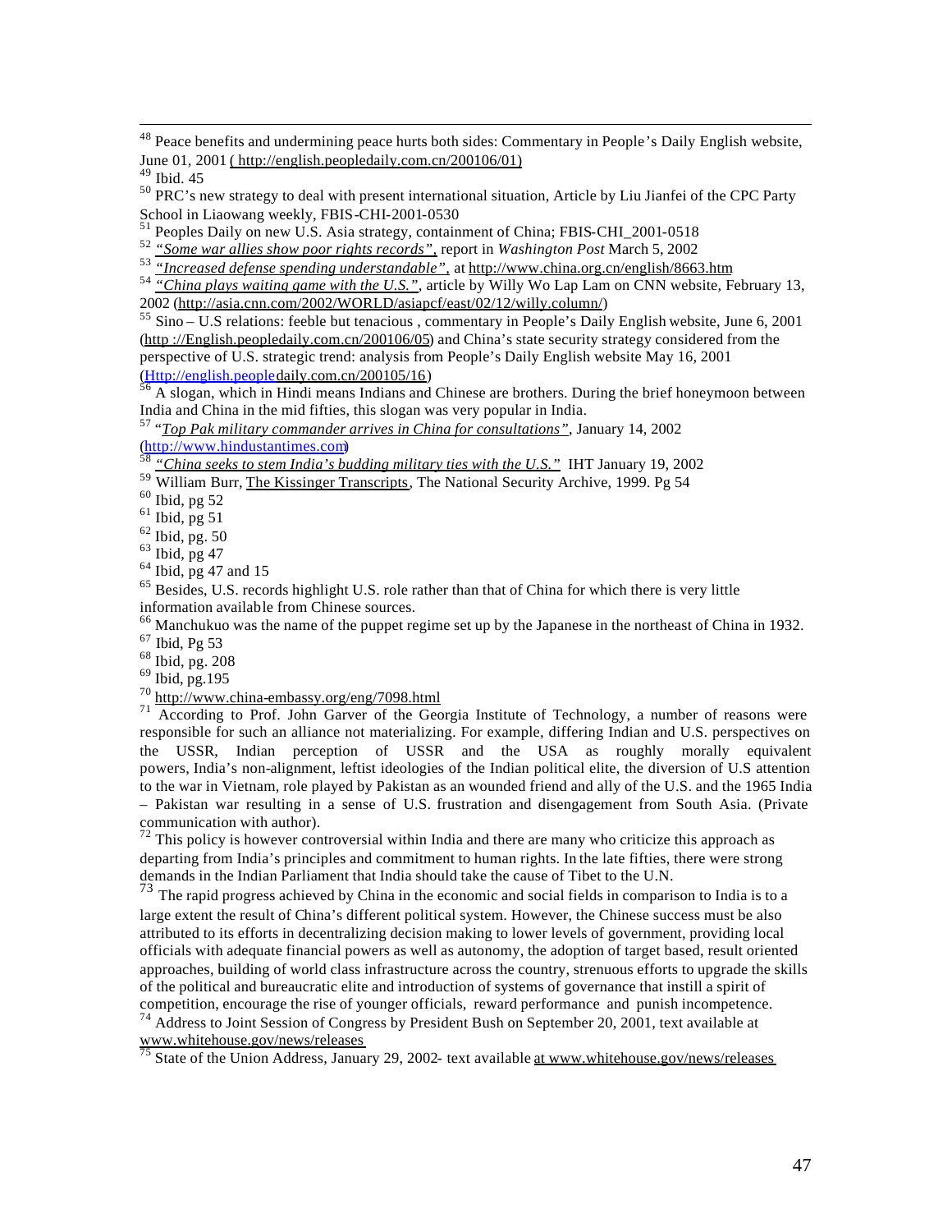[48] Peace benefits and undermining peace hurts both sides: Commentary in People's Daily English website, June 01, 2001 ( http://english.peopledaily.com.cn/200106/01)

[49] Ibid. 45

[50] PRC's new strategy to deal with present international situation, Article by Liu Jianfei of the CPC Party School in Liaowang weekly, FBIS-CHI-2001-0530

[51] Peoples Daily on new U.S. Asia strategy, containment of China; FBIS-CHI_2001-0518

[52] *"Some war allies show poor rights records"*, report in *Washington Post* March 5, 2002

[53] *"Increased defense spending understandable"*, at http://www.china.org.cn/english/8663.htm

[54] *"China plays waiting game with the U.S."*, article by Willy Wo Lap Lam on CNN website, February 13, 2002 (http://asia.cnn.com/2002/WORLD/asiapcf/east/02/12/willy.column/)

[55] Sino – U.S relations: feeble but tenacious , commentary in People's Daily English website, June 6, 2001 (http ://English.peopledaily.com.cn/200106/05) and China's state security strategy considered from the perspective of U.S. strategic trend: analysis from People's Daily English website May 16, 2001 (Http://english.peopledaily.com.cn/200105/16)

[56] A slogan, which in Hindi means Indians and Chinese are brothers. During the brief honeymoon between India and China in the mid fifties, this slogan was very popular in India.

[57] "*Top Pak military commander arrives in China for consultations"*, January 14, 2002 (http://www.hindustantimes.com)

[58] *"China seeks to stem India's budding military ties with the U.S."* IHT January 19, 2002

[59] William Burr, The Kissinger Transcripts, The National Security Archive, 1999. Pg 54

[60] Ibid, pg 52

[61] Ibid, pg 51

[62] Ibid, pg. 50

[63] Ibid, pg 47

[64] Ibid, pg 47 and 15

[65] Besides, U.S. records highlight U.S. role rather than that of China for which there is very little information available from Chinese sources.

[66] Manchukuo was the name of the puppet regime set up by the Japanese in the northeast of China in 1932.

[67] Ibid, Pg 53

[68] Ibid, pg. 208

[69] Ibid, pg.195

[70] http://www.china-embassy.org/eng/7098.html

[71] According to Prof. John Garver of the Georgia Institute of Technology, a number of reasons were responsible for such an alliance not materializing. For example, differing Indian and U.S. perspectives on the USSR, Indian perception of USSR and the USA as roughly morally equivalent powers, India's non-alignment, leftist ideologies of the Indian political elite, the diversion of U.S attention to the war in Vietnam, role played by Pakistan as an wounded friend and ally of the U.S. and the 1965 India – Pakistan war resulting in a sense of U.S. frustration and disengagement from South Asia. (Private communication with author).

[72] This policy is however controversial within India and there are many who criticize this approach as departing from India's principles and commitment to human rights. In the late fifties, there were strong demands in the Indian Parliament that India should take the cause of Tibet to the U.N.

[73] The rapid progress achieved by China in the economic and social fields in comparison to India is to a large extent the result of China's different political system. However, the Chinese success must be also attributed to its efforts in decentralizing decision making to lower levels of government, providing local officials with adequate financial powers as well as autonomy, the adoption of target based, result oriented approaches, building of world class infrastructure across the country, strenuous efforts to upgrade the skills of the political and bureaucratic elite and introduction of systems of governance that instill a spirit of competition, encourage the rise of younger officials, reward performance and punish incompetence.

[74] Address to Joint Session of Congress by President Bush on September 20, 2001, text available at www.whitehouse.gov/news/releases

[75] State of the Union Address, January 29, 2002- text available at www.whitehouse.gov/news/releases